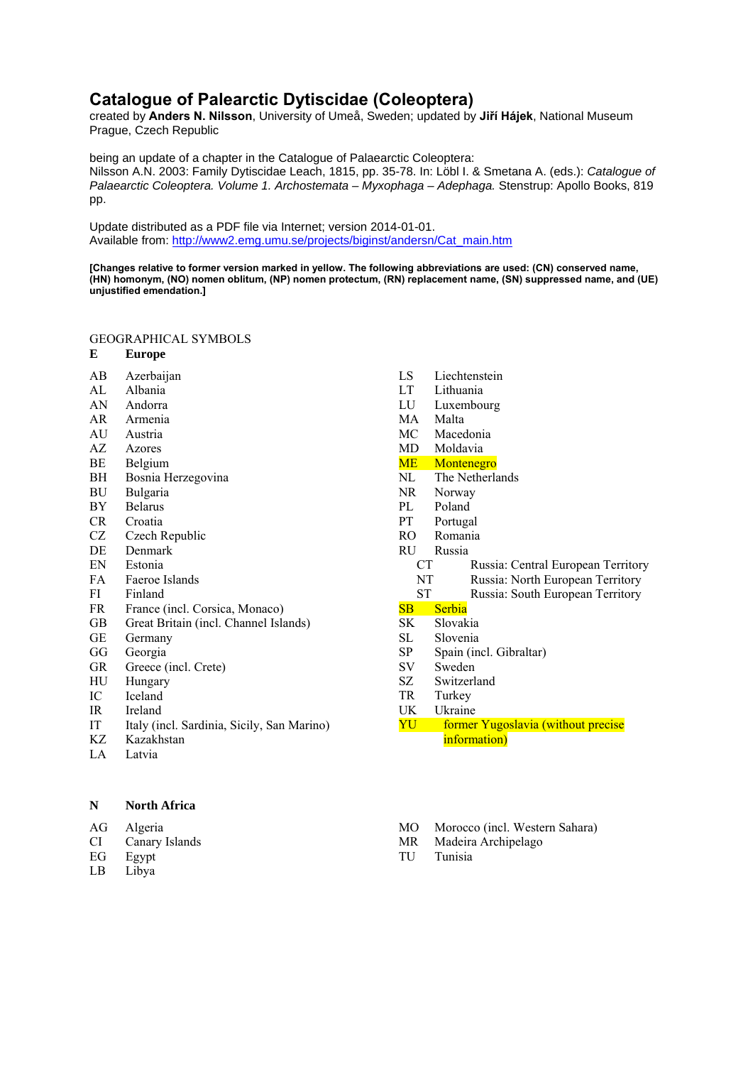# Catalogue of Palearctic Dytiscidae (Coleoptera)

created by **Anders N. Nilsson**, University of Umeå, Sweden; updated by **Jiří Hájek**, National Museum Prague, Czech Republic

being an update of a chapter in the Catalogue of Palaearctic Coleoptera:
Nilsson A.N. 2003: Family Dytiscidae Leach, 1815, pp. 35-78. In: Löbl I. & Smetana A. (eds.): *Catalogue of Palaearctic Coleoptera. Volume 1. Archostemata – Myxophaga – Adephaga.* Stenstrup: Apollo Books, 819 pp.

Update distributed as a PDF file via Internet; version 2014-01-01.
Available from: http://www2.emg.umu.se/projects/biginst/andersn/Cat_main.htm

**[Changes relative to former version marked in yellow. The following abbreviations are used: (CN) conserved name, (HN) homonym, (NO) nomen oblitum, (NP) nomen protectum, (RN) replacement name, (SN) suppressed name, and (UE) unjustified emendation.]**

GEOGRAPHICAL SYMBOLS

**E Europe**

AB Azerbaijan
AL Albania
AN Andorra
AR Armenia
AU Austria
AZ Azores
BE Belgium
BH Bosnia Herzegovina
BU Bulgaria
BY Belarus
CR Croatia
CZ Czech Republic
DE Denmark
EN Estonia
FA Faeroe Islands
FI Finland
FR France (incl. Corsica, Monaco)
GB Great Britain (incl. Channel Islands)
GE Germany
GG Georgia
GR Greece (incl. Crete)
HU Hungary
IC Iceland
IR Ireland
IT Italy (incl. Sardinia, Sicily, San Marino)
KZ Kazakhstan
LA Latvia
LS Liechtenstein
LT Lithuania
LU Luxembourg
MA Malta
MC Macedonia
MD Moldavia
ME Montenegro
NL The Netherlands
NR Norway
PL Poland
PT Portugal
RO Romania
RU Russia
  CT Russia: Central European Territory
  NT Russia: North European Territory
  ST Russia: South European Territory
SB Serbia
SK Slovakia
SL Slovenia
SP Spain (incl. Gibraltar)
SV Sweden
SZ Switzerland
TR Turkey
UK Ukraine
YU former Yugoslavia (without precise information)

**N North Africa**

AG Algeria
CI Canary Islands
EG Egypt
LB Libya
MO Morocco (incl. Western Sahara)
MR Madeira Archipelago
TU Tunisia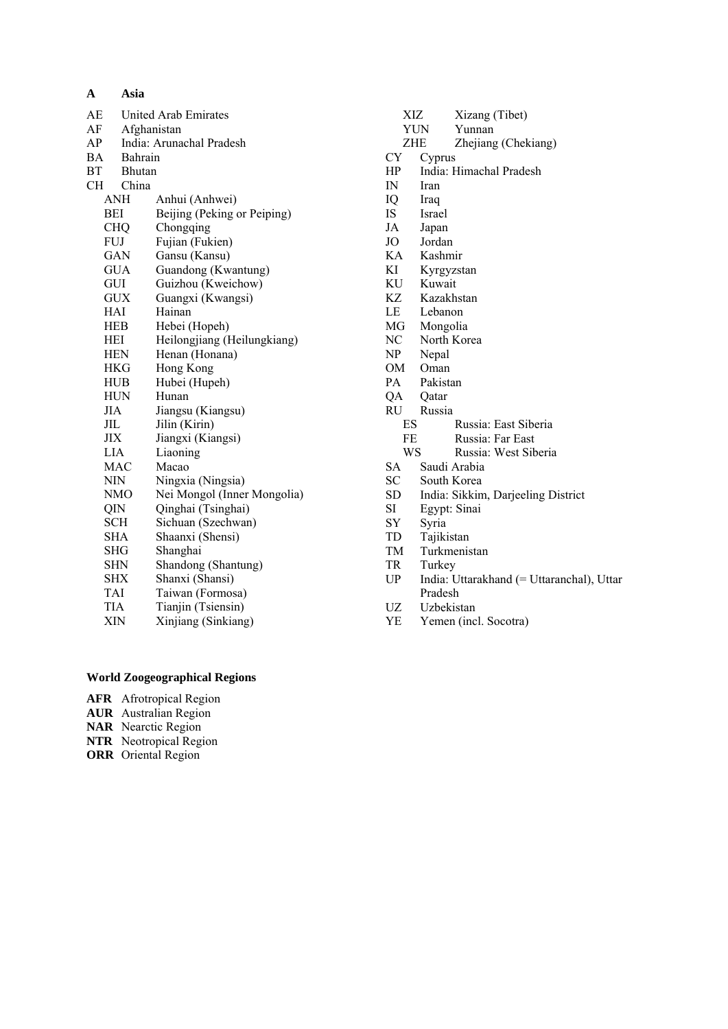**A Asia**

AE United Arab Emirates
AF Afghanistan
AP India: Arunachal Pradesh
BA Bahrain
BT Bhutan
CH China
- ANH Anhui (Anhwei)
- BEI Beijing (Peking or Peiping)
- CHQ Chongqing
- FUJ Fujian (Fukien)
- GAN Gansu (Kansu)
- GUA Guandong (Kwantung)
- GUI Guizhou (Kweichow)
- GUX Guangxi (Kwangsi)
- HAI Hainan
- HEB Hebei (Hopeh)
- HEI Heilongjiang (Heilungkiang)
- HEN Henan (Honana)
- HKG Hong Kong
- HUB Hubei (Hupeh)
- HUN Hunan
- JIA Jiangsu (Kiangsu)
- JIL Jilin (Kirin)
- JIX Jiangxi (Kiangsi)
- LIA Liaoning
- MAC Macao
- NIN Ningxia (Ningsia)
- NMO Nei Mongol (Inner Mongolia)
- QIN Qinghai (Tsinghai)
- SCH Sichuan (Szechwan)
- SHA Shaanxi (Shensi)
- SHG Shanghai
- SHN Shandong (Shantung)
- SHX Shanxi (Shansi)
- TAI Taiwan (Formosa)
- TIA Tianjin (Tsiensin)
- XIN Xinjiang (Sinkiang)
- XIZ Xizang (Tibet)
- YUN Yunnan
- ZHE Zhejiang (Chekiang)

CY Cyprus
HP India: Himachal Pradesh
IN Iran
IQ Iraq
IS Israel
JA Japan
JO Jordan
KA Kashmir
KI Kyrgyzstan
KU Kuwait
KZ Kazakhstan
LE Lebanon
MG Mongolia
NC North Korea
NP Nepal
OM Oman
PA Pakistan
QA Qatar
RU Russia
- ES Russia: East Siberia
- FE Russia: Far East
- WS Russia: West Siberia

SA Saudi Arabia
SC South Korea
SD India: Sikkim, Darjeeling District
SI Egypt: Sinai
SY Syria
TD Tajikistan
TM Turkmenistan
TR Turkey
UP India: Uttarakhand (= Uttaranchal), Uttar Pradesh
UZ Uzbekistan
YE Yemen (incl. Socotra)

**World Zoogeographical Regions**

**AFR** Afrotropical Region
**AUR** Australian Region
**NAR** Nearctic Region
**NTR** Neotropical Region
**ORR** Oriental Region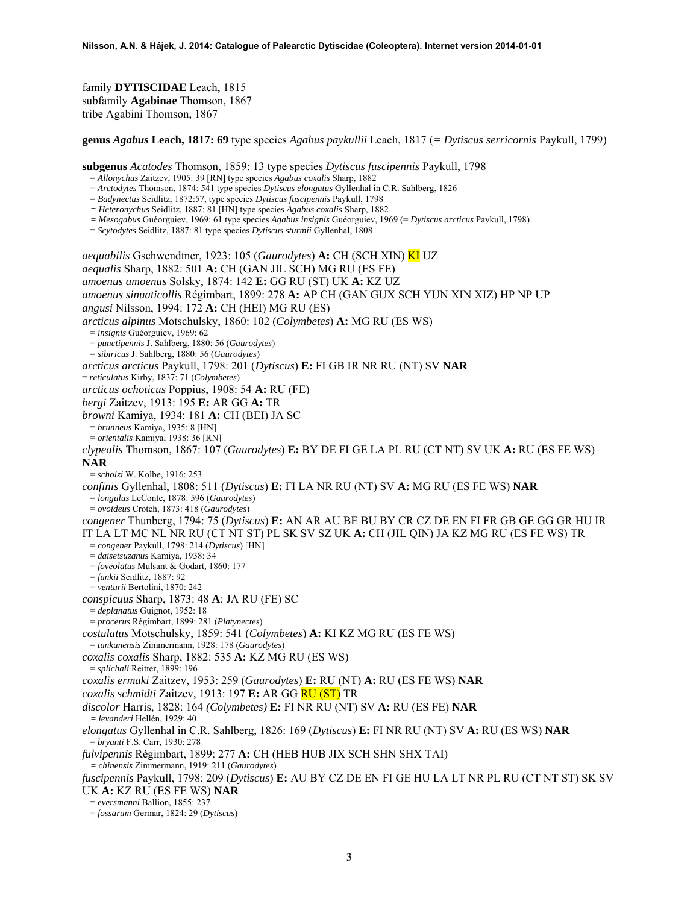family **DYTISCIDAE** Leach, 1815
subfamily **Agabinae** Thomson, 1867
tribe Agabini Thomson, 1867

**genus *Agabus* Leach, 1817: 69** type species *Agabus paykullii* Leach, 1817 (= *Dytiscus serricornis* Paykull, 1799)

**subgenus** *Acatodes* Thomson, 1859: 13 type species *Dytiscus fuscipennis* Paykull, 1798
= *Allonychus* Zaitzev, 1905: 39 [RN] type species *Agabus coxalis* Sharp, 1882
= *Arctodytes* Thomson, 1874: 541 type species *Dytiscus elongatus* Gyllenhal in C.R. Sahlberg, 1826
= *Badynectus* Seidlitz, 1872:57, type species *Dytiscus fuscipennis* Paykull, 1798
= *Heteronychus* Seidlitz, 1887: 81 [HN] type species *Agabus coxalis* Sharp, 1882
= *Mesogabus* Guéorguiev, 1969: 61 type species *Agabus insignis* Guéorguiev, 1969 (= *Dytiscus arcticus* Paykull, 1798)
= *Scytodytes* Seidlitz, 1887: 81 type species *Dytiscus sturmii* Gyllenhal, 1808

*aequabilis* Gschwendtner, 1923: 105 (*Gaurodytes*) **A:** CH (SCH XIN) KI UZ
*aequalis* Sharp, 1882: 501 **A:** CH (GAN JIL SCH) MG RU (ES FE)
*amoenus amoenus* Solsky, 1874: 142 **E:** GG RU (ST) UK **A:** KZ UZ
*amoenus sinuaticollis* Régimbart, 1899: 278 **A:** AP CH (GAN GUX SCH YUN XIN XIZ) HP NP UP
*angusi* Nilsson, 1994: 172 **A:** CH (HEI) MG RU (ES)
*arcticus alpinus* Motschulsky, 1860: 102 (*Colymbetes*) **A:** MG RU (ES WS)
= *insignis* Guéorguiev, 1969: 62
= *punctipennis* J. Sahlberg, 1880: 56 (*Gaurodytes*)
= *sibiricus* J. Sahlberg, 1880: 56 (*Gaurodytes*)
*arcticus arcticus* Paykull, 1798: 201 (*Dytiscus*) **E:** FI GB IR NR RU (NT) SV **NAR**
= *reticulatus* Kirby, 1837: 71 (*Colymbetes*)
*arcticus ochoticus* Poppius, 1908: 54 **A:** RU (FE)
*bergi* Zaitzev, 1913: 195 **E:** AR GG **A:** TR
*browni* Kamiya, 1934: 181 **A:** CH (BEI) JA SC
= *brunneus* Kamiya, 1935: 8 [HN]
= *orientalis* Kamiya, 1938: 36 [RN]
*clypealis* Thomson, 1867: 107 (*Gaurodytes*) **E:** BY DE FI GE LA PL RU (CT NT) SV UK **A:** RU (ES FE WS) **NAR**
= *scholzi* W. Kolbe, 1916: 253
*confinis* Gyllenhal, 1808: 511 (*Dytiscus*) **E:** FI LA NR RU (NT) SV **A:** MG RU (ES FE WS) **NAR**
= *longulus* LeConte, 1878: 596 (*Gaurodytes*)
= *ovoideus* Crotch, 1873: 418 (*Gaurodytes*)
*congener* Thunberg, 1794: 75 (*Dytiscus*) **E:** AN AR AU BE BU BY CR CZ DE EN FI FR GB GE GG GR HU IR IT LA LT MC NL NR RU (CT NT ST) PL SK SV SZ UK **A:** CH (JIL QIN) JA KZ MG RU (ES FE WS) TR
= *congener* Paykull, 1798: 214 (*Dytiscus*) [HN]
= *daisetsuzanus* Kamiya, 1938: 34
= *foveolatus* Mulsant & Godart, 1860: 177
= *funkii* Seidlitz, 1887: 92
= *venturii* Bertolini, 1870: 242
*conspicuus* Sharp, 1873: 48 **A**: JA RU (FE) SC
= *deplanatus* Guignot, 1952: 18
= *procerus* Régimbart, 1899: 281 (*Platynectes*)
*costulatus* Motschulsky, 1859: 541 (*Colymbetes*) **A:** KI KZ MG RU (ES FE WS)
= *tunkunensis* Zimmermann, 1928: 178 (*Gaurodytes*)
*coxalis coxalis* Sharp, 1882: 535 **A:** KZ MG RU (ES WS)
= *splichali* Reitter, 1899: 196
*coxalis ermaki* Zaitzev, 1953: 259 (*Gaurodytes*) **E:** RU (NT) **A:** RU (ES FE WS) **NAR**
*coxalis schmidti* Zaitzev, 1913: 197 **E:** AR GG RU (ST) TR
*discolor* Harris, 1828: 164 *(Colymbetes)* **E:** FI NR RU (NT) SV **A:** RU (ES FE) **NAR**
= *levanderi* Hellén, 1929: 40
*elongatus* Gyllenhal in C.R. Sahlberg, 1826: 169 (*Dytiscus*) **E:** FI NR RU (NT) SV **A:** RU (ES WS) **NAR**
= *bryanti* F.S. Carr, 1930: 278
*fulvipennis* Régimbart, 1899: 277 **A:** CH (HEB HUB JIX SCH SHN SHX TAI)
= *chinensis* Zimmermann, 1919: 211 (*Gaurodytes*)
*fuscipennis* Paykull, 1798: 209 (*Dytiscus*) **E:** AU BY CZ DE EN FI GE HU LA LT NR PL RU (CT NT ST) SK SV UK **A:** KZ RU (ES FE WS) **NAR**
= *eversmanni* Ballion, 1855: 237
= *fossarum* Germar, 1824: 29 (*Dytiscus*)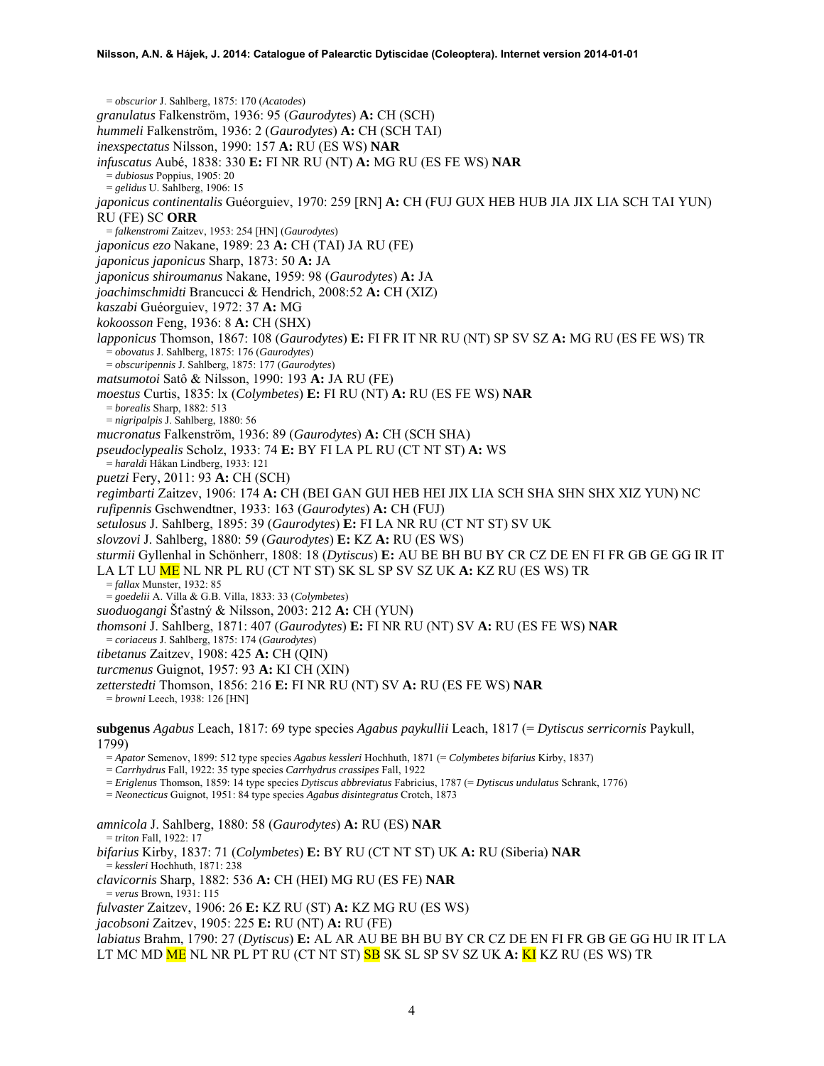= *obscurior* J. Sahlberg, 1875: 170 (*Acatodes*)
*granulatus* Falkenström, 1936: 95 (*Gaurodytes*) **A:** CH (SCH)
*hummeli* Falkenström, 1936: 2 (*Gaurodytes*) **A:** CH (SCH TAI)
*inexspectatus* Nilsson, 1990: 157 **A:** RU (ES WS) **NAR**
*infuscatus* Aubé, 1838: 330 **E:** FI NR RU (NT) **A:** MG RU (ES FE WS) **NAR**
= *dubiosus* Poppius, 1905: 20
= *gelidus* U. Sahlberg, 1906: 15
*japonicus continentalis* Guéorguiev, 1970: 259 [RN] **A:** CH (FUJ GUX HEB HUB JIA JIX LIA SCH TAI YUN) RU (FE) SC **ORR**
= *falkenstromi* Zaitzev, 1953: 254 [HN] (*Gaurodytes*)
*japonicus ezo* Nakane, 1989: 23 **A:** CH (TAI) JA RU (FE)
*japonicus japonicus* Sharp, 1873: 50 **A:** JA
*japonicus shiroumanus* Nakane, 1959: 98 (*Gaurodytes*) **A:** JA
*joachimschmidti* Brancucci & Hendrich, 2008:52 **A:** CH (XIZ)
*kaszabi* Guéorguiev, 1972: 37 **A:** MG
*kokoosson* Feng, 1936: 8 **A:** CH (SHX)
*lapponicus* Thomson, 1867: 108 (*Gaurodytes*) **E:** FI FR IT NR RU (NT) SP SV SZ **A:** MG RU (ES FE WS) TR
= *obovatus* J. Sahlberg, 1875: 176 (*Gaurodytes*)
= *obscuripennis* J. Sahlberg, 1875: 177 (*Gaurodytes*)
*matsumotoi* Satô & Nilsson, 1990: 193 **A:** JA RU (FE)
*moestus* Curtis, 1835: lx (*Colymbetes*) **E:** FI RU (NT) **A:** RU (ES FE WS) **NAR**
= *borealis* Sharp, 1882: 513
= *nigripalpis* J. Sahlberg, 1880: 56
*mucronatus* Falkenström, 1936: 89 (*Gaurodytes*) **A:** CH (SCH SHA)
*pseudoclypealis* Scholz, 1933: 74 **E:** BY FI LA PL RU (CT NT ST) **A:** WS
= *haraldi* Håkan Lindberg, 1933: 121
*puetzi* Fery, 2011: 93 **A:** CH (SCH)
*regimbarti* Zaitzev, 1906: 174 **A:** CH (BEI GAN GUI HEB HEI JIX LIA SCH SHA SHN SHX XIZ YUN) NC
*rufipennis* Gschwendtner, 1933: 163 (*Gaurodytes*) **A:** CH (FUJ)
*setulosus* J. Sahlberg, 1895: 39 (*Gaurodytes*) **E:** FI LA NR RU (CT NT ST) SV UK
*slovzovi* J. Sahlberg, 1880: 59 (*Gaurodytes*) **E:** KZ **A:** RU (ES WS)
*sturmii* Gyllenhal in Schönherr, 1808: 18 (*Dytiscus*) **E:** AU BE BH BU BY CR CZ DE EN FI FR GB GE GG IR IT LA LT LU ME NL NR PL RU (CT NT ST) SK SL SP SV SZ UK **A:** KZ RU (ES WS) TR
= *fallax* Munster, 1932: 85
= *goedelii* A. Villa & G.B. Villa, 1833: 33 (*Colymbetes*)
*suoduogangi* Šťastný & Nilsson, 2003: 212 **A:** CH (YUN)
*thomsoni* J. Sahlberg, 1871: 407 (*Gaurodytes*) **E:** FI NR RU (NT) SV **A:** RU (ES FE WS) **NAR**
= *coriaceus* J. Sahlberg, 1875: 174 (*Gaurodytes*)
*tibetanus* Zaitzev, 1908: 425 **A:** CH (QIN)
*turcmenus* Guignot, 1957: 93 **A:** KI CH (XIN)
*zetterstedti* Thomson, 1856: 216 **E:** FI NR RU (NT) SV **A:** RU (ES FE WS) **NAR**
= *browni* Leech, 1938: 126 [HN]

**subgenus** *Agabus* Leach, 1817: 69 type species *Agabus paykullii* Leach, 1817 (= *Dytiscus serricornis* Paykull, 1799)
= *Apator* Semenov, 1899: 512 type species *Agabus kessleri* Hochhuth, 1871 (= *Colymbetes bifarius* Kirby, 1837)
= *Carrhydrus* Fall, 1922: 35 type species *Carrhydrus crassipes* Fall, 1922
= *Eriglenus* Thomson, 1859: 14 type species *Dytiscus abbreviatus* Fabricius, 1787 (= *Dytiscus undulatus* Schrank, 1776)
= *Neonecticus* Guignot, 1951: 84 type species *Agabus disintegratus* Crotch, 1873

*amnicola* J. Sahlberg, 1880: 58 (*Gaurodytes*) **A:** RU (ES) **NAR**
= *triton* Fall, 1922: 17
*bifarius* Kirby, 1837: 71 (*Colymbetes*) **E:** BY RU (CT NT ST) UK **A:** RU (Siberia) **NAR**
= *kessleri* Hochhuth, 1871: 238
*clavicornis* Sharp, 1882: 536 **A:** CH (HEI) MG RU (ES FE) **NAR**
= *verus* Brown, 1931: 115
*fulvaster* Zaitzev, 1906: 26 **E:** KZ RU (ST) **A:** KZ MG RU (ES WS)
*jacobsoni* Zaitzev, 1905: 225 **E:** RU (NT) **A:** RU (FE)
*labiatus* Brahm, 1790: 27 (*Dytiscus*) **E:** AL AR AU BE BH BU BY CR CZ DE EN FI FR GB GE GG HU IR IT LA LT MC MD ME NL NR PL PT RU (CT NT ST) SB SK SL SP SV SZ UK **A:** KI KZ RU (ES WS) TR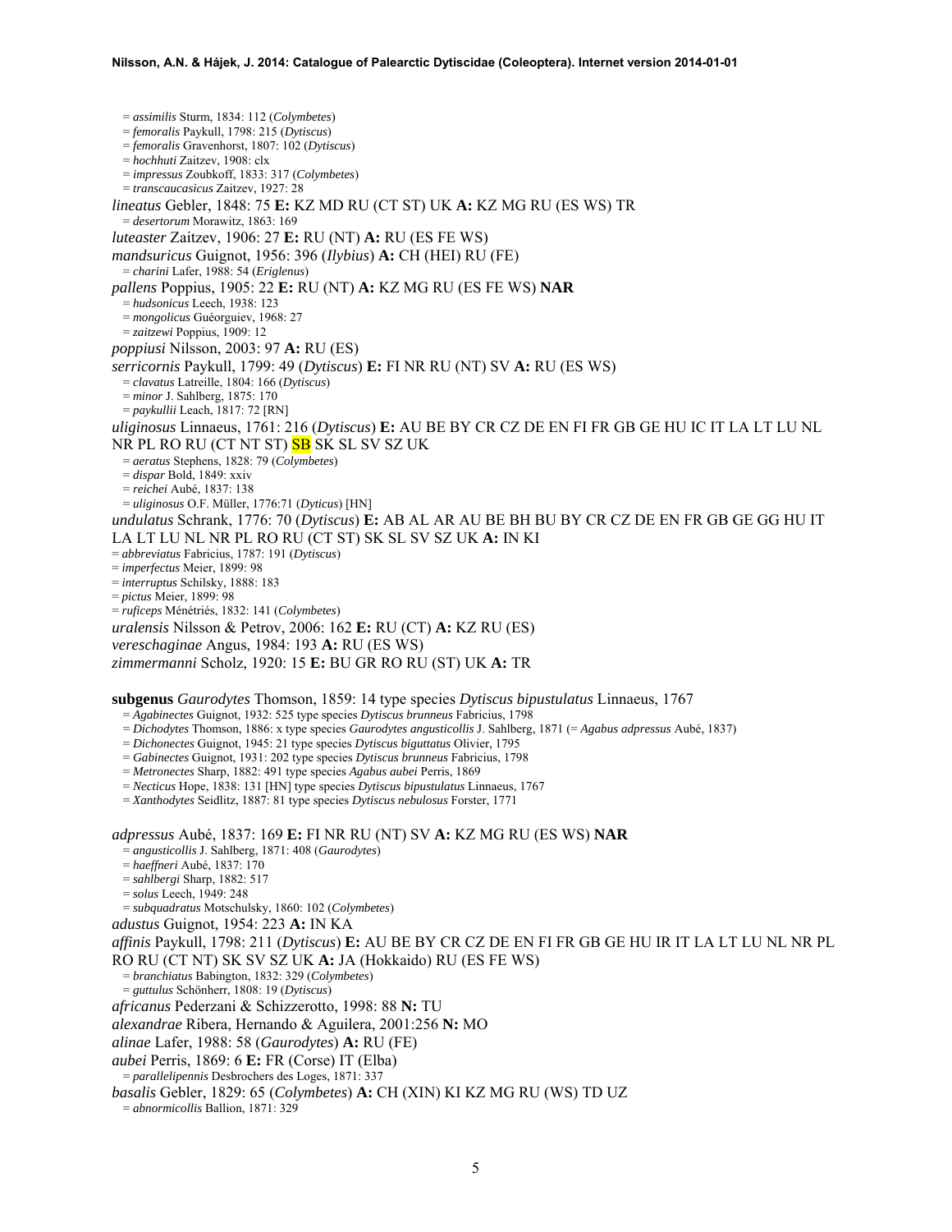= *assimilis* Sturm, 1834: 112 (*Colymbetes*)
= *femoralis* Paykull, 1798: 215 (*Dytiscus*)
= *femoralis* Gravenhorst, 1807: 102 (*Dytiscus*)
= *hochhuti* Zaitzev, 1908: clx
= *impressus* Zoubkoff, 1833: 317 (*Colymbetes*)
= *transcaucasicus* Zaitzev, 1927: 28

*lineatus* Gebler, 1848: 75 **E:** KZ MD RU (CT ST) UK **A:** KZ MG RU (ES WS) TR
= *desertorum* Morawitz, 1863: 169

*luteaster* Zaitzev, 1906: 27 **E:** RU (NT) **A:** RU (ES FE WS)

*mandsuricus* Guignot, 1956: 396 (*Ilybius*) **A:** CH (HEI) RU (FE)
= *charini* Lafer, 1988: 54 (*Eriglenus*)

*pallens* Poppius, 1905: 22 **E:** RU (NT) **A:** KZ MG RU (ES FE WS) **NAR**
= *hudsonicus* Leech, 1938: 123
= *mongolicus* Guéorguiev, 1968: 27
= *zaitzewi* Poppius, 1909: 12

*poppiusi* Nilsson, 2003: 97 **A:** RU (ES)

*serricornis* Paykull, 1799: 49 (*Dytiscus*) **E:** FI NR RU (NT) SV **A:** RU (ES WS)
= *clavatus* Latreille, 1804: 166 (*Dytiscus*)
= *minor* J. Sahlberg, 1875: 170
= *paykullii* Leach, 1817: 72 [RN]

*uliginosus* Linnaeus, 1761: 216 (*Dytiscus*) **E:** AU BE BY CR CZ DE EN FI FR GB GE HU IC IT LA LT LU NL NR PL RO RU (CT NT ST) SB SK SL SV SZ UK
= *aeratus* Stephens, 1828: 79 (*Colymbetes*)
= *dispar* Bold, 1849: xxiv
= *reichei* Aubé, 1837: 138
= *uliginosus* O.F. Müller, 1776:71 (*Dyticus*) [HN]

*undulatus* Schrank, 1776: 70 (*Dytiscus*) **E:** AB AL AR AU BE BH BU BY CR CZ DE EN FR GB GE GG HU IT LA LT LU NL NR PL RO RU (CT ST) SK SL SV SZ UK **A:** IN KI
= *abbreviatus* Fabricius, 1787: 191 (*Dytiscus*)
= *imperfectus* Meier, 1899: 98
= *interruptus* Schilsky, 1888: 183
= *pictus* Meier, 1899: 98
= *ruficeps* Ménétriés, 1832: 141 (*Colymbetes*)

*uralensis* Nilsson & Petrov, 2006: 162 **E:** RU (CT) **A:** KZ RU (ES)

*vereschaginae* Angus, 1984: 193 **A:** RU (ES WS)

*zimmermanni* Scholz, 1920: 15 **E:** BU GR RO RU (ST) UK **A:** TR

**subgenus** *Gaurodytes* Thomson, 1859: 14 type species *Dytiscus bipustulatus* Linnaeus, 1767
= *Agabinectes* Guignot, 1932: 525 type species *Dytiscus brunneus* Fabricius, 1798
= *Dichodytes* Thomson, 1886: x type species *Gaurodytes angusticollis* J. Sahlberg, 1871 (= *Agabus adpressus* Aubé, 1837)
= *Dichonectes* Guignot, 1945: 21 type species *Dytiscus biguttatus* Olivier, 1795
= *Gabinectes* Guignot, 1931: 202 type species *Dytiscus brunneus* Fabricius, 1798
= *Metronectes* Sharp, 1882: 491 type species *Agabus aubei* Perris, 1869
= *Necticus* Hope, 1838: 131 [HN] type species *Dytiscus bipustulatus* Linnaeus, 1767
= *Xanthodytes* Seidlitz, 1887: 81 type species *Dytiscus nebulosus* Forster, 1771

*adpressus* Aubé, 1837: 169 **E:** FI NR RU (NT) SV **A:** KZ MG RU (ES WS) **NAR**
= *angusticollis* J. Sahlberg, 1871: 408 (*Gaurodytes*)
= *haeffneri* Aubé, 1837: 170
= *sahlbergi* Sharp, 1882: 517
= *solus* Leech, 1949: 248
= *subquadratus* Motschulsky, 1860: 102 (*Colymbetes*)

*adustus* Guignot, 1954: 223 **A:** IN KA

*affinis* Paykull, 1798: 211 (*Dytiscus*) **E:** AU BE BY CR CZ DE EN FI FR GB GE HU IR IT LA LT LU NL NR PL RO RU (CT NT) SK SV SZ UK **A:** JA (Hokkaido) RU (ES FE WS)
= *branchiatus* Babington, 1832: 329 (*Colymbetes*)
= *guttulus* Schönherr, 1808: 19 (*Dytiscus*)

*africanus* Pederzani & Schizzerotto, 1998: 88 **N:** TU

*alexandrae* Ribera, Hernando & Aguilera, 2001:256 **N:** MO

*alinae* Lafer, 1988: 58 (*Gaurodytes*) **A:** RU (FE)

*aubei* Perris, 1869: 6 **E:** FR (Corse) IT (Elba)
= *parallelipennis* Desbrochers des Loges, 1871: 337

*basalis* Gebler, 1829: 65 (*Colymbetes*) **A:** CH (XIN) KI KZ MG RU (WS) TD UZ
= *abnormicollis* Ballion, 1871: 329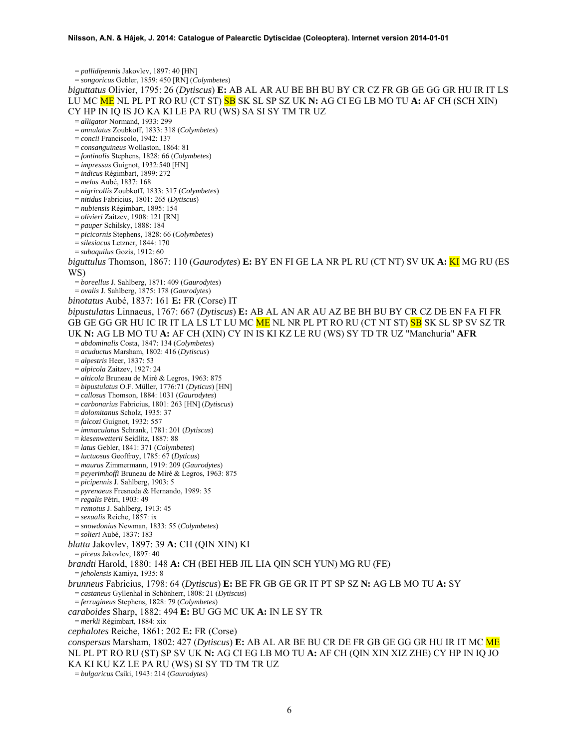= *pallidipennis* Jakovlev, 1897: 40 [HN]
= *songoricus* Gebler, 1859: 450 [RN] (*Colymbetes*)

*biguttatus* Olivier, 1795: 26 (*Dytiscus*) **E:** AB AL AR AU BE BH BU BY CR CZ FR GB GE GG GR HU IR IT LS LU MC ME NL PL PT RO RU (CT ST) SB SK SL SP SZ UK **N:** AG CI EG LB MO TU **A:** AF CH (SCH XIN) CY HP IN IQ IS JO KA KI LE PA RU (WS) SA SI SY TM TR UZ

= *alligator* Normand, 1933: 299
= *annulatus* Zoubkoff, 1833: 318 (*Colymbetes*)
= *concii* Franciscolo, 1942: 137
= *consanguineus* Wollaston, 1864: 81
= *fontinalis* Stephens, 1828: 66 (*Colymbetes*)
= *impressus* Guignot, 1932:540 [HN]
= *indicus* Régimbart, 1899: 272
= *melas* Aubé, 1837: 168
= *nigricollis* Zoubkoff, 1833: 317 (*Colymbetes*)
= *nitidus* Fabricius, 1801: 265 (*Dytiscus*)
= *nubiensis* Régimbart, 1895: 154
= *olivieri* Zaitzev, 1908: 121 [RN]
= *pauper* Schilsky, 1888: 184
= *picicornis* Stephens, 1828: 66 (*Colymbetes*)
= *silesiacus* Letzner, 1844: 170
= *subaquilus* Gozis, 1912: 60

*biguttulus* Thomson, 1867: 110 (*Gaurodytes*) **E:** BY EN FI GE LA NR PL RU (CT NT) SV UK **A:** KI MG RU (ES WS)

= *boreellus* J. Sahlberg, 1871: 409 (*Gaurodytes*)
= *ovalis* J. Sahlberg, 1875: 178 (*Gaurodytes*)

*binotatus* Aubé, 1837: 161 **E:** FR (Corse) IT

*bipustulatus* Linnaeus, 1767: 667 (*Dytiscus*) **E:** AB AL AN AR AU AZ BE BH BU BY CR CZ DE EN FA FI FR GB GE GG GR HU IC IR IT LA LS LT LU MC ME NL NR PL PT RO RU (CT NT ST) SB SK SL SP SV SZ TR UK **N:** AG LB MO TU **A:** AF CH (XIN) CY IN IS KI KZ LE RU (WS) SY TD TR UZ "Manchuria" **AFR**

= *abdominalis* Costa, 1847: 134 (*Colymbetes*)
= *acuductus* Marsham, 1802: 416 (*Dytiscus*)
= *alpestris* Heer, 1837: 53
= *alpicola* Zaitzev, 1927: 24
= *alticola* Bruneau de Miré & Legros, 1963: 875
= *bipustulatus* O.F. Müller, 1776:71 (*Dyticus*) [HN]
= *callosus* Thomson, 1884: 1031 (*Gaurodytes*)
= *carbonarius* Fabricius, 1801: 263 [HN] (*Dytiscus*)
= *dolomitanus* Scholz, 1935: 37
= *falcozi* Guignot, 1932: 557
= *immaculatus* Schrank, 1781: 201 (*Dytiscus*)
= *kiesenwetterii* Seidlitz, 1887: 88
= *latus* Gebler, 1841: 371 (*Colymbetes*)
= *luctuosus* Geoffroy, 1785: 67 (*Dyticus*)
= *maurus* Zimmermann, 1919: 209 (*Gaurodytes*)
= *peyerimhoffi* Bruneau de Miré & Legros, 1963: 875
= *picipennis* J. Sahlberg, 1903: 5
= *pyrenaeus* Fresneda & Hernando, 1989: 35
= *regalis* Pétri, 1903: 49
= *remotus* J. Sahlberg, 1913: 45
= *sexualis* Reiche, 1857: ix
= *snowdonius* Newman, 1833: 55 (*Colymbetes*)
= *solieri* Aubé, 1837: 183

*blatta* Jakovlev, 1897: 39 **A:** CH (QIN XIN) KI

= *piceus* Jakovlev, 1897: 40

*brandti* Harold, 1880: 148 **A:** CH (BEI HEB JIL LIA QIN SCH YUN) MG RU (FE)

= *jeholensis* Kamiya, 1935: 8

*brunneus* Fabricius, 1798: 64 (*Dytiscus*) **E:** BE FR GB GE GR IT PT SP SZ **N:** AG LB MO TU **A:** SY

= *castaneus* Gyllenhal in Schönherr, 1808: 21 (*Dytiscus*)
= *ferrugineus* Stephens, 1828: 79 (*Colymbetes*)

*caraboides* Sharp, 1882: 494 **E:** BU GG MC UK **A:** IN LE SY TR

= *merkli* Régimbart, 1884: xix

*cephalotes* Reiche, 1861: 202 **E:** FR (Corse)

*conspersus* Marsham, 1802: 427 (*Dytiscus*) **E:** AB AL AR BE BU CR DE FR GB GE GG GR HU IR IT MC ME NL PL PT RO RU (ST) SP SV UK **N:** AG CI EG LB MO TU **A:** AF CH (QIN XIN XIZ ZHE) CY HP IN IQ JO KA KI KU KZ LE PA RU (WS) SI SY TD TM TR UZ

= *bulgaricus* Csiki, 1943: 214 (*Gaurodytes*)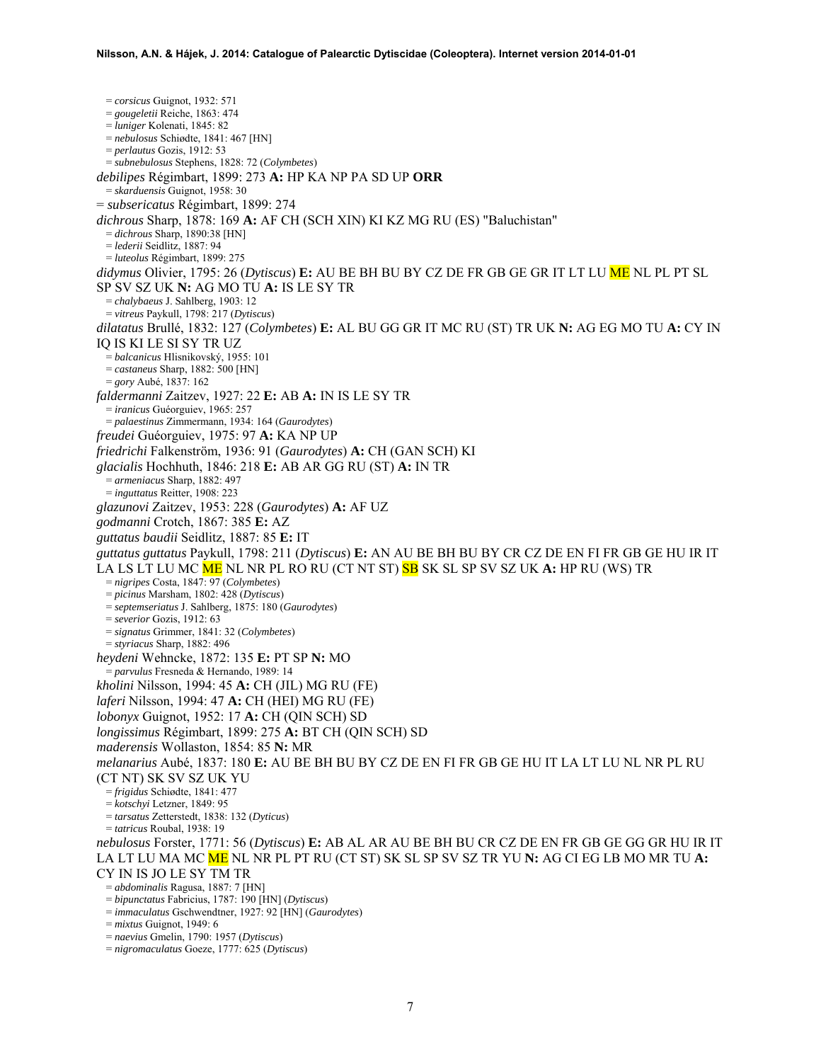= *corsicus* Guignot, 1932: 571
= *gougeletii* Reiche, 1863: 474
= *luniger* Kolenati, 1845: 82
= *nebulosus* Schiødte, 1841: 467 [HN]
= *perlautus* Gozis, 1912: 53
= *subnebulosus* Stephens, 1828: 72 (*Colymbetes*)

*debilipes* Régimbart, 1899: 273 **A:** HP KA NP PA SD UP **ORR**
= *skarduensis* Guignot, 1958: 30
= *subsericatus* Régimbart, 1899: 274

*dichrous* Sharp, 1878: 169 **A:** AF CH (SCH XIN) KI KZ MG RU (ES) "Baluchistan"
= *dichrous* Sharp, 1890:38 [HN]
= *lederii* Seidlitz, 1887: 94
= *luteolus* Régimbart, 1899: 275

*didymus* Olivier, 1795: 26 (*Dytiscus*) **E:** AU BE BH BU BY CZ DE FR GB GE GR IT LT LU ME NL PL PT SL SP SV SZ UK **N:** AG MO TU **A:** IS LE SY TR
= *chalybaeus* J. Sahlberg, 1903: 12
= *vitreus* Paykull, 1798: 217 (*Dytiscus*)

*dilatatus* Brullé, 1832: 127 (*Colymbetes*) **E:** AL BU GG GR IT MC RU (ST) TR UK **N:** AG EG MO TU **A:** CY IN IQ IS KI LE SI SY TR UZ
= *balcanicus* Hlisnikovský, 1955: 101
= *castaneus* Sharp, 1882: 500 [HN]
= *gory* Aubé, 1837: 162

*faldermanni* Zaitzev, 1927: 22 **E:** AB **A:** IN IS LE SY TR
= *iranicus* Guéorguiev, 1965: 257
= *palaestinus* Zimmermann, 1934: 164 (*Gaurodytes*)

*freudei* Guéorguiev, 1975: 97 **A:** KA NP UP

*friedrichi* Falkenström, 1936: 91 (*Gaurodytes*) **A:** CH (GAN SCH) KI

*glacialis* Hochhuth, 1846: 218 **E:** AB AR GG RU (ST) **A:** IN TR
= *armeniacus* Sharp, 1882: 497
= *inguttatus* Reitter, 1908: 223

*glazunovi* Zaitzev, 1953: 228 (*Gaurodytes*) **A:** AF UZ

*godmanni* Crotch, 1867: 385 **E:** AZ

*guttatus baudii* Seidlitz, 1887: 85 **E:** IT

*guttatus guttatus* Paykull, 1798: 211 (*Dytiscus*) **E:** AN AU BE BH BU BY CR CZ DE EN FI FR GB GE HU IR IT LA LS LT LU MC ME NL NR PL RO RU (CT NT ST) SB SK SL SP SV SZ UK **A:** HP RU (WS) TR
= *nigripes* Costa, 1847: 97 (*Colymbetes*)
= *picinus* Marsham, 1802: 428 (*Dytiscus*)
= *septemseriatus* J. Sahlberg, 1875: 180 (*Gaurodytes*)
= *severior* Gozis, 1912: 63
= *signatus* Grimmer, 1841: 32 (*Colymbetes*)
= *styriacus* Sharp, 1882: 496

*heydeni* Wehncke, 1872: 135 **E:** PT SP **N:** MO
= *parvulus* Fresneda & Hernando, 1989: 14

*kholini* Nilsson, 1994: 45 **A:** CH (JIL) MG RU (FE)

*laferi* Nilsson, 1994: 47 **A:** CH (HEI) MG RU (FE)

*lobonyx* Guignot, 1952: 17 **A:** CH (QIN SCH) SD

*longissimus* Régimbart, 1899: 275 **A:** BT CH (QIN SCH) SD

*maderensis* Wollaston, 1854: 85 **N:** MR

*melanarius* Aubé, 1837: 180 **E:** AU BE BH BU BY CZ DE EN FI FR GB GE HU IT LA LT LU NL NR PL RU (CT NT) SK SV SZ UK YU
= *frigidus* Schiødte, 1841: 477
= *kotschyi* Letzner, 1849: 95
= *tarsatus* Zetterstedt, 1838: 132 (*Dyticus*)
= *tatricus* Roubal, 1938: 19

*nebulosus* Forster, 1771: 56 (*Dytiscus*) **E:** AB AL AR AU BE BH BU CR CZ DE EN FR GB GE GG GR HU IR IT LA LT LU MA MC ME NL NR PL PT RU (CT ST) SK SL SP SV SZ TR YU **N:** AG CI EG LB MO MR TU **A:** CY IN IS JO LE SY TM TR
= *abdominalis* Ragusa, 1887: 7 [HN]
= *bipunctatus* Fabricius, 1787: 190 [HN] (*Dytiscus*)
= *immaculatus* Gschwendtner, 1927: 92 [HN] (*Gaurodytes*)
= *mixtus* Guignot, 1949: 6
= *naevius* Gmelin, 1790: 1957 (*Dytiscus*)
= *nigromaculatus* Goeze, 1777: 625 (*Dytiscus*)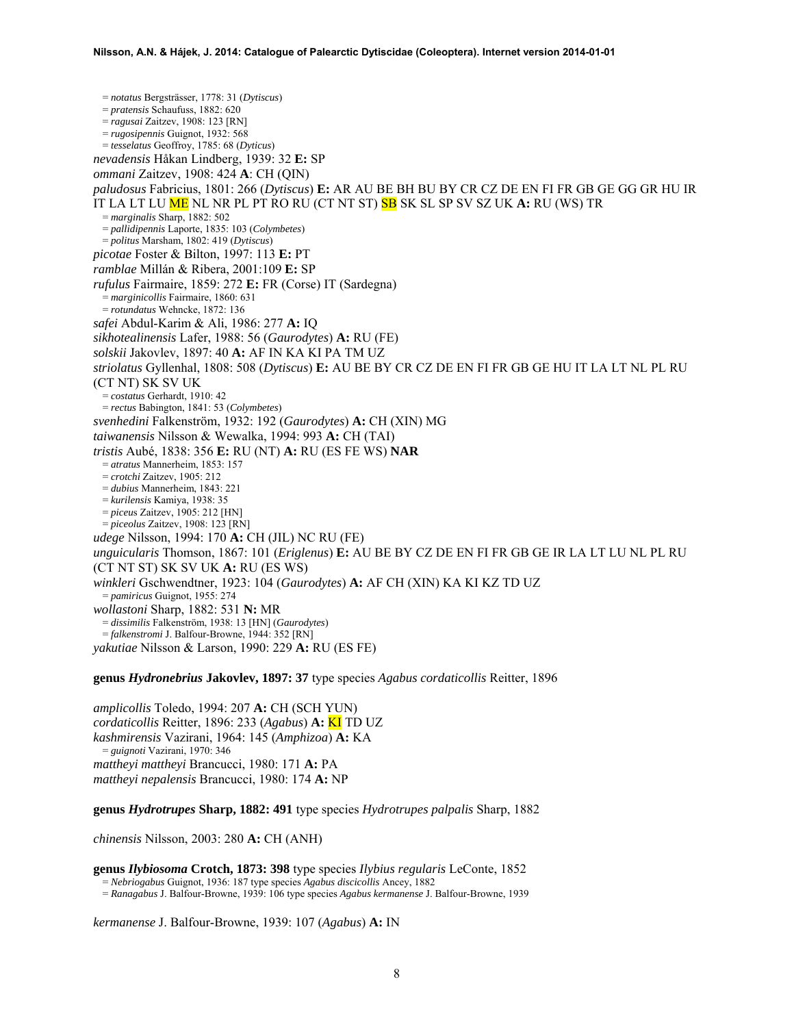= *notatus* Bergsträsser, 1778: 31 (*Dytiscus*)
= *pratensis* Schaufuss, 1882: 620
= *ragusai* Zaitzev, 1908: 123 [RN]
= *rugosipennis* Guignot, 1932: 568
= *tesselatus* Geoffroy, 1785: 68 (*Dyticus*)

*nevadensis* Håkan Lindberg, 1939: 32 **E:** SP
*ommani* Zaitzev, 1908: 424 **A**: CH (QIN)
*paludosus* Fabricius, 1801: 266 (*Dytiscus*) **E:** AR AU BE BH BU BY CR CZ DE EN FI FR GB GE GG GR HU IR IT LA LT LU ME NL NR PL PT RO RU (CT NT ST) SB SK SL SP SV SZ UK **A:** RU (WS) TR
= *marginalis* Sharp, 1882: 502
= *pallidipennis* Laporte, 1835: 103 (*Colymbetes*)
= *politus* Marsham, 1802: 419 (*Dytiscus*)

*picotae* Foster & Bilton, 1997: 113 **E:** PT
*ramblae* Millán & Ribera, 2001:109 **E:** SP
*rufulus* Fairmaire, 1859: 272 **E:** FR (Corse) IT (Sardegna)
= *marginicollis* Fairmaire, 1860: 631
= *rotundatus* Wehncke, 1872: 136

*safei* Abdul-Karim & Ali, 1986: 277 **A:** IQ
*sikhotealinensis* Lafer, 1988: 56 (*Gaurodytes*) **A:** RU (FE)
*solskii* Jakovlev, 1897: 40 **A:** AF IN KA KI PA TM UZ
*striolatus* Gyllenhal, 1808: 508 (*Dytiscus*) **E:** AU BE BY CR CZ DE EN FI FR GB GE HU IT LA LT NL PL RU (CT NT) SK SV UK
= *costatus* Gerhardt, 1910: 42
= *rectus* Babington, 1841: 53 (*Colymbetes*)

*svenhedini* Falkenström, 1932: 192 (*Gaurodytes*) **A:** CH (XIN) MG
*taiwanensis* Nilsson & Wewalka, 1994: 993 **A:** CH (TAI)
*tristis* Aubé, 1838: 356 **E:** RU (NT) **A:** RU (ES FE WS) **NAR**
= *atratus* Mannerheim, 1853: 157
= *crotchi* Zaitzev, 1905: 212
= *dubius* Mannerheim, 1843: 221
= *kurilensis* Kamiya, 1938: 35
= *piceus* Zaitzev, 1905: 212 [HN]
= *piceolus* Zaitzev, 1908: 123 [RN]

*udege* Nilsson, 1994: 170 **A:** CH (JIL) NC RU (FE)
*unguicularis* Thomson, 1867: 101 (*Eriglenus*) **E:** AU BE BY CZ DE EN FI FR GB GE IR LA LT LU NL PL RU (CT NT ST) SK SV UK **A:** RU (ES WS)
*winkleri* Gschwendtner, 1923: 104 (*Gaurodytes*) **A:** AF CH (XIN) KA KI KZ TD UZ
= *pamiricus* Guignot, 1955: 274

*wollastoni* Sharp, 1882: 531 **N:** MR
= *dissimilis* Falkenström, 1938: 13 [HN] (*Gaurodytes*)
= *falkenstromi* J. Balfour-Browne, 1944: 352 [RN]

*yakutiae* Nilsson & Larson, 1990: 229 **A:** RU (ES FE)

**genus *Hydronebrius* Jakovlev, 1897: 37** type species *Agabus cordaticollis* Reitter, 1896

*amplicollis* Toledo, 1994: 207 **A:** CH (SCH YUN)
*cordaticollis* Reitter, 1896: 233 (*Agabus*) **A:** KI TD UZ
*kashmirensis* Vazirani, 1964: 145 (*Amphizoa*) **A:** KA
= *guignoti* Vazirani, 1970: 346

*mattheyi mattheyi* Brancucci, 1980: 171 **A:** PA
*mattheyi nepalensis* Brancucci, 1980: 174 **A:** NP

**genus *Hydrotrupes* Sharp, 1882: 491** type species *Hydrotrupes palpalis* Sharp, 1882

*chinensis* Nilsson, 2003: 280 **A:** CH (ANH)

**genus *Ilybiosoma* Crotch, 1873: 398** type species *Ilybius regularis* LeConte, 1852
= *Nebriogabus* Guignot, 1936: 187 type species *Agabus discicollis* Ancey, 1882
= *Ranagabus* J. Balfour-Browne, 1939: 106 type species *Agabus kermanense* J. Balfour-Browne, 1939

*kermanense* J. Balfour-Browne, 1939: 107 (*Agabus*) **A:** IN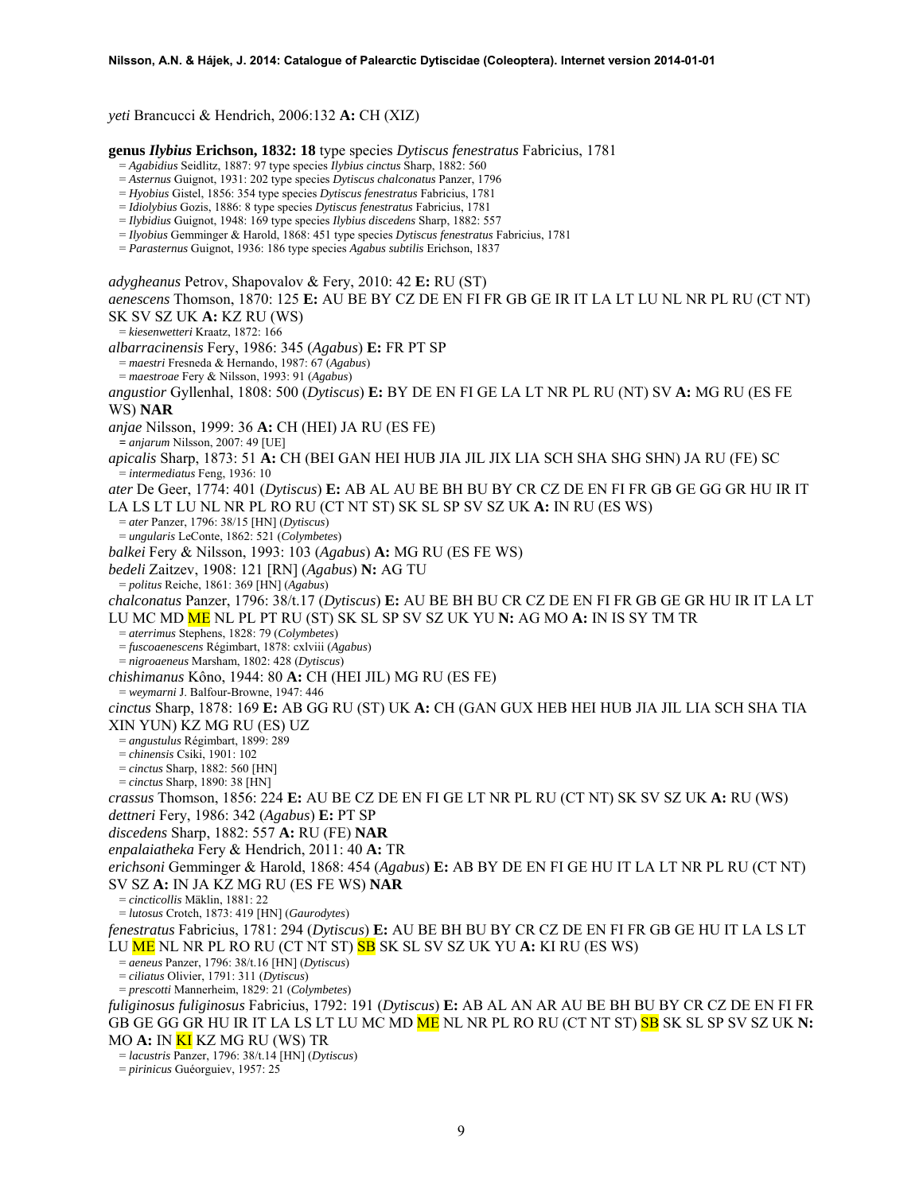*yeti* Brancucci & Hendrich, 2006:132 **A:** CH (XIZ)

**genus *Ilybius* Erichson, 1832: 18** type species *Dytiscus fenestratus* Fabricius, 1781

= *Agabidius* Seidlitz, 1887: 97 type species *Ilybius cinctus* Sharp, 1882: 560
= *Asternus* Guignot, 1931: 202 type species *Dytiscus chalconatus* Panzer, 1796
= *Hyobius* Gistel, 1856: 354 type species *Dytiscus fenestratus* Fabricius, 1781
= *Idiolybius* Gozis, 1886: 8 type species *Dytiscus fenestratus* Fabricius, 1781
= *Ilybidius* Guignot, 1948: 169 type species *Ilybius discedens* Sharp, 1882: 557
= *Ilyobius* Gemminger & Harold, 1868: 451 type species *Dytiscus fenestratus* Fabricius, 1781
= *Parasternus* Guignot, 1936: 186 type species *Agabus subtilis* Erichson, 1837

*adygheanus* Petrov, Shapovalov & Fery, 2010: 42 **E:** RU (ST)
*aenescens* Thomson, 1870: 125 **E:** AU BE BY CZ DE EN FI FR GB GE IR IT LA LT LU NL NR PL RU (CT NT) SK SV SZ UK **A:** KZ RU (WS)
= *kiesenwetteri* Kraatz, 1872: 166
*albarracinensis* Fery, 1986: 345 (*Agabus*) **E:** FR PT SP
= *maestri* Fresneda & Hernando, 1987: 67 (*Agabus*)
= *maestroae* Fery & Nilsson, 1993: 91 (*Agabus*)
*angustior* Gyllenhal, 1808: 500 (*Dytiscus*) **E:** BY DE EN FI GE LA LT NR PL RU (NT) SV **A:** MG RU (ES FE WS) **NAR**
*anjae* Nilsson, 1999: 36 **A:** CH (HEI) JA RU (ES FE)
= *anjarum* Nilsson, 2007: 49 [UE]
*apicalis* Sharp, 1873: 51 **A:** CH (BEI GAN HEI HUB JIA JIL JIX LIA SCH SHA SHG SHN) JA RU (FE) SC
= *intermediatus* Feng, 1936: 10
*ater* De Geer, 1774: 401 (*Dytiscus*) **E:** AB AL AU BE BH BU BY CR CZ DE EN FI FR GB GE GG GR HU IR IT LA LS LT LU NL NR PL RO RU (CT NT ST) SK SL SP SV SZ UK **A:** IN RU (ES WS)
= *ater* Panzer, 1796: 38/15 [HN] (*Dytiscus*)
= *ungularis* LeConte, 1862: 521 (*Colymbetes*)
*balkei* Fery & Nilsson, 1993: 103 (*Agabus*) **A:** MG RU (ES FE WS)
*bedeli* Zaitzev, 1908: 121 [RN] (*Agabus*) **N:** AG TU
= *politus* Reiche, 1861: 369 [HN] (*Agabus*)
*chalconatus* Panzer, 1796: 38/t.17 (*Dytiscus*) **E:** AU BE BH BU CR CZ DE EN FI FR GB GE GR HU IR IT LA LT LU MC MD ME NL PL PT RU (ST) SK SL SP SV SZ UK YU **N:** AG MO **A:** IN IS SY TM TR
= *aterrimus* Stephens, 1828: 79 (*Colymbetes*)
= *fuscoaenescens* Régimbart, 1878: cxlviii (*Agabus*)
= *nigroaeneus* Marsham, 1802: 428 (*Dytiscus*)
*chishimanus* Kôno, 1944: 80 **A:** CH (HEI JIL) MG RU (ES FE)
= *weymarni* J. Balfour-Browne, 1947: 446
*cinctus* Sharp, 1878: 169 **E:** AB GG RU (ST) UK **A:** CH (GAN GUX HEB HEI HUB JIA JIL LIA SCH SHA TIA XIN YUN) KZ MG RU (ES) UZ
= *angustulus* Régimbart, 1899: 289
= *chinensis* Csiki, 1901: 102
= *cinctus* Sharp, 1882: 560 [HN]
= *cinctus* Sharp, 1890: 38 [HN]
*crassus* Thomson, 1856: 224 **E:** AU BE CZ DE EN FI GE LT NR PL RU (CT NT) SK SV SZ UK **A:** RU (WS)
*dettneri* Fery, 1986: 342 (*Agabus*) **E:** PT SP
*discedens* Sharp, 1882: 557 **A:** RU (FE) **NAR**
*enpalaiatheka* Fery & Hendrich, 2011: 40 **A:** TR
*erichsoni* Gemminger & Harold, 1868: 454 (*Agabus*) **E:** AB BY DE EN FI GE HU IT LA LT NR PL RU (CT NT) SV SZ **A:** IN JA KZ MG RU (ES FE WS) **NAR**
= *cincticollis* Mäklin, 1881: 22
= *lutosus* Crotch, 1873: 419 [HN] (*Gaurodytes*)
*fenestratus* Fabricius, 1781: 294 (*Dytiscus*) **E:** AU BE BH BU BY CR CZ DE EN FI FR GB GE HU IT LA LS LT LU ME NL NR PL RO RU (CT NT ST) SB SK SL SV SZ UK YU **A:** KI RU (ES WS)
= *aeneus* Panzer, 1796: 38/t.16 [HN] (*Dytiscus*)
= *ciliatus* Olivier, 1791: 311 (*Dytiscus*)
= *prescotti* Mannerheim, 1829: 21 (*Colymbetes*)
*fuliginosus fuliginosus* Fabricius, 1792: 191 (*Dytiscus*) **E:** AB AL AN AR AU BE BH BU BY CR CZ DE EN FI FR GB GE GG GR HU IR IT LA LS LT LU MC MD ME NL NR PL RO RU (CT NT ST) SB SK SL SP SV SZ UK **N:** MO **A:** IN KI KZ MG RU (WS) TR
= *lacustris* Panzer, 1796: 38/t.14 [HN] (*Dytiscus*)
= *pirinicus* Guéorguiev, 1957: 25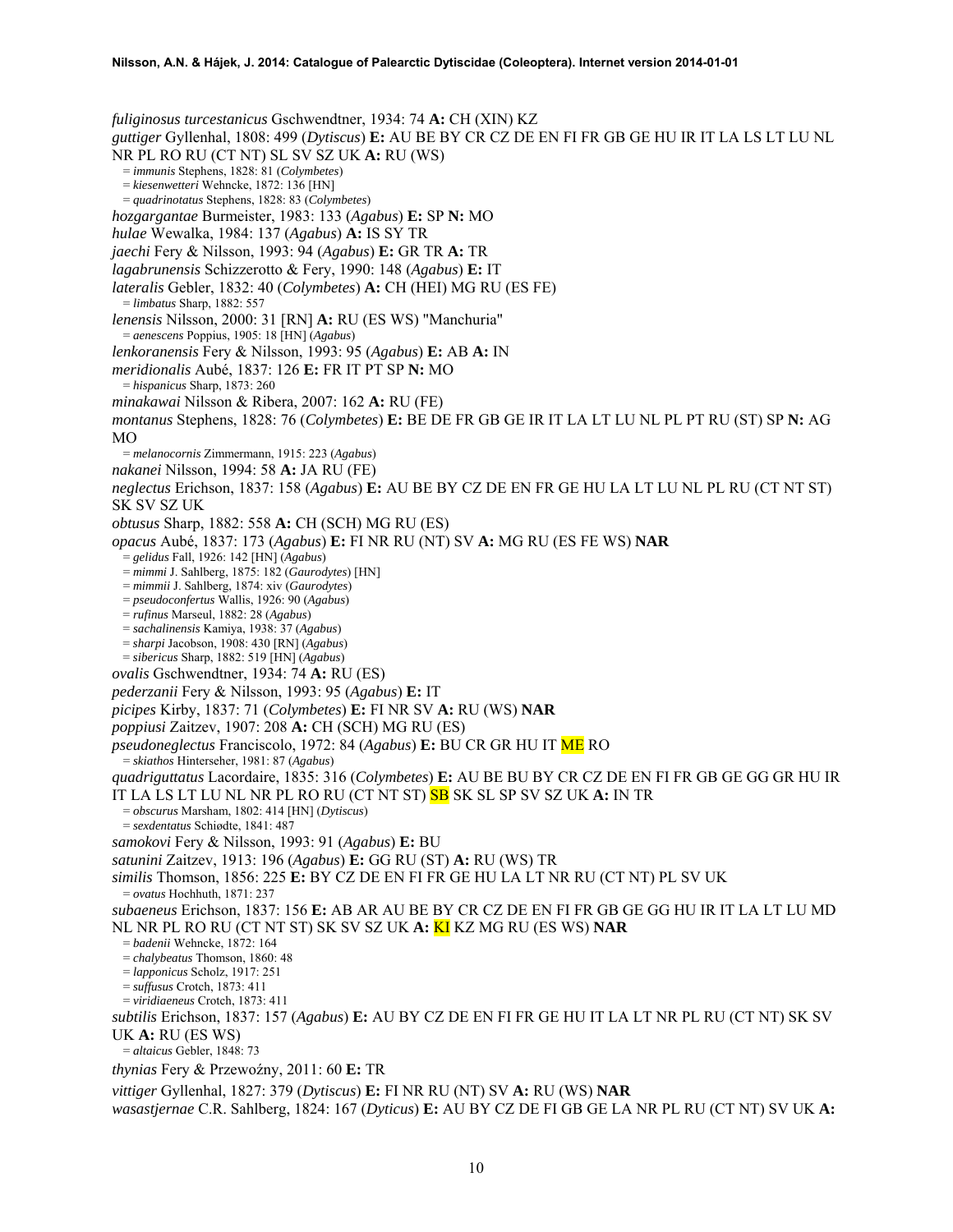*fuliginosus turcestanicus* Gschwendtner, 1934: 74 **A:** CH (XIN) KZ

*guttiger* Gyllenhal, 1808: 499 (*Dytiscus*) **E:** AU BE BY CR CZ DE EN FI FR GB GE HU IR IT LA LS LT LU NL NR PL RO RU (CT NT) SL SV SZ UK **A:** RU (WS)

= *immunis* Stephens, 1828: 81 (*Colymbetes*)
= *kiesenwetteri* Wehncke, 1872: 136 [HN]
= *quadrinotatus* Stephens, 1828: 83 (*Colymbetes*)

*hozgargantae* Burmeister, 1983: 133 (*Agabus*) **E:** SP **N:** MO

*hulae* Wewalka, 1984: 137 (*Agabus*) **A:** IS SY TR

*jaechi* Fery & Nilsson, 1993: 94 (*Agabus*) **E:** GR TR **A:** TR

*lagabrunensis* Schizzerotto & Fery, 1990: 148 (*Agabus*) **E:** IT

*lateralis* Gebler, 1832: 40 (*Colymbetes*) **A:** CH (HEI) MG RU (ES FE)

= *limbatus* Sharp, 1882: 557

*lenensis* Nilsson, 2000: 31 [RN] **A:** RU (ES WS) "Manchuria"

= *aenescens* Poppius, 1905: 18 [HN] (*Agabus*)

*lenkoranensis* Fery & Nilsson, 1993: 95 (*Agabus*) **E:** AB **A:** IN

*meridionalis* Aubé, 1837: 126 **E:** FR IT PT SP **N:** MO

= *hispanicus* Sharp, 1873: 260

*minakawai* Nilsson & Ribera, 2007: 162 **A:** RU (FE)

*montanus* Stephens, 1828: 76 (*Colymbetes*) **E:** BE DE FR GB GE IR IT LA LT LU NL PL PT RU (ST) SP **N:** AG MO

= *melanocornis* Zimmermann, 1915: 223 (*Agabus*)

*nakanei* Nilsson, 1994: 58 **A:** JA RU (FE)

*neglectus* Erichson, 1837: 158 (*Agabus*) **E:** AU BE BY CZ DE EN FR GE HU LA LT LU NL PL RU (CT NT ST) SK SV SZ UK

*obtusus* Sharp, 1882: 558 **A:** CH (SCH) MG RU (ES)

*opacus* Aubé, 1837: 173 (*Agabus*) **E:** FI NR RU (NT) SV **A:** MG RU (ES FE WS) **NAR**

= *gelidus* Fall, 1926: 142 [HN] (*Agabus*)
= *mimmi* J. Sahlberg, 1875: 182 (*Gaurodytes*) [HN]
= *mimmii* J. Sahlberg, 1874: xiv (*Gaurodytes*)
= *pseudoconfertus* Wallis, 1926: 90 (*Agabus*)
= *rufinus* Marseul, 1882: 28 (*Agabus*)
= *sachalinensis* Kamiya, 1938: 37 (*Agabus*)
= *sharpi* Jacobson, 1908: 430 [RN] (*Agabus*)
= *sibericus* Sharp, 1882: 519 [HN] (*Agabus*)

*ovalis* Gschwendtner, 1934: 74 **A:** RU (ES)

*pederzanii* Fery & Nilsson, 1993: 95 (*Agabus*) **E:** IT

*picipes* Kirby, 1837: 71 (*Colymbetes*) **E:** FI NR SV **A:** RU (WS) **NAR**

*poppiusi* Zaitzev, 1907: 208 **A:** CH (SCH) MG RU (ES)

*pseudoneglectus* Franciscolo, 1972: 84 (*Agabus*) **E:** BU CR GR HU IT ME RO

= *skiathos* Hinterseher, 1981: 87 (*Agabus*)

*quadriguttatus* Lacordaire, 1835: 316 (*Colymbetes*) **E:** AU BE BU BY CR CZ DE EN FI FR GB GE GG GR HU IR IT LA LS LT LU NL NR PL RO RU (CT NT ST) SB SK SL SP SV SZ UK **A:** IN TR

= *obscurus* Marsham, 1802: 414 [HN] (*Dytiscus*)
= *sexdentatus* Schiødte, 1841: 487

*samokovi* Fery & Nilsson, 1993: 91 (*Agabus*) **E:** BU

*satunini* Zaitzev, 1913: 196 (*Agabus*) **E:** GG RU (ST) **A:** RU (WS) TR

*similis* Thomson, 1856: 225 **E:** BY CZ DE EN FI FR GE HU LA LT NR RU (CT NT) PL SV UK

= *ovatus* Hochhuth, 1871: 237

*subaeneus* Erichson, 1837: 156 **E:** AB AR AU BE BY CR CZ DE EN FI FR GB GE GG HU IR IT LA LT LU MD NL NR PL RO RU (CT NT ST) SK SV SZ UK **A:** KI KZ MG RU (ES WS) **NAR**

= *badenii* Wehncke, 1872: 164
= *chalybeatus* Thomson, 1860: 48
= *lapponicus* Scholz, 1917: 251
= *suffusus* Crotch, 1873: 411
= *viridiaeneus* Crotch, 1873: 411

*subtilis* Erichson, 1837: 157 (*Agabus*) **E:** AU BY CZ DE EN FI FR GE HU IT LA LT NR PL RU (CT NT) SK SV UK **A:** RU (ES WS)

= *altaicus* Gebler, 1848: 73

*thynias* Fery & Przewoźny, 2011: 60 **E:** TR

*vittiger* Gyllenhal, 1827: 379 (*Dytiscus*) **E:** FI NR RU (NT) SV **A:** RU (WS) **NAR**

*wasastjernae* C.R. Sahlberg, 1824: 167 (*Dyticus*) **E:** AU BY CZ DE FI GB GE LA NR PL RU (CT NT) SV UK **A:**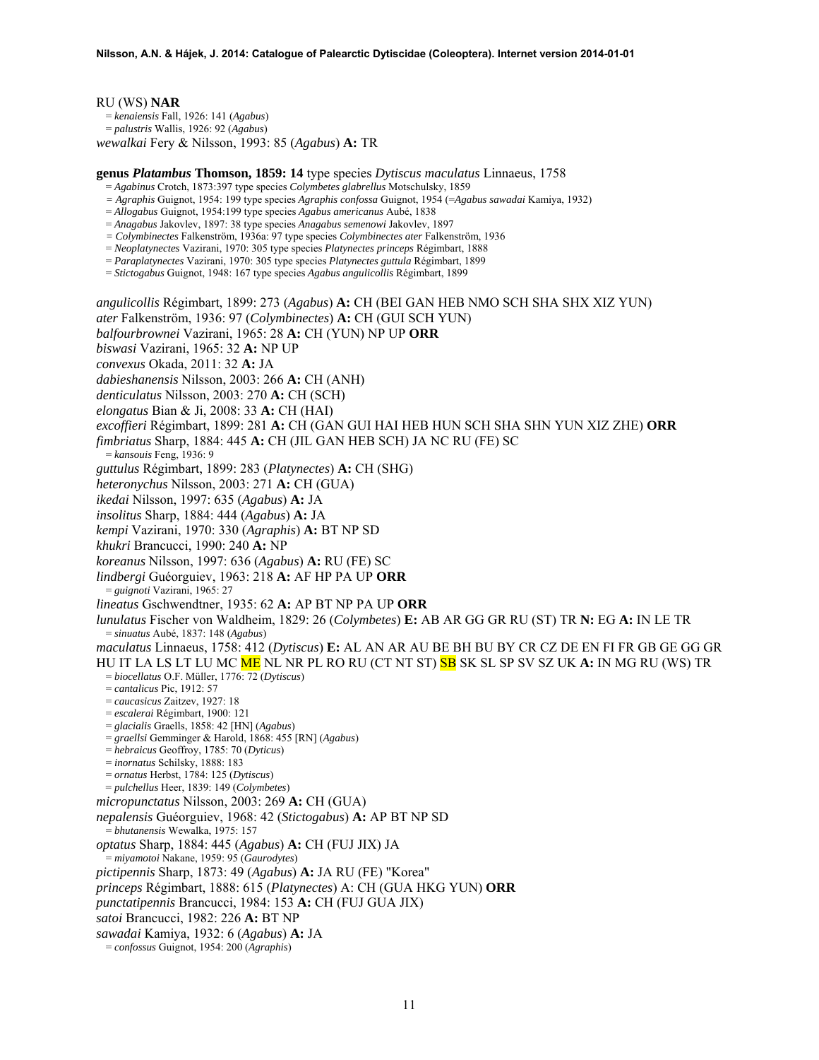RU (WS) **NAR**

= *kenaiensis* Fall, 1926: 141 (*Agabus*)
= *palustris* Wallis, 1926: 92 (*Agabus*)

*wewalkai* Fery & Nilsson, 1993: 85 (*Agabus*) **A:** TR

**genus *Platambus* Thomson, 1859: 14** type species *Dytiscus maculatus* Linnaeus, 1758

= *Agabinus* Crotch, 1873:397 type species *Colymbetes glabrellus* Motschulsky, 1859
= *Agraphis* Guignot, 1954: 199 type species *Agraphis confossa* Guignot, 1954 (=*Agabus sawadai* Kamiya, 1932)
= *Allogabus* Guignot, 1954:199 type species *Agabus americanus* Aubé, 1838
= *Anagabus* Jakovlev, 1897: 38 type species *Anagabus semenowi* Jakovlev, 1897
= *Colymbinectes* Falkenström, 1936a: 97 type species *Colymbinectes ater* Falkenström, 1936
= *Neoplatynectes* Vazirani, 1970: 305 type species *Platynectes princeps* Régimbart, 1888
= *Paraplatynectes* Vazirani, 1970: 305 type species *Platynectes guttula* Régimbart, 1899
= *Stictogabus* Guignot, 1948: 167 type species *Agabus angulicollis* Régimbart, 1899

*angulicollis* Régimbart, 1899: 273 (*Agabus*) **A:** CH (BEI GAN HEB NMO SCH SHA SHX XIZ YUN)
*ater* Falkenström, 1936: 97 (*Colymbinectes*) **A:** CH (GUI SCH YUN)
*balfourbrownei* Vazirani, 1965: 28 **A:** CH (YUN) NP UP **ORR**
*biswasi* Vazirani, 1965: 32 **A:** NP UP
*convexus* Okada, 2011: 32 **A:** JA
*dabieshanensis* Nilsson, 2003: 266 **A:** CH (ANH)
*denticulatus* Nilsson, 2003: 270 **A:** CH (SCH)
*elongatus* Bian & Ji, 2008: 33 **A:** CH (HAI)
*excoffieri* Régimbart, 1899: 281 **A:** CH (GAN GUI HAI HEB HUN SCH SHA SHN YUN XIZ ZHE) **ORR**
*fimbriatus* Sharp, 1884: 445 **A:** CH (JIL GAN HEB SCH) JA NC RU (FE) SC
= *kansouis* Feng, 1936: 9
*guttulus* Régimbart, 1899: 283 (*Platynectes*) **A:** CH (SHG)
*heteronychus* Nilsson, 2003: 271 **A:** CH (GUA)
*ikedai* Nilsson, 1997: 635 (*Agabus*) **A:** JA
*insolitus* Sharp, 1884: 444 (*Agabus*) **A:** JA
*kempi* Vazirani, 1970: 330 (*Agraphis*) **A:** BT NP SD
*khukri* Brancucci, 1990: 240 **A:** NP
*koreanus* Nilsson, 1997: 636 (*Agabus*) **A:** RU (FE) SC
*lindbergi* Guéorguiev, 1963: 218 **A:** AF HP PA UP **ORR**
= *guignoti* Vazirani, 1965: 27
*lineatus* Gschwendtner, 1935: 62 **A:** AP BT NP PA UP **ORR**
*lunulatus* Fischer von Waldheim, 1829: 26 (*Colymbetes*) **E:** AB AR GG GR RU (ST) TR **N:** EG **A:** IN LE TR
= *sinuatus* Aubé, 1837: 148 (*Agabus*)
*maculatus* Linnaeus, 1758: 412 (*Dytiscus*) **E:** AL AN AR AU BE BH BU BY CR CZ DE EN FI FR GB GE GG GR HU IT LA LS LT LU MC ME NL NR PL RO RU (CT NT ST) SB SK SL SP SV SZ UK **A:** IN MG RU (WS) TR
= *biocellatus* O.F. Müller, 1776: 72 (*Dytiscus*)
= *cantalicus* Pic, 1912: 57
= *caucasicus* Zaitzev, 1927: 18
= *escalerai* Régimbart, 1900: 121
= *glacialis* Graells, 1858: 42 [HN] (*Agabus*)
= *graellsi* Gemminger & Harold, 1868: 455 [RN] (*Agabus*)
= *hebraicus* Geoffroy, 1785: 70 (*Dyticus*)
= *inornatus* Schilsky, 1888: 183
= *ornatus* Herbst, 1784: 125 (*Dytiscus*)
= *pulchellus* Heer, 1839: 149 (*Colymbetes*)
*micropunctatus* Nilsson, 2003: 269 **A:** CH (GUA)
*nepalensis* Guéorguiev, 1968: 42 (*Stictogabus*) **A:** AP BT NP SD
= *bhutanensis* Wewalka, 1975: 157
*optatus* Sharp, 1884: 445 (*Agabus*) **A:** CH (FUJ JIX) JA
= *miyamotoi* Nakane, 1959: 95 (*Gaurodytes*)
*pictipennis* Sharp, 1873: 49 (*Agabus*) **A:** JA RU (FE) "Korea"
*princeps* Régimbart, 1888: 615 (*Platynectes*) A: CH (GUA HKG YUN) **ORR**
*punctatipennis* Brancucci, 1984: 153 **A:** CH (FUJ GUA JIX)
*satoi* Brancucci, 1982: 226 **A:** BT NP
*sawadai* Kamiya, 1932: 6 (*Agabus*) **A:** JA
= *confossus* Guignot, 1954: 200 (*Agraphis*)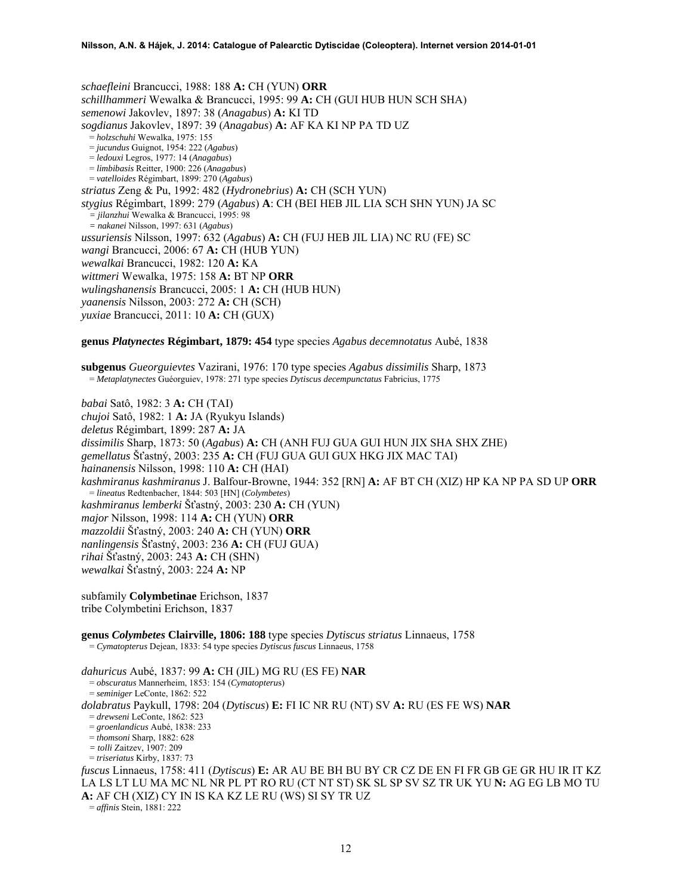*schaefleini* Brancucci, 1988: 188 **A:** CH (YUN) **ORR**
*schillhammeri* Wewalka & Brancucci, 1995: 99 **A:** CH (GUI HUB HUN SCH SHA)
*semenowi* Jakovlev, 1897: 38 (*Anagabus*) **A:** KI TD
*sogdianus* Jakovlev, 1897: 39 (*Anagabus*) **A:** AF KA KI NP PA TD UZ
= *holzschuhi* Wewalka, 1975: 155
= *jucundus* Guignot, 1954: 222 (*Agabus*)
= *ledouxi* Legros, 1977: 14 (*Anagabus*)
= *limbibasis* Reitter, 1900: 226 (*Anagabus*)
= *vatelloides* Régimbart, 1899: 270 (*Agabus*)
*striatus* Zeng & Pu, 1992: 482 (*Hydronebrius*) **A:** CH (SCH YUN)
*stygius* Régimbart, 1899: 279 (*Agabus*) **A**: CH (BEI HEB JIL LIA SCH SHN YUN) JA SC
= *jilanzhui* Wewalka & Brancucci, 1995: 98
= *nakanei* Nilsson, 1997: 631 (*Agabus*)
*ussuriensis* Nilsson, 1997: 632 (*Agabus*) **A:** CH (FUJ HEB JIL LIA) NC RU (FE) SC
*wangi* Brancucci, 2006: 67 **A:** CH (HUB YUN)
*wewalkai* Brancucci, 1982: 120 **A:** KA
*wittmeri* Wewalka, 1975: 158 **A:** BT NP **ORR**
*wulingshanensis* Brancucci, 2005: 1 **A:** CH (HUB HUN)
*yaanensis* Nilsson, 2003: 272 **A:** CH (SCH)
*yuxiae* Brancucci, 2011: 10 **A:** CH (GUX)

**genus *Platynectes* Régimbart, 1879: 454** type species *Agabus decemnotatus* Aubé, 1838

**subgenus** *Gueorguievtes* Vazirani, 1976: 170 type species *Agabus dissimilis* Sharp, 1873
= *Metaplatynectes* Guéorguiev, 1978: 271 type species *Dytiscus decempunctatus* Fabricius, 1775

*babai* Satô, 1982: 3 **A:** CH (TAI)
*chujoi* Satô, 1982: 1 **A:** JA (Ryukyu Islands)
*deletus* Régimbart, 1899: 287 **A:** JA
*dissimilis* Sharp, 1873: 50 (*Agabus*) **A:** CH (ANH FUJ GUA GUI HUN JIX SHA SHX ZHE)
*gemellatus* Šťastný, 2003: 235 **A:** CH (FUJ GUA GUI GUX HKG JIX MAC TAI)
*hainanensis* Nilsson, 1998: 110 **A:** CH (HAI)
*kashmiranus kashmiranus* J. Balfour-Browne, 1944: 352 [RN] **A:** AF BT CH (XIZ) HP KA NP PA SD UP **ORR**
= *lineatus* Redtenbacher, 1844: 503 [HN] (*Colymbetes*)
*kashmiranus lemberki* Šťastný, 2003: 230 **A:** CH (YUN)
*major* Nilsson, 1998: 114 **A:** CH (YUN) **ORR**
*mazzoldii* Šťastný, 2003: 240 **A:** CH (YUN) **ORR**
*nanlingensis* Šťastný, 2003: 236 **A:** CH (FUJ GUA)
*rihai* Šťastný, 2003: 243 **A:** CH (SHN)
*wewalkai* Šťastný, 2003: 224 **A:** NP

subfamily **Colymbetinae** Erichson, 1837
tribe Colymbetini Erichson, 1837

**genus *Colymbetes* Clairville, 1806: 188** type species *Dytiscus striatus* Linnaeus, 1758
= *Cymatopterus* Dejean, 1833: 54 type species *Dytiscus fuscus* Linnaeus, 1758

*dahuricus* Aubé, 1837: 99 **A:** CH (JIL) MG RU (ES FE) **NAR**
= *obscuratus* Mannerheim, 1853: 154 (*Cymatopterus*)
= *seminiger* LeConte, 1862: 522
*dolabratus* Paykull, 1798: 204 (*Dytiscus*) **E:** FI IC NR RU (NT) SV **A:** RU (ES FE WS) **NAR**
= *drewseni* LeConte, 1862: 523
= *groenlandicus* Aubé, 1838: 233
= *thomsoni* Sharp, 1882: 628
= *tolli* Zaitzev, 1907: 209
= *triseriatus* Kirby, 1837: 73
*fuscus* Linnaeus, 1758: 411 (*Dytiscus*) **E:** AR AU BE BH BU BY CR CZ DE EN FI FR GB GE GR HU IR IT KZ LA LS LT LU MA MC NL NR PL PT RO RU (CT NT ST) SK SL SP SV SZ TR UK YU **N:** AG EG LB MO TU **A:** AF CH (XIZ) CY IN IS KA KZ LE RU (WS) SI SY TR UZ
= *affinis* Stein, 1881: 222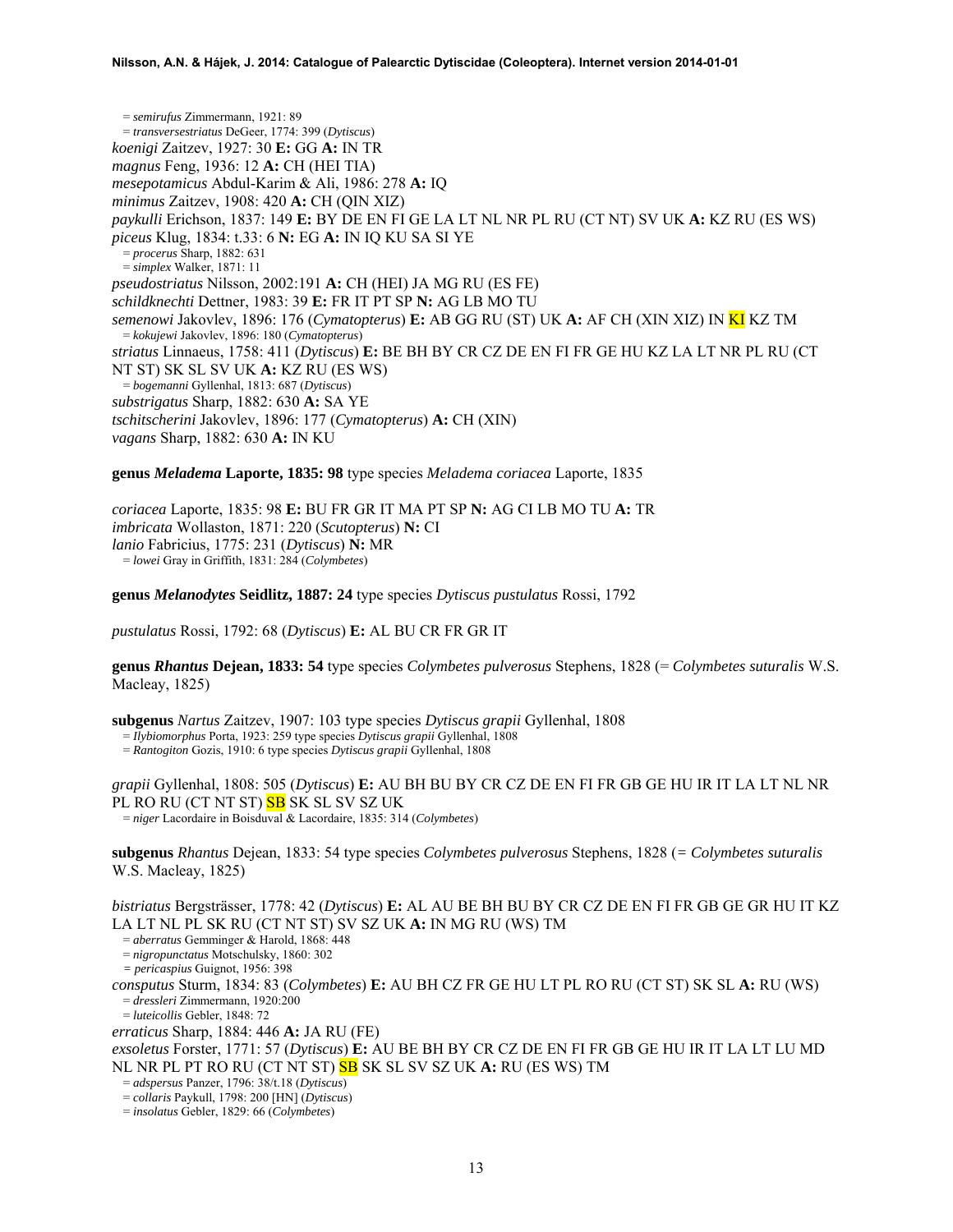= *semirufus* Zimmermann, 1921: 89
= *transversestriatus* DeGeer, 1774: 399 (*Dytiscus*)
*koenigi* Zaitzev, 1927: 30 **E:** GG **A:** IN TR
*magnus* Feng, 1936: 12 **A:** CH (HEI TIA)
*mesepotamicus* Abdul-Karim & Ali, 1986: 278 **A:** IQ
*minimus* Zaitzev, 1908: 420 **A:** CH (QIN XIZ)
*paykulli* Erichson, 1837: 149 **E:** BY DE EN FI GE LA LT NL NR PL RU (CT NT) SV UK **A:** KZ RU (ES WS)
*piceus* Klug, 1834: t.33: 6 **N:** EG **A:** IN IQ KU SA SI YE
= *procerus* Sharp, 1882: 631
= *simplex* Walker, 1871: 11
*pseudostriatus* Nilsson, 2002:191 **A:** CH (HEI) JA MG RU (ES FE)
*schildknechti* Dettner, 1983: 39 **E:** FR IT PT SP **N:** AG LB MO TU
*semenowi* Jakovlev, 1896: 176 (*Cymatopterus*) **E:** AB GG RU (ST) UK **A:** AF CH (XIN XIZ) IN KI KZ TM
= *kokujewi* Jakovlev, 1896: 180 (*Cymatopterus*)
*striatus* Linnaeus, 1758: 411 (*Dytiscus*) **E:** BE BH BY CR CZ DE EN FI FR GE HU KZ LA LT NR PL RU (CT NT ST) SK SL SV UK **A:** KZ RU (ES WS)
= *bogemanni* Gyllenhal, 1813: 687 (*Dytiscus*)
*substrigatus* Sharp, 1882: 630 **A:** SA YE
*tschitscherini* Jakovlev, 1896: 177 (*Cymatopterus*) **A:** CH (XIN)
*vagans* Sharp, 1882: 630 **A:** IN KU

**genus *Meladema* Laporte, 1835: 98** type species *Meladema coriacea* Laporte, 1835

*coriacea* Laporte, 1835: 98 **E:** BU FR GR IT MA PT SP **N:** AG CI LB MO TU **A:** TR
*imbricata* Wollaston, 1871: 220 (*Scutopterus*) **N:** CI
*lanio* Fabricius, 1775: 231 (*Dytiscus*) **N:** MR
= *lowei* Gray in Griffith, 1831: 284 (*Colymbetes*)

**genus *Melanodytes* Seidlitz, 1887: 24** type species *Dytiscus pustulatus* Rossi, 1792

*pustulatus* Rossi, 1792: 68 (*Dytiscus*) **E:** AL BU CR FR GR IT

**genus *Rhantus* Dejean, 1833: 54** type species *Colymbetes pulverosus* Stephens, 1828 (= *Colymbetes suturalis* W.S. Macleay, 1825)

**subgenus** *Nartus* Zaitzev, 1907: 103 type species *Dytiscus grapii* Gyllenhal, 1808
= *Ilybiomorphus* Porta, 1923: 259 type species *Dytiscus grapii* Gyllenhal, 1808
= *Rantogiton* Gozis, 1910: 6 type species *Dytiscus grapii* Gyllenhal, 1808

*grapii* Gyllenhal, 1808: 505 (*Dytiscus*) **E:** AU BH BU BY CR CZ DE EN FI FR GB GE HU IR IT LA LT NL NR PL RO RU (CT NT ST) SB SK SL SV SZ UK
= *niger* Lacordaire in Boisduval & Lacordaire, 1835: 314 (*Colymbetes*)

**subgenus** *Rhantus* Dejean, 1833: 54 type species *Colymbetes pulverosus* Stephens, 1828 (= *Colymbetes suturalis* W.S. Macleay, 1825)

*bistriatus* Bergsträsser, 1778: 42 (*Dytiscus*) **E:** AL AU BE BH BU BY CR CZ DE EN FI FR GB GE GR HU IT KZ LA LT NL PL SK RU (CT NT ST) SV SZ UK **A:** IN MG RU (WS) TM
= *aberratus* Gemminger & Harold, 1868: 448
= *nigropunctatus* Motschulsky, 1860: 302
= *pericaspius* Guignot, 1956: 398
*consputus* Sturm, 1834: 83 (*Colymbetes*) **E:** AU BH CZ FR GE HU LT PL RO RU (CT ST) SK SL **A:** RU (WS)
= *dressleri* Zimmermann, 1920:200
= *luteicollis* Gebler, 1848: 72
*erraticus* Sharp, 1884: 446 **A:** JA RU (FE)
*exsoletus* Forster, 1771: 57 (*Dytiscus*) **E:** AU BE BH BY CR CZ DE EN FI FR GB GE HU IR IT LA LT LU MD NL NR PL PT RO RU (CT NT ST) SB SK SL SV SZ UK **A:** RU (ES WS) TM
= *adspersus* Panzer, 1796: 38/t.18 (*Dytiscus*)
= *collaris* Paykull, 1798: 200 [HN] (*Dytiscus*)
= *insolatus* Gebler, 1829: 66 (*Colymbetes*)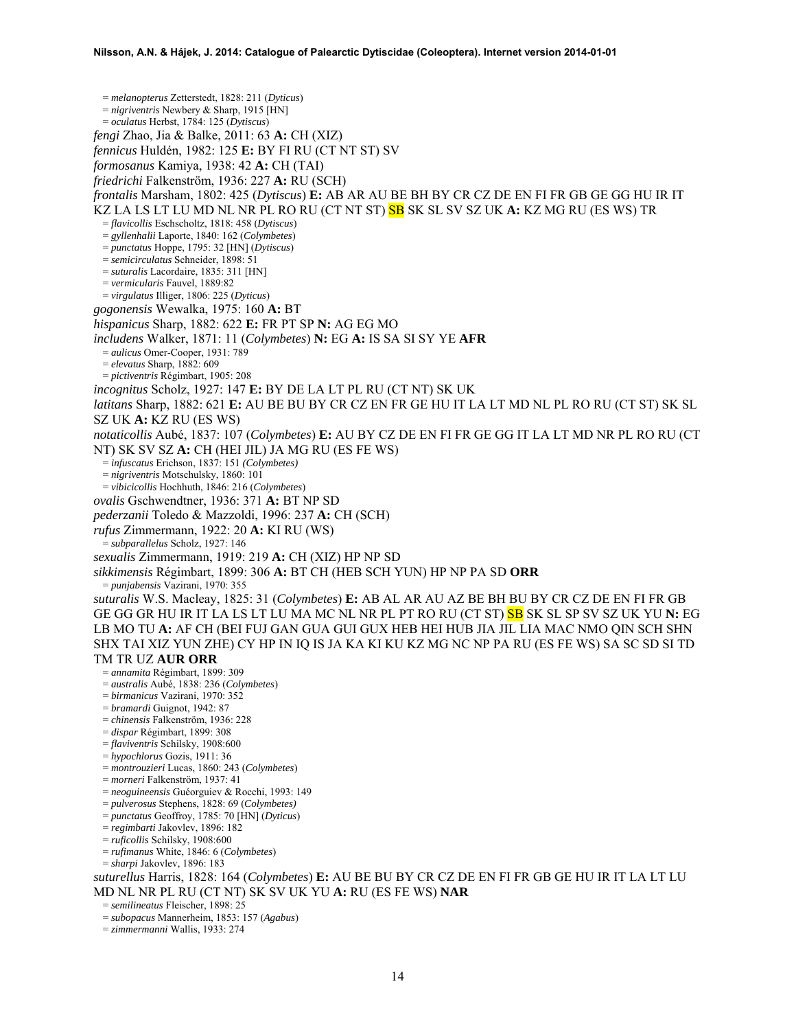= *melanopterus* Zetterstedt, 1828: 211 (*Dyticus*)
= *nigriventris* Newbery & Sharp, 1915 [HN]
= *oculatus* Herbst, 1784: 125 (*Dytiscus*)

*fengi* Zhao, Jia & Balke, 2011: 63 **A:** CH (XIZ)

*fennicus* Huldén, 1982: 125 **E:** BY FI RU (CT NT ST) SV

*formosanus* Kamiya, 1938: 42 **A:** CH (TAI)

*friedrichi* Falkenström, 1936: 227 **A:** RU (SCH)

*frontalis* Marsham, 1802: 425 (*Dytiscus*) **E:** AB AR AU BE BH BY CR CZ DE EN FI FR GB GE GG HU IR IT KZ LA LS LT LU MD NL NR PL RO RU (CT NT ST) SB SK SL SV SZ UK **A:** KZ MG RU (ES WS) TR
= *flavicollis* Eschscholtz, 1818: 458 (*Dytiscus*)
= *gyllenhalii* Laporte, 1840: 162 (*Colymbetes*)
= *punctatus* Hoppe, 1795: 32 [HN] (*Dytiscus*)
= *semicirculatus* Schneider, 1898: 51
= *suturalis* Lacordaire, 1835: 311 [HN]
= *vermicularis* Fauvel, 1889:82
= *virgulatus* Illiger, 1806: 225 (*Dyticus*)

*gogonensis* Wewalka, 1975: 160 **A:** BT

*hispanicus* Sharp, 1882: 622 **E:** FR PT SP **N:** AG EG MO

*includens* Walker, 1871: 11 (*Colymbetes*) **N:** EG **A:** IS SA SI SY YE **AFR**
= *aulicus* Omer-Cooper, 1931: 789
= *elevatus* Sharp, 1882: 609
= *pictiventris* Régimbart, 1905: 208

*incognitus* Scholz, 1927: 147 **E:** BY DE LA LT PL RU (CT NT) SK UK

*latitans* Sharp, 1882: 621 **E:** AU BE BU BY CR CZ EN FR GE HU IT LA LT MD NL PL RO RU (CT ST) SK SL SZ UK **A:** KZ RU (ES WS)

*notaticollis* Aubé, 1837: 107 (*Colymbetes*) **E:** AU BY CZ DE EN FI FR GE GG IT LA LT MD NR PL RO RU (CT NT) SK SV SZ **A:** CH (HEI JIL) JA MG RU (ES FE WS)
= *infuscatus* Erichson, 1837: 151 (*Colymbetes*)
= *nigriventris* Motschulsky, 1860: 101
= *vibicicollis* Hochhuth, 1846: 216 (*Colymbetes*)

*ovalis* Gschwendtner, 1936: 371 **A:** BT NP SD

*pederzanii* Toledo & Mazzoldi, 1996: 237 **A:** CH (SCH)

*rufus* Zimmermann, 1922: 20 **A:** KI RU (WS)
= *subparallelus* Scholz, 1927: 146

*sexualis* Zimmermann, 1919: 219 **A:** CH (XIZ) HP NP SD

*sikkimensis* Régimbart, 1899: 306 **A:** BT CH (HEB SCH YUN) HP NP PA SD **ORR**
= *punjabensis* Vazirani, 1970: 355

*suturalis* W.S. Macleay, 1825: 31 (*Colymbetes*) **E:** AB AL AR AU AZ BE BH BU BY CR CZ DE EN FI FR GB GE GG GR HU IR IT LA LS LT LU MA MC NL NR PL PT RO RU (CT ST) SB SK SL SP SV SZ UK YU **N:** EG LB MO TU **A:** AF CH (BEI FUJ GAN GUA GUI GUX HEB HEI HUB JIA JIL LIA MAC NMO QIN SCH SHN SHX TAI XIZ YUN ZHE) CY HP IN IQ IS JA KA KI KU KZ MG NC NP PA RU (ES FE WS) SA SC SD SI TD TM TR UZ **AUR ORR**
= *annamita* Régimbart, 1899: 309
= *australis* Aubé, 1838: 236 (*Colymbetes*)
= *birmanicus* Vazirani, 1970: 352
= *bramardi* Guignot, 1942: 87
= *chinensis* Falkenström, 1936: 228
= *dispar* Régimbart, 1899: 308
= *flaviventris* Schilsky, 1908:600
= *hypochlorus* Gozis, 1911: 36
= *montrouzieri* Lucas, 1860: 243 (*Colymbetes*)
= *morneri* Falkenström, 1937: 41
= *neoguineensis* Guéorguiev & Rocchi, 1993: 149
= *pulverosus* Stephens, 1828: 69 (*Colymbetes*)
= *punctatus* Geoffroy, 1785: 70 [HN] (*Dyticus*)
= *regimbarti* Jakovlev, 1896: 182
= *ruficollis* Schilsky, 1908:600
= *rufimanus* White, 1846: 6 (*Colymbetes*)
= *sharpi* Jakovlev, 1896: 183

*suturellus* Harris, 1828: 164 (*Colymbetes*) **E:** AU BE BU BY CR CZ DE EN FI FR GB GE HU IR IT LA LT LU MD NL NR PL RU (CT NT) SK SV UK YU **A:** RU (ES FE WS) **NAR**
= *semilineatus* Fleischer, 1898: 25
= *subopacus* Mannerheim, 1853: 157 (*Agabus*)
= *zimmermanni* Wallis, 1933: 274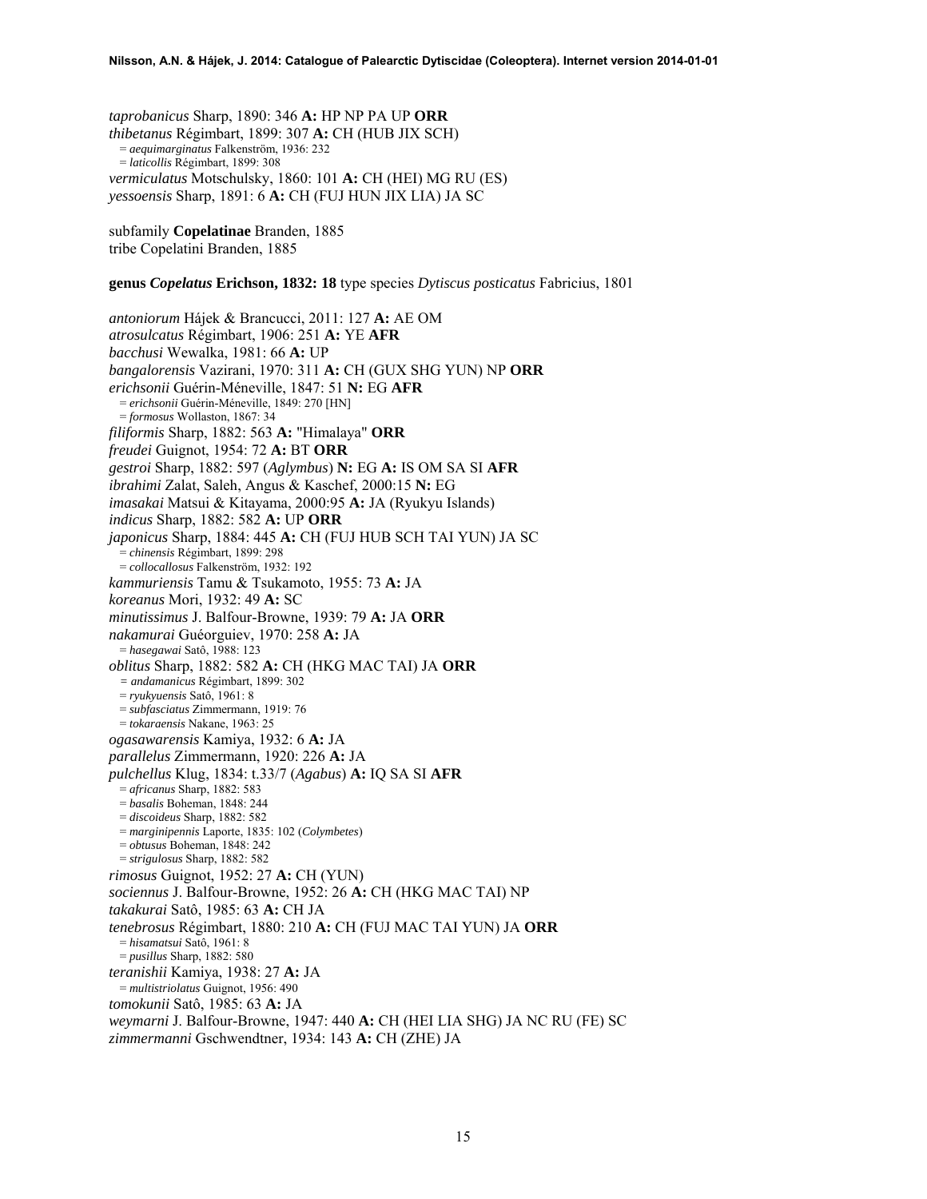*taprobanicus* Sharp, 1890: 346 **A:** HP NP PA UP **ORR**
*thibetanus* Régimbart, 1899: 307 **A:** CH (HUB JIX SCH)
= *aequimarginatus* Falkenström, 1936: 232
= *laticollis* Régimbart, 1899: 308
*vermiculatus* Motschulsky, 1860: 101 **A:** CH (HEI) MG RU (ES)
*yessoensis* Sharp, 1891: 6 **A:** CH (FUJ HUN JIX LIA) JA SC

subfamily **Copelatinae** Branden, 1885
tribe Copelatini Branden, 1885

**genus *Copelatus* Erichson, 1832: 18** type species *Dytiscus posticatus* Fabricius, 1801

*antoniorum* Hájek & Brancucci, 2011: 127 **A:** AE OM
*atrosulcatus* Régimbart, 1906: 251 **A:** YE **AFR**
*bacchusi* Wewalka, 1981: 66 **A:** UP
*bangalorensis* Vazirani, 1970: 311 **A:** CH (GUX SHG YUN) NP **ORR**
*erichsonii* Guérin-Méneville, 1847: 51 **N:** EG **AFR**
= *erichsonii* Guérin-Méneville, 1849: 270 [HN]
= *formosus* Wollaston, 1867: 34
*filiformis* Sharp, 1882: 563 **A:** "Himalaya" **ORR**
*freudei* Guignot, 1954: 72 **A:** BT **ORR**
*gestroi* Sharp, 1882: 597 (*Aglymbus*) **N:** EG **A:** IS OM SA SI **AFR**
*ibrahimi* Zalat, Saleh, Angus & Kaschef, 2000:15 **N:** EG
*imasakai* Matsui & Kitayama, 2000:95 **A:** JA (Ryukyu Islands)
*indicus* Sharp, 1882: 582 **A:** UP **ORR**
*japonicus* Sharp, 1884: 445 **A:** CH (FUJ HUB SCH TAI YUN) JA SC
= *chinensis* Régimbart, 1899: 298
= *collocallosus* Falkenström, 1932: 192
*kammuriensis* Tamu & Tsukamoto, 1955: 73 **A:** JA
*koreanus* Mori, 1932: 49 **A:** SC
*minutissimus* J. Balfour-Browne, 1939: 79 **A:** JA **ORR**
*nakamurai* Guéorguiev, 1970: 258 **A:** JA
= *hasegawai* Satô, 1988: 123
*oblitus* Sharp, 1882: 582 **A:** CH (HKG MAC TAI) JA **ORR**
= *andamanicus* Régimbart, 1899: 302
= *ryukyuensis* Satô, 1961: 8
= *subfasciatus* Zimmermann, 1919: 76
= *tokaraensis* Nakane, 1963: 25
*ogasawarensis* Kamiya, 1932: 6 **A:** JA
*parallelus* Zimmermann, 1920: 226 **A:** JA
*pulchellus* Klug, 1834: t.33/7 (*Agabus*) **A:** IQ SA SI **AFR**
= *africanus* Sharp, 1882: 583
= *basalis* Boheman, 1848: 244
= *discoideus* Sharp, 1882: 582
= *marginipennis* Laporte, 1835: 102 (*Colymbetes*)
= *obtusus* Boheman, 1848: 242
= *strigulosus* Sharp, 1882: 582
*rimosus* Guignot, 1952: 27 **A:** CH (YUN)
*sociennus* J. Balfour-Browne, 1952: 26 **A:** CH (HKG MAC TAI) NP
*takakurai* Satô, 1985: 63 **A:** CH JA
*tenebrosus* Régimbart, 1880: 210 **A:** CH (FUJ MAC TAI YUN) JA **ORR**
= *hisamatsui* Satô, 1961: 8
= *pusillus* Sharp, 1882: 580
*teranishii* Kamiya, 1938: 27 **A:** JA
= *multistriolatus* Guignot, 1956: 490
*tomokunii* Satô, 1985: 63 **A:** JA
*weymarni* J. Balfour-Browne, 1947: 440 **A:** CH (HEI LIA SHG) JA NC RU (FE) SC
*zimmermanni* Gschwendtner, 1934: 143 **A:** CH (ZHE) JA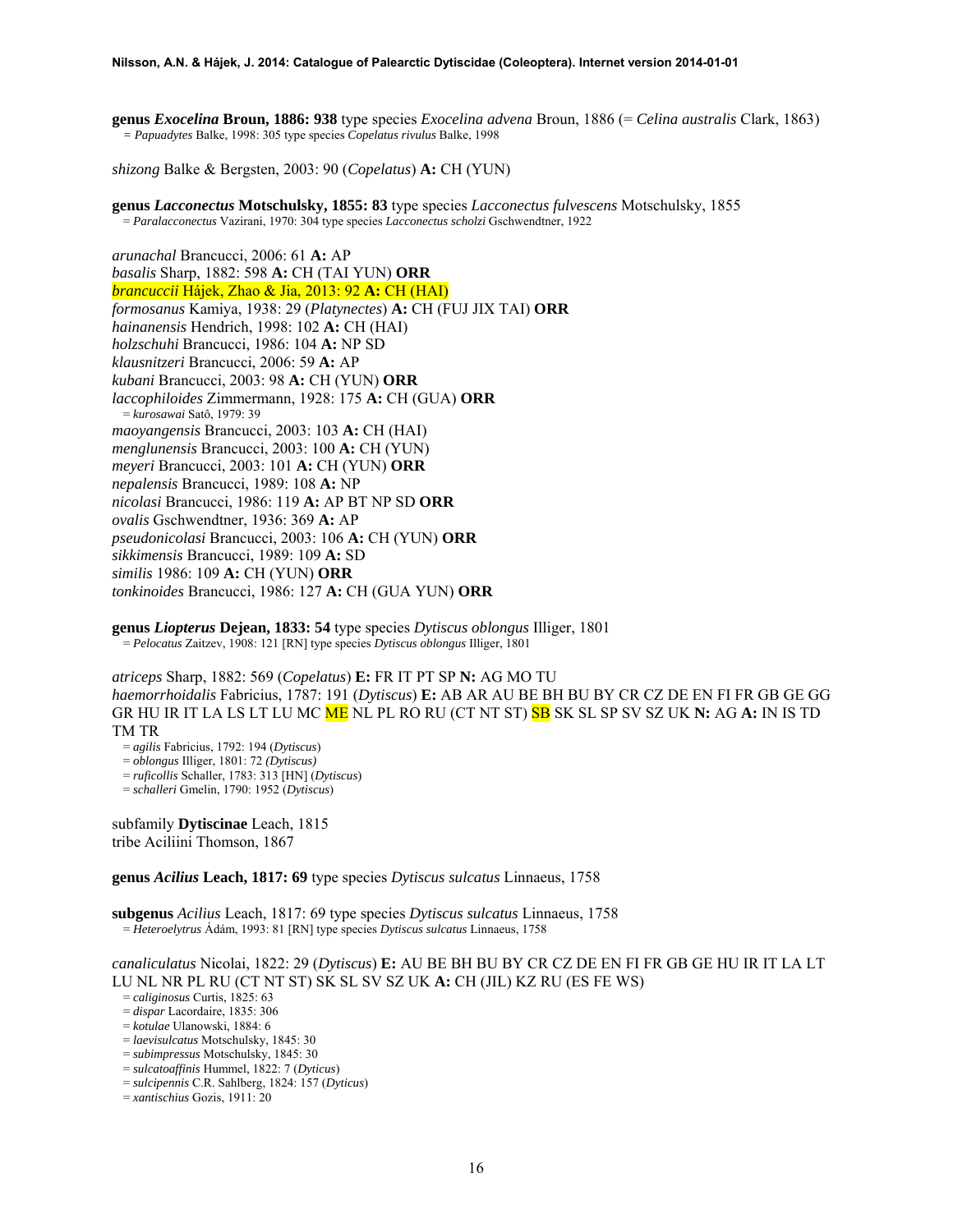**genus *Exocelina* Broun, 1886: 938** type species *Exocelina advena* Broun, 1886 (= *Celina australis* Clark, 1863)
= *Papuadytes* Balke, 1998: 305 type species *Copelatus rivulus* Balke, 1998

*shizong* Balke & Bergsten, 2003: 90 (*Copelatus*) **A:** CH (YUN)

**genus *Lacconectus* Motschulsky, 1855: 83** type species *Lacconectus fulvescens* Motschulsky, 1855
= *Paralacconectus* Vazirani, 1970: 304 type species *Lacconectus scholzi* Gschwendtner, 1922

*arunachal* Brancucci, 2006: 61 **A:** AP
*basalis* Sharp, 1882: 598 **A:** CH (TAI YUN) **ORR**
*brancuccii* Hájek, Zhao & Jia, 2013: 92 **A:** CH (HAI)
*formosanus* Kamiya, 1938: 29 (*Platynectes*) **A:** CH (FUJ JIX TAI) **ORR**
*hainanensis* Hendrich, 1998: 102 **A:** CH (HAI)
*holzschuhi* Brancucci, 1986: 104 **A:** NP SD
*klausnitzeri* Brancucci, 2006: 59 **A:** AP
*kubani* Brancucci, 2003: 98 **A:** CH (YUN) **ORR**
*laccophiloides* Zimmermann, 1928: 175 **A:** CH (GUA) **ORR**
= *kurosawai* Satô, 1979: 39
*maoyangensis* Brancucci, 2003: 103 **A:** CH (HAI)
*menglunensis* Brancucci, 2003: 100 **A:** CH (YUN)
*meyeri* Brancucci, 2003: 101 **A:** CH (YUN) **ORR**
*nepalensis* Brancucci, 1989: 108 **A:** NP
*nicolasi* Brancucci, 1986: 119 **A:** AP BT NP SD **ORR**
*ovalis* Gschwendtner, 1936: 369 **A:** AP
*pseudonicolasi* Brancucci, 2003: 106 **A:** CH (YUN) **ORR**
*sikkimensis* Brancucci, 1989: 109 **A:** SD
*similis* 1986: 109 **A:** CH (YUN) **ORR**
*tonkinoides* Brancucci, 1986: 127 **A:** CH (GUA YUN) **ORR**

**genus *Liopterus* Dejean, 1833: 54** type species *Dytiscus oblongus* Illiger, 1801
= *Pelocatus* Zaitzev, 1908: 121 [RN] type species *Dytiscus oblongus* Illiger, 1801

*atriceps* Sharp, 1882: 569 (*Copelatus*) **E:** FR IT PT SP **N:** AG MO TU
*haemorrhoidalis* Fabricius, 1787: 191 (*Dytiscus*) **E:** AB AR AU BE BH BU BY CR CZ DE EN FI FR GB GE GG GR HU IR IT LA LS LT LU MC ME NL PL RO RU (CT NT ST) SB SK SL SP SV SZ UK **N:** AG **A:** IN IS TD TM TR
= *agilis* Fabricius, 1792: 194 (*Dytiscus*)
= *oblongus* Illiger, 1801: 72 *(Dytiscus)*
= *ruficollis* Schaller, 1783: 313 [HN] (*Dytiscus*)
= *schalleri* Gmelin, 1790: 1952 (*Dytiscus*)

subfamily **Dytiscinae** Leach, 1815
tribe Aciliini Thomson, 1867

**genus *Acilius* Leach, 1817: 69** type species *Dytiscus sulcatus* Linnaeus, 1758

**subgenus** *Acilius* Leach, 1817: 69 type species *Dytiscus sulcatus* Linnaeus, 1758
= *Heteroelytrus* Ádám, 1993: 81 [RN] type species *Dytiscus sulcatus* Linnaeus, 1758

*canaliculatus* Nicolai, 1822: 29 (*Dytiscus*) **E:** AU BE BH BU BY CR CZ DE EN FI FR GB GE HU IR IT LA LT LU NL NR PL RU (CT NT ST) SK SL SV SZ UK **A:** CH (JIL) KZ RU (ES FE WS)
= *caliginosus* Curtis, 1825: 63
= *dispar* Lacordaire, 1835: 306
= *kotulae* Ulanowski, 1884: 6
= *laevisulcatus* Motschulsky, 1845: 30
= *subimpressus* Motschulsky, 1845: 30
= *sulcatoaffinis* Hummel, 1822: 7 (*Dyticus*)
= *sulcipennis* C.R. Sahlberg, 1824: 157 (*Dyticus*)
= *xantischius* Gozis, 1911: 20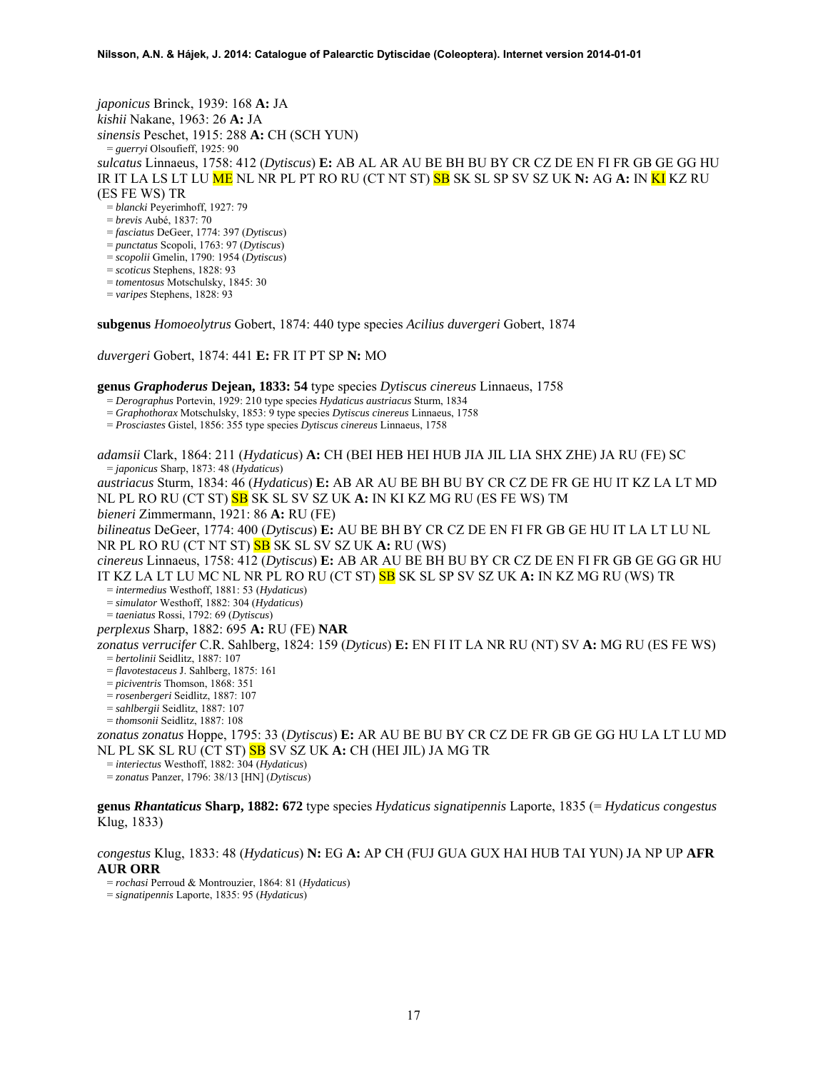*japonicus* Brinck, 1939: 168 **A:** JA
*kishii* Nakane, 1963: 26 **A:** JA
*sinensis* Peschet, 1915: 288 **A:** CH (SCH YUN)
= *guerryi* Olsoufieff, 1925: 90
*sulcatus* Linnaeus, 1758: 412 (*Dytiscus*) **E:** AB AL AR AU BE BH BU BY CR CZ DE EN FI FR GB GE GG HU IR IT LA LS LT LU ME NL NR PL PT RO RU (CT NT ST) SB SK SL SP SV SZ UK **N:** AG **A:** IN KI KZ RU (ES FE WS) TR
= *blancki* Peyerimhoff, 1927: 79
= *brevis* Aubé, 1837: 70
= *fasciatus* DeGeer, 1774: 397 (*Dytiscus*)
= *punctatus* Scopoli, 1763: 97 (*Dytiscus*)
= *scopolii* Gmelin, 1790: 1954 (*Dytiscus*)
= *scoticus* Stephens, 1828: 93
= *tomentosus* Motschulsky, 1845: 30
= *varipes* Stephens, 1828: 93

**subgenus** *Homoeolytrus* Gobert, 1874: 440 type species *Acilius duvergeri* Gobert, 1874

*duvergeri* Gobert, 1874: 441 **E:** FR IT PT SP **N:** MO

**genus *Graphoderus* Dejean, 1833: 54** type species *Dytiscus cinereus* Linnaeus, 1758
= *Derographus* Portevin, 1929: 210 type species *Hydaticus austriacus* Sturm, 1834
= *Graphothorax* Motschulsky, 1853: 9 type species *Dytiscus cinereus* Linnaeus, 1758
= *Prosciastes* Gistel, 1856: 355 type species *Dytiscus cinereus* Linnaeus, 1758

*adamsii* Clark, 1864: 211 (*Hydaticus*) **A:** CH (BEI HEB HEI HUB JIA JIL LIA SHX ZHE) JA RU (FE) SC
= *japonicus* Sharp, 1873: 48 (*Hydaticus*)
*austriacus* Sturm, 1834: 46 (*Hydaticus*) **E:** AB AR AU BE BH BU BY CR CZ DE FR GE HU IT KZ LA LT MD NL PL RO RU (CT ST) SB SK SL SV SZ UK **A:** IN KI KZ MG RU (ES FE WS) TM
*bieneri* Zimmermann, 1921: 86 **A:** RU (FE)
*bilineatus* DeGeer, 1774: 400 (*Dytiscus*) **E:** AU BE BH BY CR CZ DE EN FI FR GB GE HU IT LA LT LU NL NR PL RO RU (CT NT ST) SB SK SL SV SZ UK **A:** RU (WS)
*cinereus* Linnaeus, 1758: 412 (*Dytiscus*) **E:** AB AR AU BE BH BU BY CR CZ DE EN FI FR GB GE GG GR HU IT KZ LA LT LU MC NL NR PL RO RU (CT ST) SB SK SL SP SV SZ UK **A:** IN KZ MG RU (WS) TR
= *intermedius* Westhoff, 1881: 53 (*Hydaticus*)
= *simulator* Westhoff, 1882: 304 (*Hydaticus*)
= *taeniatus* Rossi, 1792: 69 (*Dytiscus*)
*perplexus* Sharp, 1882: 695 **A:** RU (FE) **NAR**
*zonatus verrucifer* C.R. Sahlberg, 1824: 159 (*Dyticus*) **E:** EN FI IT LA NR RU (NT) SV **A:** MG RU (ES FE WS)
= *bertolinii* Seidlitz, 1887: 107
= *flavotestaceus* J. Sahlberg, 1875: 161
= *piciventris* Thomson, 1868: 351
= *rosenbergeri* Seidlitz, 1887: 107
= *sahlbergii* Seidlitz, 1887: 107
= *thomsonii* Seidlitz, 1887: 108
*zonatus zonatus* Hoppe, 1795: 33 (*Dytiscus*) **E:** AR AU BE BU BY CR CZ DE FR GB GE GG HU LA LT LU MD NL PL SK SL RU (CT ST) SB SV SZ UK **A:** CH (HEI JIL) JA MG TR
= *interiectus* Westhoff, 1882: 304 (*Hydaticus*)
= *zonatus* Panzer, 1796: 38/13 [HN] (*Dytiscus*)

**genus *Rhantaticus* Sharp, 1882: 672** type species *Hydaticus signatipennis* Laporte, 1835 (= *Hydaticus congestus* Klug, 1833)

*congestus* Klug, 1833: 48 (*Hydaticus*) **N:** EG **A:** AP CH (FUJ GUA GUX HAI HUB TAI YUN) JA NP UP **AFR AUR ORR**
= *rochasi* Perroud & Montrouzier, 1864: 81 (*Hydaticus*)
= *signatipennis* Laporte, 1835: 95 (*Hydaticus*)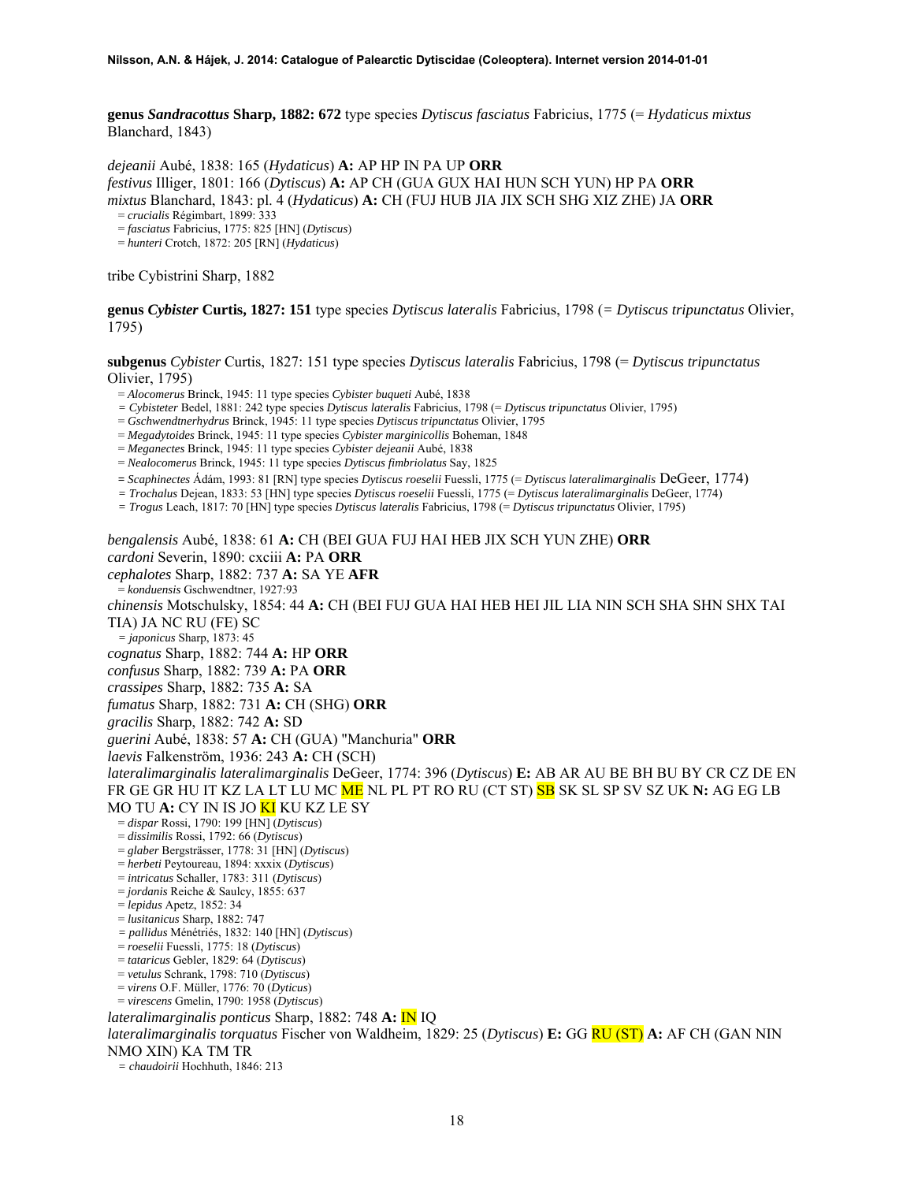**genus *Sandracottus* Sharp, 1882: 672** type species *Dytiscus fasciatus* Fabricius, 1775 (= *Hydaticus mixtus* Blanchard, 1843)

*dejeanii* Aubé, 1838: 165 (*Hydaticus*) **A:** AP HP IN PA UP **ORR**
*festivus* Illiger, 1801: 166 (*Dytiscus*) **A:** AP CH (GUA GUX HAI HUN SCH YUN) HP PA **ORR**
*mixtus* Blanchard, 1843: pl. 4 (*Hydaticus*) **A:** CH (FUJ HUB JIA JIX SCH SHG XIZ ZHE) JA **ORR**
= *crucialis* Régimbart, 1899: 333
= *fasciatus* Fabricius, 1775: 825 [HN] (*Dytiscus*)
= *hunteri* Crotch, 1872: 205 [RN] (*Hydaticus*)

tribe Cybistrini Sharp, 1882

**genus *Cybister* Curtis, 1827: 151** type species *Dytiscus lateralis* Fabricius, 1798 (= *Dytiscus tripunctatus* Olivier, 1795)

**subgenus** *Cybister* Curtis, 1827: 151 type species *Dytiscus lateralis* Fabricius, 1798 (= *Dytiscus tripunctatus* Olivier, 1795)
= *Alocomerus* Brinck, 1945: 11 type species *Cybister buqueti* Aubé, 1838
= *Cybisteter* Bedel, 1881: 242 type species *Dytiscus lateralis* Fabricius, 1798 (= *Dytiscus tripunctatus* Olivier, 1795)
= *Gschwendtnerhydrus* Brinck, 1945: 11 type species *Dytiscus tripunctatus* Olivier, 1795
= *Megadytoides* Brinck, 1945: 11 type species *Cybister marginicollis* Boheman, 1848
= *Meganectes* Brinck, 1945: 11 type species *Cybister dejeanii* Aubé, 1838
= *Nealocomerus* Brinck, 1945: 11 type species *Dytiscus fimbriolatus* Say, 1825
= *Scaphinectes* Ádám, 1993: 81 [RN] type species *Dytiscus roeselii* Fuessli, 1775 (= *Dytiscus lateralimarginalis* DeGeer, 1774)
= *Trochalus* Dejean, 1833: 53 [HN] type species *Dytiscus roeselii* Fuessli, 1775 (= *Dytiscus lateralimarginalis* DeGeer, 1774)
= *Trogus* Leach, 1817: 70 [HN] type species *Dytiscus lateralis* Fabricius, 1798 (= *Dytiscus tripunctatus* Olivier, 1795)

*bengalensis* Aubé, 1838: 61 **A:** CH (BEI GUA FUJ HAI HEB JIX SCH YUN ZHE) **ORR**
*cardoni* Severin, 1890: cxciii **A:** PA **ORR**
*cephalotes* Sharp, 1882: 737 **A:** SA YE **AFR**
= *konduensis* Gschwendtner, 1927:93
*chinensis* Motschulsky, 1854: 44 **A:** CH (BEI FUJ GUA HAI HEB HEI JIL LIA NIN SCH SHA SHN SHX TAI TIA) JA NC RU (FE) SC
= *japonicus* Sharp, 1873: 45
*cognatus* Sharp, 1882: 744 **A:** HP **ORR**
*confusus* Sharp, 1882: 739 **A:** PA **ORR**
*crassipes* Sharp, 1882: 735 **A:** SA
*fumatus* Sharp, 1882: 731 **A:** CH (SHG) **ORR**
*gracilis* Sharp, 1882: 742 **A:** SD
*guerini* Aubé, 1838: 57 **A:** CH (GUA) "Manchuria" **ORR**
*laevis* Falkenström, 1936: 243 **A:** CH (SCH)
*lateralimarginalis lateralimarginalis* DeGeer, 1774: 396 (*Dytiscus*) **E:** AB AR AU BE BH BU BY CR CZ DE EN FR GE GR HU IT KZ LA LT LU MC ME NL PL PT RO RU (CT ST) SB SK SL SP SV SZ UK **N:** AG EG LB MO TU **A:** CY IN IS JO KI KU KZ LE SY
= *dispar* Rossi, 1790: 199 [HN] (*Dytiscus*)
= *dissimilis* Rossi, 1792: 66 (*Dytiscus*)
= *glaber* Bergsträsser, 1778: 31 [HN] (*Dytiscus*)
= *herbeti* Peytoureau, 1894: xxxix (*Dytiscus*)
= *intricatus* Schaller, 1783: 311 (*Dytiscus*)
= *jordanis* Reiche & Saulcy, 1855: 637
= *lepidus* Apetz, 1852: 34
= *lusitanicus* Sharp, 1882: 747
= *pallidus* Ménétriés, 1832: 140 [HN] (*Dytiscus*)
= *roeselii* Fuessli, 1775: 18 (*Dytiscus*)
= *tataricus* Gebler, 1829: 64 (*Dytiscus*)
= *vetulus* Schrank, 1798: 710 (*Dytiscus*)
= *virens* O.F. Müller, 1776: 70 (*Dyticus*)
= *virescens* Gmelin, 1790: 1958 (*Dytiscus*)
*lateralimarginalis ponticus* Sharp, 1882: 748 **A:** IN IQ
*lateralimarginalis torquatus* Fischer von Waldheim, 1829: 25 (*Dytiscus*) **E:** GG RU (ST) **A:** AF CH (GAN NIN NMO XIN) KA TM TR
= *chaudoirii* Hochhuth, 1846: 213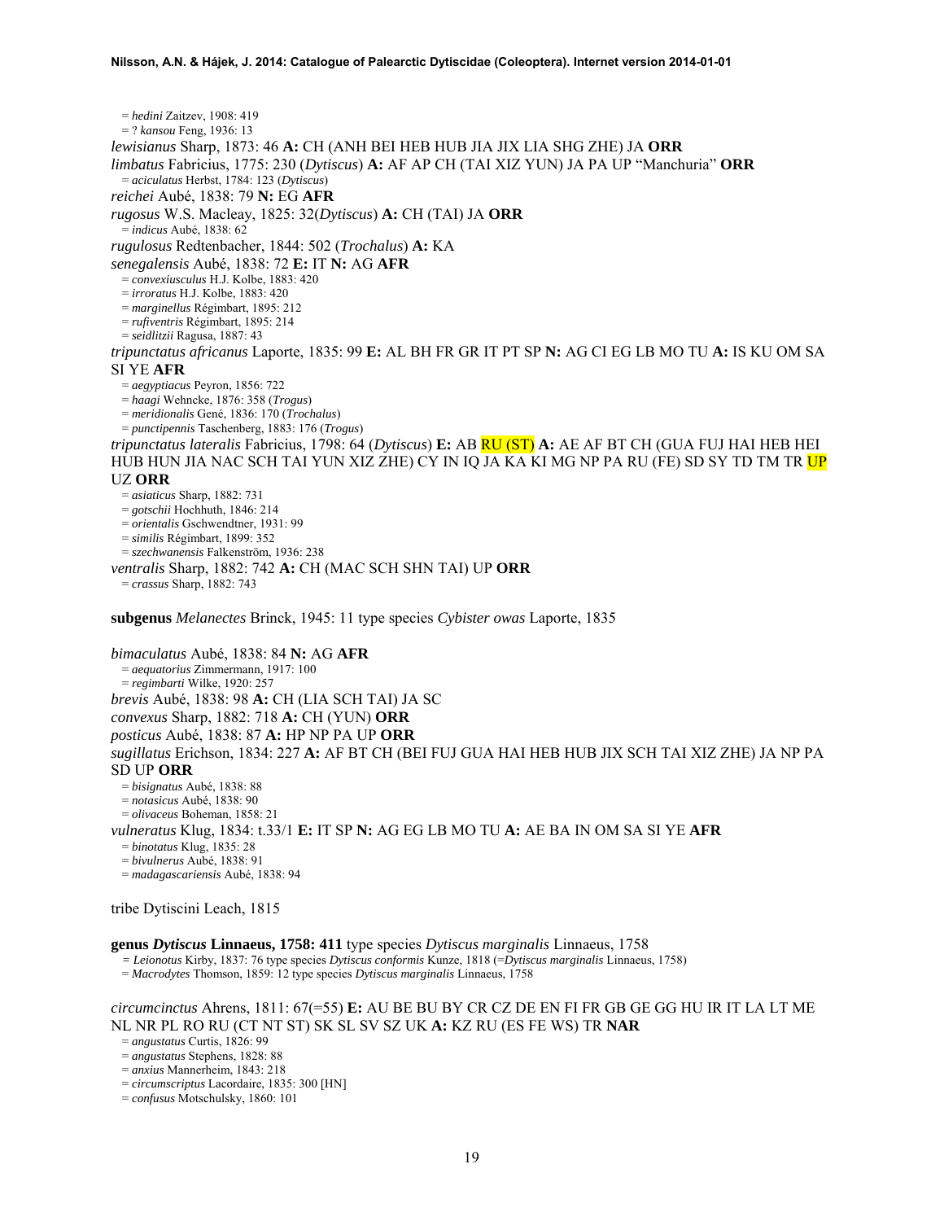= *hedini* Zaitzev, 1908: 419
= ? *kansou* Feng, 1936: 13

*lewisianus* Sharp, 1873: 46 **A:** CH (ANH BEI HEB HUB JIA JIX LIA SHG ZHE) JA **ORR**

*limbatus* Fabricius, 1775: 230 (*Dytiscus*) **A:** AF AP CH (TAI XIZ YUN) JA PA UP "Manchuria" **ORR**
= *aciculatus* Herbst, 1784: 123 (*Dytiscus*)

*reichei* Aubé, 1838: 79 **N:** EG **AFR**

*rugosus* W.S. Macleay, 1825: 32(*Dytiscus*) **A:** CH (TAI) JA **ORR**
= *indicus* Aubé, 1838: 62

*rugulosus* Redtenbacher, 1844: 502 (*Trochalus*) **A:** KA

*senegalensis* Aubé, 1838: 72 **E:** IT **N:** AG **AFR**
= *convexiusculus* H.J. Kolbe, 1883: 420
= *irroratus* H.J. Kolbe, 1883: 420
= *marginellus* Régimbart, 1895: 212
= *rufiventris* Régimbart, 1895: 214
= *seidlitzii* Ragusa, 1887: 43

*tripunctatus africanus* Laporte, 1835: 99 **E:** AL BH FR GR IT PT SP **N:** AG CI EG LB MO TU **A:** IS KU OM SA SI YE **AFR**
= *aegyptiacus* Peyron, 1856: 722
= *haagi* Wehncke, 1876: 358 (*Trogus*)
= *meridionalis* Gené, 1836: 170 (*Trochalus*)
= *punctipennis* Taschenberg, 1883: 176 (*Trogus*)

*tripunctatus lateralis* Fabricius, 1798: 64 (*Dytiscus*) **E:** AB RU (ST) **A:** AE AF BT CH (GUA FUJ HAI HEB HEI HUB HUN JIA NAC SCH TAI YUN XIZ ZHE) CY IN IQ JA KA KI MG NP PA RU (FE) SD SY TD TM TR UP UZ **ORR**
= *asiaticus* Sharp, 1882: 731
= *gotschii* Hochhuth, 1846: 214
= *orientalis* Gschwendtner, 1931: 99
= *similis* Régimbart, 1899: 352
= *szechwanensis* Falkenström, 1936: 238

*ventralis* Sharp, 1882: 742 **A:** CH (MAC SCH SHN TAI) UP **ORR**
= *crassus* Sharp, 1882: 743

**subgenus** *Melanectes* Brinck, 1945: 11 type species *Cybister owas* Laporte, 1835

*bimaculatus* Aubé, 1838: 84 **N:** AG **AFR**
= *aequatorius* Zimmermann, 1917: 100
= *regimbarti* Wilke, 1920: 257

*brevis* Aubé, 1838: 98 **A:** CH (LIA SCH TAI) JA SC

*convexus* Sharp, 1882: 718 **A:** CH (YUN) **ORR**

*posticus* Aubé, 1838: 87 **A:** HP NP PA UP **ORR**

*sugillatus* Erichson, 1834: 227 **A:** AF BT CH (BEI FUJ GUA HAI HEB HUB JIX SCH TAI XIZ ZHE) JA NP PA SD UP **ORR**
= *bisignatus* Aubé, 1838: 88
= *notasicus* Aubé, 1838: 90
= *olivaceus* Boheman, 1858: 21

*vulneratus* Klug, 1834: t.33/1 **E:** IT SP **N:** AG EG LB MO TU **A:** AE BA IN OM SA SI YE **AFR**
= *binotatus* Klug, 1835: 28
= *bivulnerus* Aubé, 1838: 91
= *madagascariensis* Aubé, 1838: 94

tribe Dytiscini Leach, 1815

**genus *Dytiscus* Linnaeus, 1758: 411** type species *Dytiscus marginalis* Linnaeus, 1758
= *Leionotus* Kirby, 1837: 76 type species *Dytiscus conformis* Kunze, 1818 (=*Dytiscus marginalis* Linnaeus, 1758)
= *Macrodytes* Thomson, 1859: 12 type species *Dytiscus marginalis* Linnaeus, 1758

*circumcinctus* Ahrens, 1811: 67(=55) **E:** AU BE BU BY CR CZ DE EN FI FR GB GE GG HU IR IT LA LT ME NL NR PL RO RU (CT NT ST) SK SL SV SZ UK **A:** KZ RU (ES FE WS) TR **NAR**
= *angustatus* Curtis, 1826: 99
= *angustatus* Stephens, 1828: 88
= *anxius* Mannerheim, 1843: 218
= *circumscriptus* Lacordaire, 1835: 300 [HN]
= *confusus* Motschulsky, 1860: 101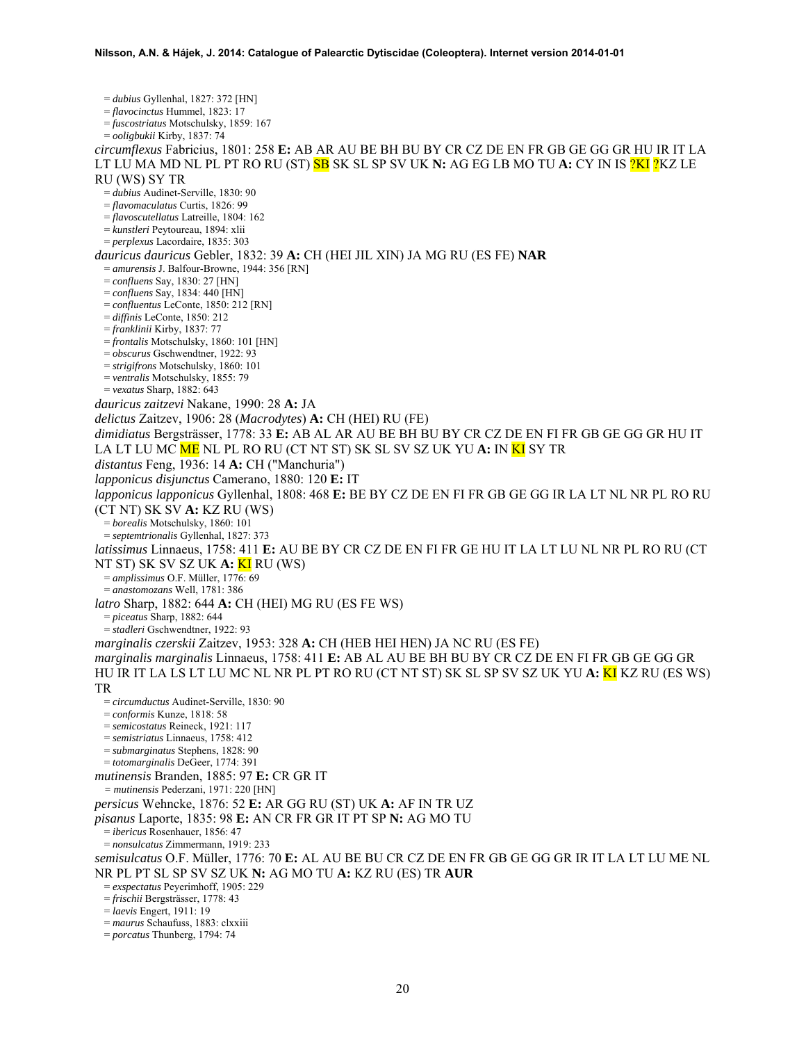= *dubius* Gyllenhal, 1827: 372 [HN]
= *flavocinctus* Hummel, 1823: 17
= *fuscostriatus* Motschulsky, 1859: 167
= *ooligbukii* Kirby, 1837: 74

*circumflexus* Fabricius, 1801: 258 **E:** AB AR AU BE BH BU BY CR CZ DE EN FR GB GE GG GR HU IR IT LA LT LU MA MD NL PL PT RO RU (ST) SB SK SL SP SV UK **N:** AG EG LB MO TU **A:** CY IN IS ?KI ?KZ LE RU (WS) SY TR
= *dubius* Audinet-Serville, 1830: 90
= *flavomaculatus* Curtis, 1826: 99
= *flavoscutellatus* Latreille, 1804: 162
= *kunstleri* Peytoureau, 1894: xlii
= *perplexus* Lacordaire, 1835: 303

*dauricus dauricus* Gebler, 1832: 39 **A:** CH (HEI JIL XIN) JA MG RU (ES FE) **NAR**
= *amurensis* J. Balfour-Browne, 1944: 356 [RN]
= *confluens* Say, 1830: 27 [HN]
= *confluens* Say, 1834: 440 [HN]
= *confluentus* LeConte, 1850: 212 [RN]
= *diffinis* LeConte, 1850: 212
= *franklinii* Kirby, 1837: 77
= *frontalis* Motschulsky, 1860: 101 [HN]
= *obscurus* Gschwendtner, 1922: 93
= *strigifrons* Motschulsky, 1860: 101
= *ventralis* Motschulsky, 1855: 79
= *vexatus* Sharp, 1882: 643

*dauricus zaitzevi* Nakane, 1990: 28 **A:** JA

*delictus* Zaitzev, 1906: 28 (*Macrodytes*) **A:** CH (HEI) RU (FE)

*dimidiatus* Bergsträsser, 1778: 33 **E:** AB AL AR AU BE BH BU BY CR CZ DE EN FI FR GB GE GG GR HU IT LA LT LU MC ME NL PL RO RU (CT NT ST) SK SL SV SZ UK YU **A:** IN KI SY TR

*distantus* Feng, 1936: 14 **A:** CH ("Manchuria")

*lapponicus disjunctus* Camerano, 1880: 120 **E:** IT

*lapponicus lapponicus* Gyllenhal, 1808: 468 **E:** BE BY CZ DE EN FI FR GB GE GG IR LA LT NL NR PL RO RU (CT NT) SK SV **A:** KZ RU (WS)
= *borealis* Motschulsky, 1860: 101
= *septemtrionalis* Gyllenhal, 1827: 373

*latissimus* Linnaeus, 1758: 411 **E:** AU BE BY CR CZ DE EN FI FR GE HU IT LA LT LU NL NR PL RO RU (CT NT ST) SK SV SZ UK **A:** KI RU (WS)
= *amplissimus* O.F. Müller, 1776: 69
= *anastomozans* Well, 1781: 386

*latro* Sharp, 1882: 644 **A:** CH (HEI) MG RU (ES FE WS)
= *piceatus* Sharp, 1882: 644
= *stadleri* Gschwendtner, 1922: 93

*marginalis czerskii* Zaitzev, 1953: 328 **A:** CH (HEB HEI HEN) JA NC RU (ES FE)

*marginalis marginalis* Linnaeus, 1758: 411 **E:** AB AL AU BE BH BU BY CR CZ DE EN FI FR GB GE GG GR HU IR IT LA LS LT LU MC NL NR PL PT RO RU (CT NT ST) SK SL SP SV SZ UK YU **A:** KI KZ RU (ES WS) TR
= *circumductus* Audinet-Serville, 1830: 90
= *conformis* Kunze, 1818: 58
= *semicostatus* Reineck, 1921: 117
= *semistriatus* Linnaeus, 1758: 412
= *submarginatus* Stephens, 1828: 90
= *totomarginalis* DeGeer, 1774: 391

*mutinensis* Branden, 1885: 97 **E:** CR GR IT
= *mutinensis* Pederzani, 1971: 220 [HN]

*persicus* Wehncke, 1876: 52 **E:** AR GG RU (ST) UK **A:** AF IN TR UZ

*pisanus* Laporte, 1835: 98 **E:** AN CR FR GR IT PT SP **N:** AG MO TU
= *ibericus* Rosenhauer, 1856: 47
= *nonsulcatus* Zimmermann, 1919: 233

*semisulcatus* O.F. Müller, 1776: 70 **E:** AL AU BE BU CR CZ DE EN FR GB GE GG GR IR IT LA LT LU ME NL NR PL PT SL SP SV SZ UK **N:** AG MO TU **A:** KZ RU (ES) TR **AUR**
= *exspectatus* Peyerimhoff, 1905: 229
= *frischii* Bergsträsser, 1778: 43
= *laevis* Engert, 1911: 19
= *maurus* Schaufuss, 1883: clxxiii
= *porcatus* Thunberg, 1794: 74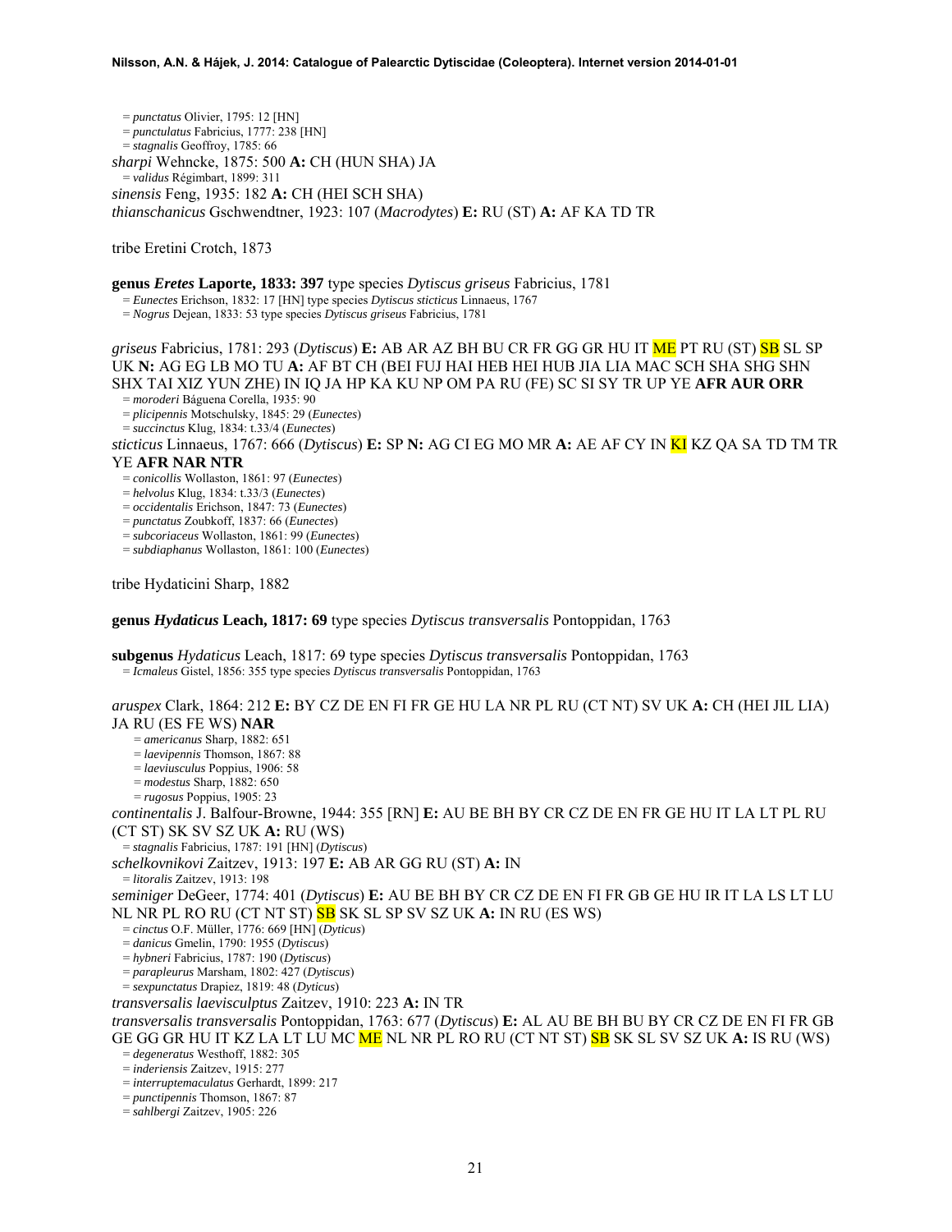= *punctatus* Olivier, 1795: 12 [HN]
= *punctulatus* Fabricius, 1777: 238 [HN]
= *stagnalis* Geoffroy, 1785: 66

*sharpi* Wehncke, 1875: 500 **A:** CH (HUN SHA) JA
= *validus* Régimbart, 1899: 311

*sinensis* Feng, 1935: 182 **A:** CH (HEI SCH SHA)

*thianschanicus* Gschwendtner, 1923: 107 (*Macrodytes*) **E:** RU (ST) **A:** AF KA TD TR

tribe Eretini Crotch, 1873

**genus *Eretes* Laporte, 1833: 397** type species *Dytiscus griseus* Fabricius, 1781
= *Eunectes* Erichson, 1832: 17 [HN] type species *Dytiscus sticticus* Linnaeus, 1767
= *Nogrus* Dejean, 1833: 53 type species *Dytiscus griseus* Fabricius, 1781

*griseus* Fabricius, 1781: 293 (*Dytiscus*) **E:** AB AR AZ BH BU CR FR GG GR HU IT ME PT RU (ST) SB SL SP UK **N:** AG EG LB MO TU **A:** AF BT CH (BEI FUJ HAI HEB HEI HUB JIA LIA MAC SCH SHA SHG SHN SHX TAI XIZ YUN ZHE) IN IQ JA HP KA KU NP OM PA RU (FE) SC SI SY TR UP YE **AFR AUR ORR**
= *moroderi* Báguena Corella, 1935: 90
= *plicipennis* Motschulsky, 1845: 29 (*Eunectes*)
= *succinctus* Klug, 1834: t.33/4 (*Eunectes*)

*sticticus* Linnaeus, 1767: 666 (*Dytiscus*) **E:** SP **N:** AG CI EG MO MR **A:** AE AF CY IN KI KZ QA SA TD TM TR YE **AFR NAR NTR**
= *conicollis* Wollaston, 1861: 97 (*Eunectes*)
= *helvolus* Klug, 1834: t.33/3 (*Eunectes*)
= *occidentalis* Erichson, 1847: 73 (*Eunectes*)
= *punctatus* Zoubkoff, 1837: 66 (*Eunectes*)
= *subcoriaceus* Wollaston, 1861: 99 (*Eunectes*)
= *subdiaphanus* Wollaston, 1861: 100 (*Eunectes*)

tribe Hydaticini Sharp, 1882

**genus *Hydaticus* Leach, 1817: 69** type species *Dytiscus transversalis* Pontoppidan, 1763

**subgenus** *Hydaticus* Leach, 1817: 69 type species *Dytiscus transversalis* Pontoppidan, 1763
= *Icmaleus* Gistel, 1856: 355 type species *Dytiscus transversalis* Pontoppidan, 1763

*aruspex* Clark, 1864: 212 **E:** BY CZ DE EN FI FR GE HU LA NR PL RU (CT NT) SV UK **A:** CH (HEI JIL LIA) JA RU (ES FE WS) **NAR**
= *americanus* Sharp, 1882: 651
= *laevipennis* Thomson, 1867: 88
= *laeviusculus* Poppius, 1906: 58
= *modestus* Sharp, 1882: 650
= *rugosus* Poppius, 1905: 23

*continentalis* J. Balfour-Browne, 1944: 355 [RN] **E:** AU BE BH BY CR CZ DE EN FR GE HU IT LA LT PL RU (CT ST) SK SV SZ UK **A:** RU (WS)
= *stagnalis* Fabricius, 1787: 191 [HN] (*Dytiscus*)

*schelkovnikovi* Zaitzev, 1913: 197 **E:** AB AR GG RU (ST) **A:** IN
= *litoralis* Zaitzev, 1913: 198

*seminiger* DeGeer, 1774: 401 (*Dytiscus*) **E:** AU BE BH BY CR CZ DE EN FI FR GB GE HU IR IT LA LS LT LU NL NR PL RO RU (CT NT ST) SB SK SL SP SV SZ UK **A:** IN RU (ES WS)
= *cinctus* O.F. Müller, 1776: 669 [HN] (*Dyticus*)
= *danicus* Gmelin, 1790: 1955 (*Dytiscus*)
= *hybneri* Fabricius, 1787: 190 (*Dytiscus*)
= *parapleurus* Marsham, 1802: 427 (*Dytiscus*)
= *sexpunctatus* Drapiez, 1819: 48 (*Dyticus*)

*transversalis laevisculptus* Zaitzev, 1910: 223 **A:** IN TR

*transversalis transversalis* Pontoppidan, 1763: 677 (*Dytiscus*) **E:** AL AU BE BH BU BY CR CZ DE EN FI FR GB GE GG GR HU IT KZ LA LT LU MC ME NL NR PL RO RU (CT NT ST) SB SK SL SV SZ UK **A:** IS RU (WS)
= *degeneratus* Westhoff, 1882: 305
= *inderiensis* Zaitzev, 1915: 277
= *interruptemaculatus* Gerhardt, 1899: 217
= *punctipennis* Thomson, 1867: 87
= *sahlbergi* Zaitzev, 1905: 226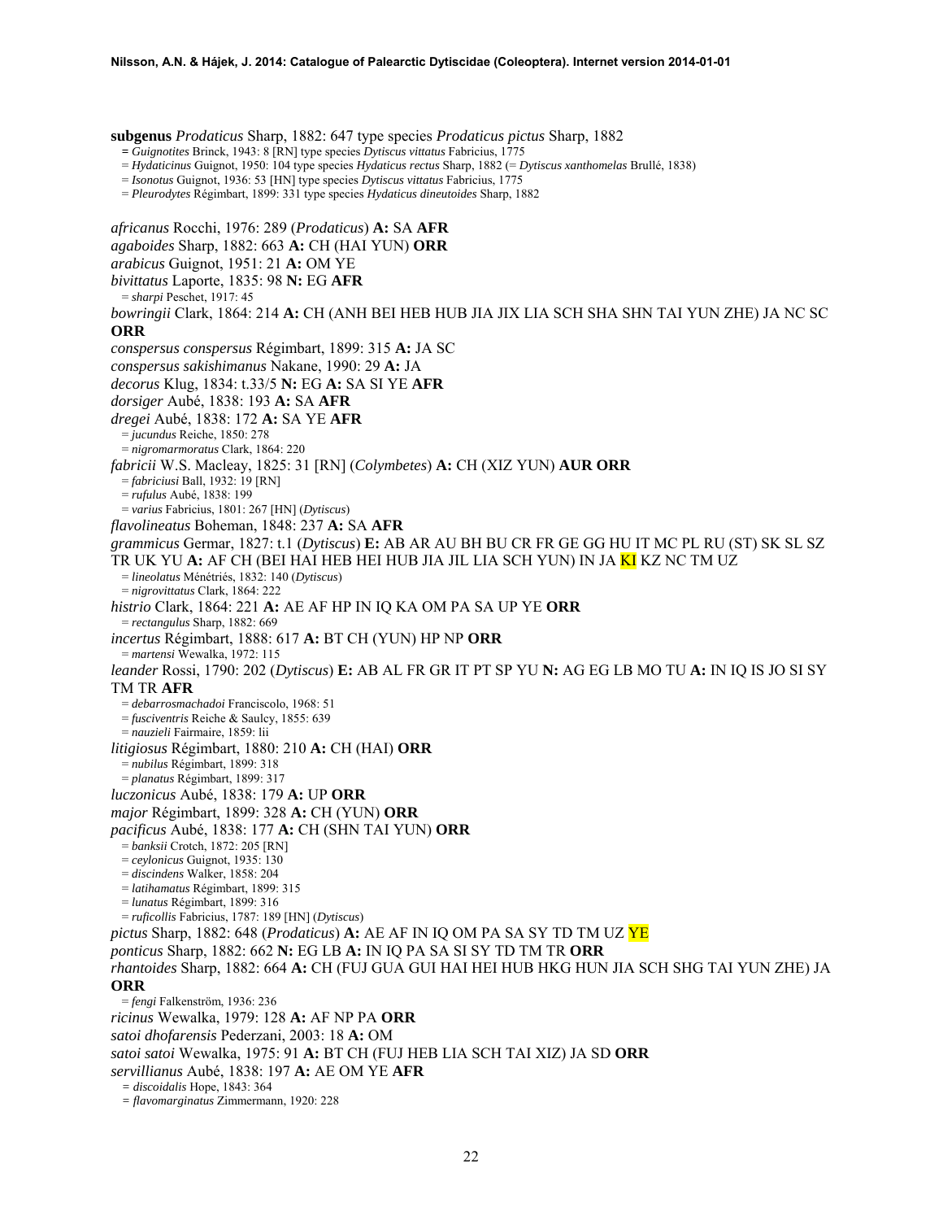**subgenus** *Prodaticus* Sharp, 1882: 647 type species *Prodaticus pictus* Sharp, 1882
= *Guignotites* Brinck, 1943: 8 [RN] type species *Dytiscus vittatus* Fabricius, 1775
= *Hydaticinus* Guignot, 1950: 104 type species *Hydaticus rectus* Sharp, 1882 (= *Dytiscus xanthomelas* Brullé, 1838)
= *Isonotus* Guignot, 1936: 53 [HN] type species *Dytiscus vittatus* Fabricius, 1775
= *Pleurodytes* Régimbart, 1899: 331 type species *Hydaticus dineutoides* Sharp, 1882

*africanus* Rocchi, 1976: 289 (*Prodaticus*) **A:** SA **AFR**
*agaboides* Sharp, 1882: 663 **A:** CH (HAI YUN) **ORR**
*arabicus* Guignot, 1951: 21 **A:** OM YE
*bivittatus* Laporte, 1835: 98 **N:** EG **AFR**
= *sharpi* Peschet, 1917: 45
*bowringii* Clark, 1864: 214 **A:** CH (ANH BEI HEB HUB JIA JIX LIA SCH SHA SHN TAI YUN ZHE) JA NC SC **ORR**
*conspersus conspersus* Régimbart, 1899: 315 **A:** JA SC
*conspersus sakishimanus* Nakane, 1990: 29 **A:** JA
*decorus* Klug, 1834: t.33/5 **N:** EG **A:** SA SI YE **AFR**
*dorsiger* Aubé, 1838: 193 **A:** SA **AFR**
*dregei* Aubé, 1838: 172 **A:** SA YE **AFR**
= *jucundus* Reiche, 1850: 278
= *nigromarmoratus* Clark, 1864: 220
*fabricii* W.S. Macleay, 1825: 31 [RN] (*Colymbetes*) **A:** CH (XIZ YUN) **AUR ORR**
= *fabriciusi* Ball, 1932: 19 [RN]
= *rufulus* Aubé, 1838: 199
= *varius* Fabricius, 1801: 267 [HN] (*Dytiscus*)
*flavolineatus* Boheman, 1848: 237 **A:** SA **AFR**
*grammicus* Germar, 1827: t.1 (*Dytiscus*) **E:** AB AR AU BH BU CR FR GE GG HU IT MC PL RU (ST) SK SL SZ TR UK YU **A:** AF CH (BEI HAI HEB HEI HUB JIA JIL LIA SCH YUN) IN JA KI KZ NC TM UZ
= *lineolatus* Ménétriés, 1832: 140 (*Dytiscus*)
= *nigrovittatus* Clark, 1864: 222
*histrio* Clark, 1864: 221 **A:** AE AF HP IN IQ KA OM PA SA UP YE **ORR**
= *rectangulus* Sharp, 1882: 669
*incertus* Régimbart, 1888: 617 **A:** BT CH (YUN) HP NP **ORR**
= *martensi* Wewalka, 1972: 115
*leander* Rossi, 1790: 202 (*Dytiscus*) **E:** AB AL FR GR IT PT SP YU **N:** AG EG LB MO TU **A:** IN IQ IS JO SI SY TM TR **AFR**
= *debarrosmachadoi* Franciscolo, 1968: 51
= *fusciventris* Reiche & Saulcy, 1855: 639
= *nauzieli* Fairmaire, 1859: lii
*litigiosus* Régimbart, 1880: 210 **A:** CH (HAI) **ORR**
= *nubilus* Régimbart, 1899: 318
= *planatus* Régimbart, 1899: 317
*luczonicus* Aubé, 1838: 179 **A:** UP **ORR**
*major* Régimbart, 1899: 328 **A:** CH (YUN) **ORR**
*pacificus* Aubé, 1838: 177 **A:** CH (SHN TAI YUN) **ORR**
= *banksii* Crotch, 1872: 205 [RN]
= *ceylonicus* Guignot, 1935: 130
= *discindens* Walker, 1858: 204
= *latihamatus* Régimbart, 1899: 315
= *lunatus* Régimbart, 1899: 316
= *ruficollis* Fabricius, 1787: 189 [HN] (*Dytiscus*)
*pictus* Sharp, 1882: 648 (*Prodaticus*) **A:** AE AF IN IQ OM PA SA SY TD TM UZ YE
*ponticus* Sharp, 1882: 662 **N:** EG LB **A:** IN IQ PA SA SI SY TD TM TR **ORR**
*rhantoides* Sharp, 1882: 664 **A:** CH (FUJ GUA GUI HAI HEI HUB HKG HUN JIA SCH SHG TAI YUN ZHE) JA **ORR**
= *fengi* Falkenström, 1936: 236
*ricinus* Wewalka, 1979: 128 **A:** AF NP PA **ORR**
*satoi dhofarensis* Pederzani, 2003: 18 **A:** OM
*satoi satoi* Wewalka, 1975: 91 **A:** BT CH (FUJ HEB LIA SCH TAI XIZ) JA SD **ORR**
*servillianus* Aubé, 1838: 197 **A:** AE OM YE **AFR**
= *discoidalis* Hope, 1843: 364
= *flavomarginatus* Zimmermann, 1920: 228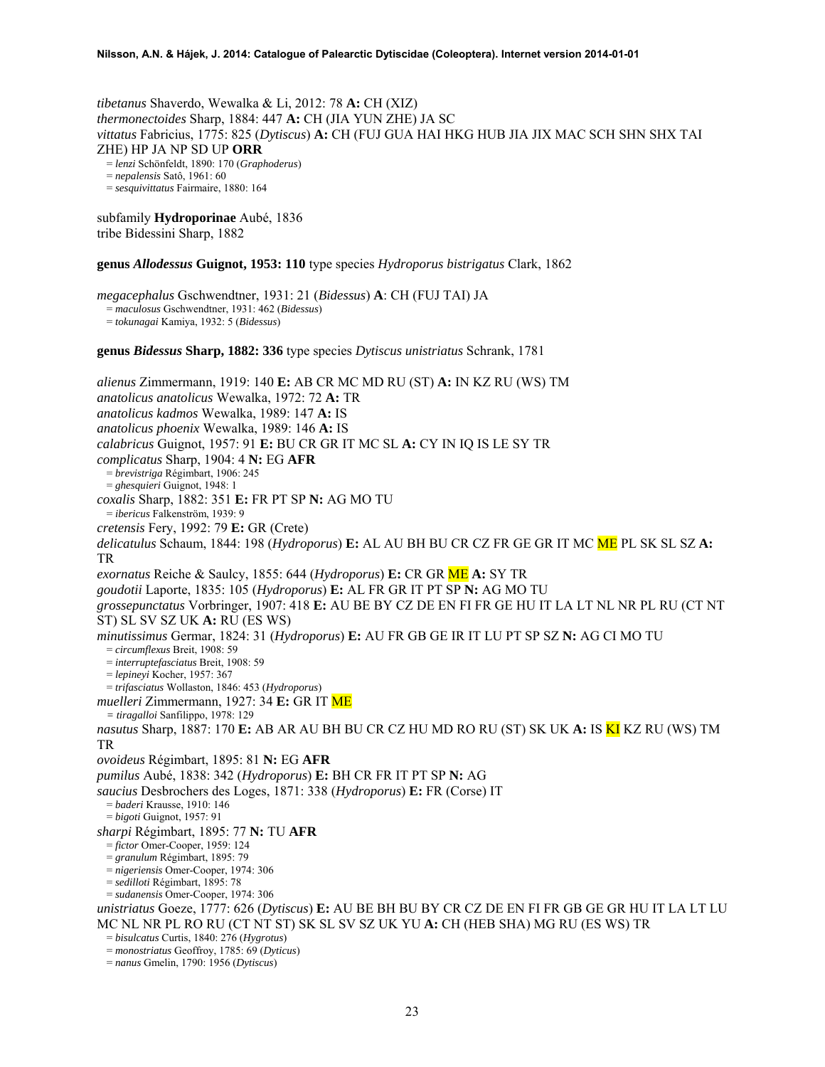*tibetanus* Shaverdo, Wewalka & Li, 2012: 78 **A:** CH (XIZ)
*thermonectoides* Sharp, 1884: 447 **A:** CH (JIA YUN ZHE) JA SC
*vittatus* Fabricius, 1775: 825 (*Dytiscus*) **A:** CH (FUJ GUA HAI HKG HUB JIA JIX MAC SCH SHN SHX TAI ZHE) HP JA NP SD UP **ORR**
= *lenzi* Schönfeldt, 1890: 170 (*Graphoderus*)
= *nepalensis* Satô, 1961: 60
= *sesquivittatus* Fairmaire, 1880: 164

subfamily **Hydroporinae** Aubé, 1836
tribe Bidessini Sharp, 1882

**genus *Allodessus* Guignot, 1953: 110** type species *Hydroporus bistrigatus* Clark, 1862

*megacephalus* Gschwendtner, 1931: 21 (*Bidessus*) **A**: CH (FUJ TAI) JA
= *maculosus* Gschwendtner, 1931: 462 (*Bidessus*)
= *tokunagai* Kamiya, 1932: 5 (*Bidessus*)

**genus *Bidessus* Sharp, 1882: 336** type species *Dytiscus unistriatus* Schrank, 1781

*alienus* Zimmermann, 1919: 140 **E:** AB CR MC MD RU (ST) **A:** IN KZ RU (WS) TM
*anatolicus anatolicus* Wewalka, 1972: 72 **A:** TR
*anatolicus kadmos* Wewalka, 1989: 147 **A:** IS
*anatolicus phoenix* Wewalka, 1989: 146 **A:** IS
*calabricus* Guignot, 1957: 91 **E:** BU CR GR IT MC SL **A:** CY IN IQ IS LE SY TR
*complicatus* Sharp, 1904: 4 **N:** EG **AFR**
= *brevistriga* Régimbart, 1906: 245
= *ghesquieri* Guignot, 1948: 1
*coxalis* Sharp, 1882: 351 **E:** FR PT SP **N:** AG MO TU
= *ibericus* Falkenström, 1939: 9
*cretensis* Fery, 1992: 79 **E:** GR (Crete)
*delicatulus* Schaum, 1844: 198 (*Hydroporus*) **E:** AL AU BH BU CR CZ FR GE GR IT MC ME PL SK SL SZ **A:** TR
*exornatus* Reiche & Saulcy, 1855: 644 (*Hydroporus*) **E:** CR GR ME **A:** SY TR
*goudotii* Laporte, 1835: 105 (*Hydroporus*) **E:** AL FR GR IT PT SP **N:** AG MO TU
*grossepunctatus* Vorbringer, 1907: 418 **E:** AU BE BY CZ DE EN FI FR GE HU IT LA LT NL NR PL RU (CT NT ST) SL SV SZ UK **A:** RU (ES WS)
*minutissimus* Germar, 1824: 31 (*Hydroporus*) **E:** AU FR GB GE IR IT LU PT SP SZ **N:** AG CI MO TU
= *circumflexus* Breit, 1908: 59
= *interruptefasciatus* Breit, 1908: 59
= *lepineyi* Kocher, 1957: 367
= *trifasciatus* Wollaston, 1846: 453 (*Hydroporus*)
*muelleri* Zimmermann, 1927: 34 **E:** GR IT ME
= *tiragalloi* Sanfilippo, 1978: 129
*nasutus* Sharp, 1887: 170 **E:** AB AR AU BH BU CR CZ HU MD RO RU (ST) SK UK **A:** IS KI KZ RU (WS) TM TR
*ovoideus* Régimbart, 1895: 81 **N:** EG **AFR**
*pumilus* Aubé, 1838: 342 (*Hydroporus*) **E:** BH CR FR IT PT SP **N:** AG
*saucius* Desbrochers des Loges, 1871: 338 (*Hydroporus*) **E:** FR (Corse) IT
= *baderi* Krausse, 1910: 146
= *bigoti* Guignot, 1957: 91
*sharpi* Régimbart, 1895: 77 **N:** TU **AFR**
= *fictor* Omer-Cooper, 1959: 124
= *granulum* Régimbart, 1895: 79
= *nigeriensis* Omer-Cooper, 1974: 306
= *sedilloti* Régimbart, 1895: 78
= *sudanensis* Omer-Cooper, 1974: 306
*unistriatus* Goeze, 1777: 626 (*Dytiscus*) **E:** AU BE BH BU BY CR CZ DE EN FI FR GB GE GR HU IT LA LT LU MC NL NR PL RO RU (CT NT ST) SK SL SV SZ UK YU **A:** CH (HEB SHA) MG RU (ES WS) TR
= *bisulcatus* Curtis, 1840: 276 (*Hygrotus*)
= *monostriatus* Geoffroy, 1785: 69 (*Dyticus*)
= *nanus* Gmelin, 1790: 1956 (*Dytiscus*)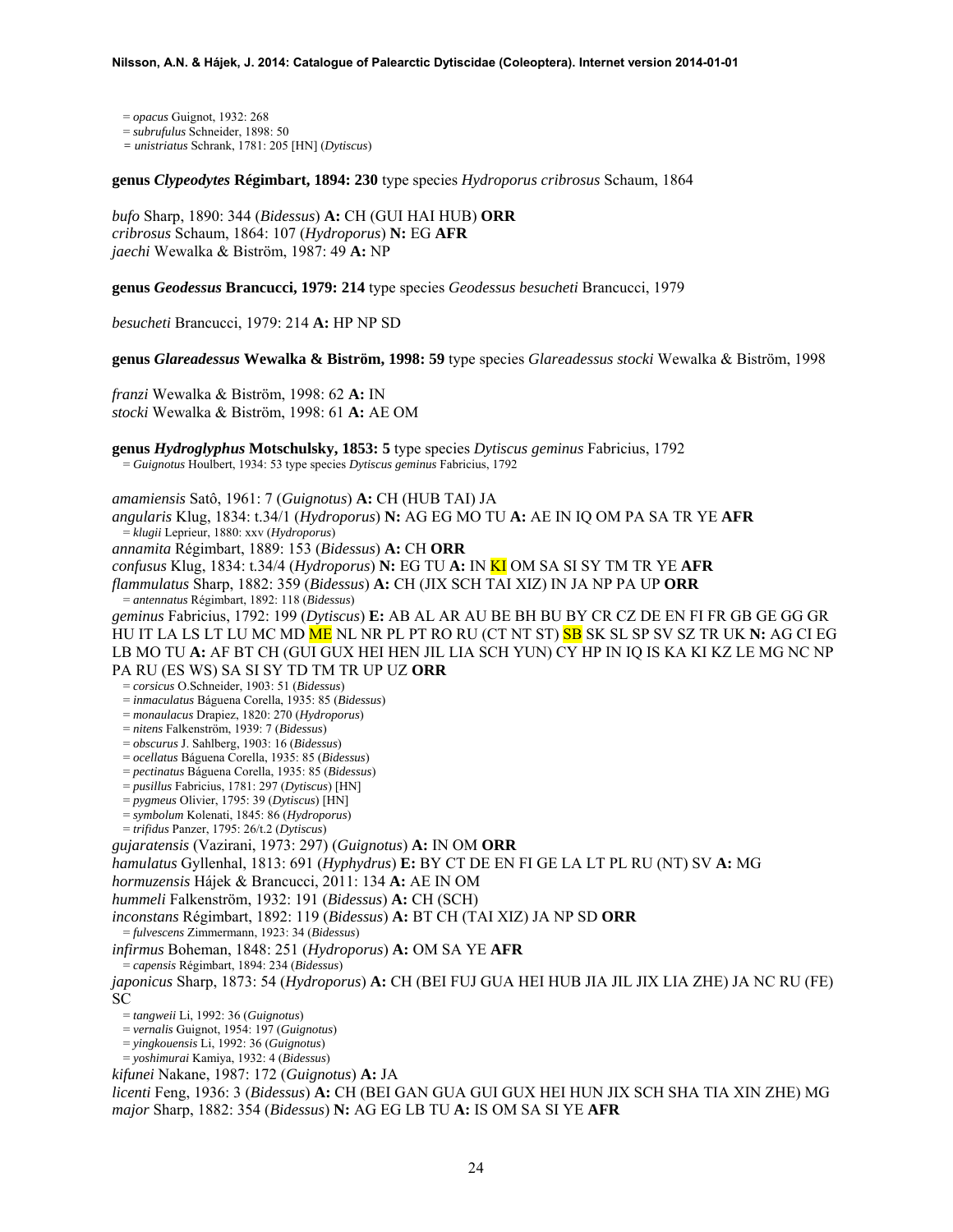= *opacus* Guignot, 1932: 268
= *subrufulus* Schneider, 1898: 50
= *unistriatus* Schrank, 1781: 205 [HN] (*Dytiscus*)

**genus *Clypeodytes* Régimbart, 1894: 230** type species *Hydroporus cribrosus* Schaum, 1864

*bufo* Sharp, 1890: 344 (*Bidessus*) **A:** CH (GUI HAI HUB) **ORR**
*cribrosus* Schaum, 1864: 107 (*Hydroporus*) **N:** EG **AFR**
*jaechi* Wewalka & Biström, 1987: 49 **A:** NP

**genus *Geodessus* Brancucci, 1979: 214** type species *Geodessus besucheti* Brancucci, 1979

*besucheti* Brancucci, 1979: 214 **A:** HP NP SD

**genus *Glareadessus* Wewalka & Biström, 1998: 59** type species *Glareadessus stocki* Wewalka & Biström, 1998

*franzi* Wewalka & Biström, 1998: 62 **A:** IN
*stocki* Wewalka & Biström, 1998: 61 **A:** AE OM

**genus *Hydroglyphus* Motschulsky, 1853: 5** type species *Dytiscus geminus* Fabricius, 1792
= *Guignotus* Houlbert, 1934: 53 type species *Dytiscus geminus* Fabricius, 1792

*amamiensis* Satô, 1961: 7 (*Guignotus*) **A:** CH (HUB TAI) JA
*angularis* Klug, 1834: t.34/1 (*Hydroporus*) **N:** AG EG MO TU **A:** AE IN IQ OM PA SA TR YE **AFR**
= *klugii* Leprieur, 1880: xxv (*Hydroporus*)
*annamita* Régimbart, 1889: 153 (*Bidessus*) **A:** CH **ORR**
*confusus* Klug, 1834: t.34/4 (*Hydroporus*) **N:** EG TU **A:** IN KI OM SA SI SY TM TR YE **AFR**
*flammulatus* Sharp, 1882: 359 (*Bidessus*) **A:** CH (JIX SCH TAI XIZ) IN JA NP PA UP **ORR**
= *antennatus* Régimbart, 1892: 118 (*Bidessus*)
*geminus* Fabricius, 1792: 199 (*Dytiscus*) **E:** AB AL AR AU BE BH BU BY CR CZ DE EN FI FR GB GE GG GR HU IT LA LS LT LU MC MD ME NL NR PL PT RO RU (CT NT ST) SB SK SL SP SV SZ TR UK **N:** AG CI EG LB MO TU **A:** AF BT CH (GUI GUX HEI HEN JIL LIA SCH YUN) CY HP IN IQ IS KA KI KZ LE MG NC NP PA RU (ES WS) SA SI SY TD TM TR UP UZ **ORR**
= *corsicus* O.Schneider, 1903: 51 (*Bidessus*)
= *inmaculatus* Báguena Corella, 1935: 85 (*Bidessus*)
= *monaulacus* Drapiez, 1820: 270 (*Hydroporus*)
= *nitens* Falkenström, 1939: 7 (*Bidessus*)
= *obscurus* J. Sahlberg, 1903: 16 (*Bidessus*)
= *ocellatus* Báguena Corella, 1935: 85 (*Bidessus*)
= *pectinatus* Báguena Corella, 1935: 85 (*Bidessus*)
= *pusillus* Fabricius, 1781: 297 (*Dytiscus*) [HN]
= *pygmeus* Olivier, 1795: 39 (*Dytiscus*) [HN]
= *symbolum* Kolenati, 1845: 86 (*Hydroporus*)
= *trifidus* Panzer, 1795: 26/t.2 (*Dytiscus*)
*gujaratensis* (Vazirani, 1973: 297) (*Guignotus*) **A:** IN OM **ORR**
*hamulatus* Gyllenhal, 1813: 691 (*Hyphydrus*) **E:** BY CT DE EN FI GE LA LT PL RU (NT) SV **A:** MG
*hormuzensis* Hájek & Brancucci, 2011: 134 **A:** AE IN OM
*hummeli* Falkenström, 1932: 191 (*Bidessus*) **A:** CH (SCH)
*inconstans* Régimbart, 1892: 119 (*Bidessus*) **A:** BT CH (TAI XIZ) JA NP SD **ORR**
= *fulvescens* Zimmermann, 1923: 34 (*Bidessus*)
*infirmus* Boheman, 1848: 251 (*Hydroporus*) **A:** OM SA YE **AFR**
= *capensis* Régimbart, 1894: 234 (*Bidessus*)
*japonicus* Sharp, 1873: 54 (*Hydroporus*) **A:** CH (BEI FUJ GUA HEI HUB JIA JIL JIX LIA ZHE) JA NC RU (FE) SC
= *tangweii* Li, 1992: 36 (*Guignotus*)
= *vernalis* Guignot, 1954: 197 (*Guignotus*)
= *yingkouensis* Li, 1992: 36 (*Guignotus*)
= *yoshimurai* Kamiya, 1932: 4 (*Bidessus*)
*kifunei* Nakane, 1987: 172 (*Guignotus*) **A:** JA
*licenti* Feng, 1936: 3 (*Bidessus*) **A:** CH (BEI GAN GUA GUI GUX HEI HUN JIX SCH SHA TIA XIN ZHE) MG
*major* Sharp, 1882: 354 (*Bidessus*) **N:** AG EG LB TU **A:** IS OM SA SI YE **AFR**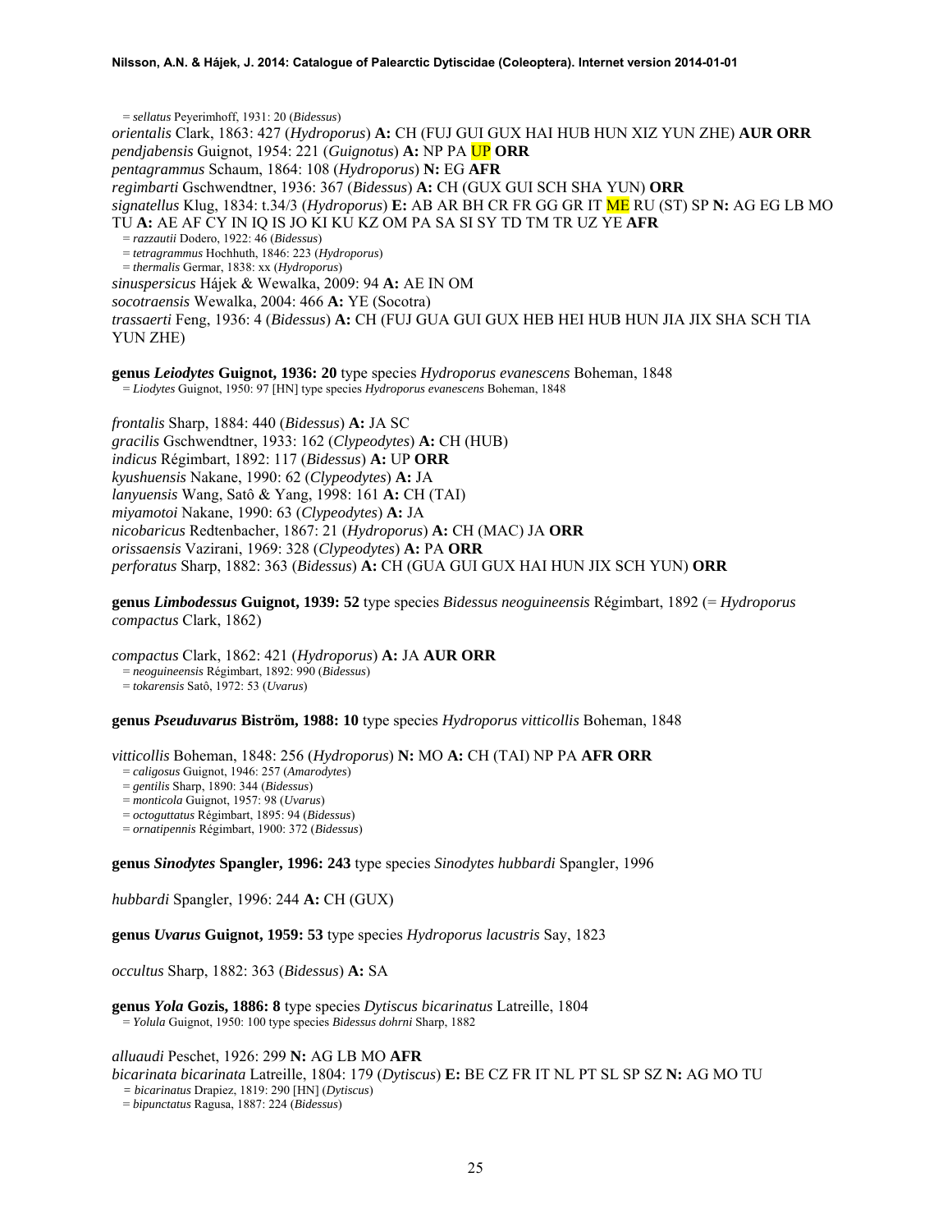= *sellatus* Peyerimhoff, 1931: 20 (*Bidessus*)

*orientalis* Clark, 1863: 427 (*Hydroporus*) **A:** CH (FUJ GUI GUX HAI HUB HUN XIZ YUN ZHE) **AUR ORR**

*pendjabensis* Guignot, 1954: 221 (*Guignotus*) **A:** NP PA UP **ORR**

*pentagrammus* Schaum, 1864: 108 (*Hydroporus*) **N:** EG **AFR**

*regimbarti* Gschwendtner, 1936: 367 (*Bidessus*) **A:** CH (GUX GUI SCH SHA YUN) **ORR**

*signatellus* Klug, 1834: t.34/3 (*Hydroporus*) **E:** AB AR BH CR FR GG GR IT ME RU (ST) SP **N:** AG EG LB MO TU **A:** AE AF CY IN IQ IS JO KI KU KZ OM PA SA SI SY TD TM TR UZ YE **AFR**

= *razzautii* Dodero, 1922: 46 (*Bidessus*)

= *tetragrammus* Hochhuth, 1846: 223 (*Hydroporus*)

= *thermalis* Germar, 1838: xx (*Hydroporus*)

*sinuspersicus* Hájek & Wewalka, 2009: 94 **A:** AE IN OM

*socotraensis* Wewalka, 2004: 466 **A:** YE (Socotra)

*trassaerti* Feng, 1936: 4 (*Bidessus*) **A:** CH (FUJ GUA GUI GUX HEB HEI HUB HUN JIA JIX SHA SCH TIA YUN ZHE)

**genus *Leiodytes* Guignot, 1936: 20** type species *Hydroporus evanescens* Boheman, 1848

= *Liodytes* Guignot, 1950: 97 [HN] type species *Hydroporus evanescens* Boheman, 1848

*frontalis* Sharp, 1884: 440 (*Bidessus*) **A:** JA SC

*gracilis* Gschwendtner, 1933: 162 (*Clypeodytes*) **A:** CH (HUB)

*indicus* Régimbart, 1892: 117 (*Bidessus*) **A:** UP **ORR**

*kyushuensis* Nakane, 1990: 62 (*Clypeodytes*) **A:** JA

*lanyuensis* Wang, Satô & Yang, 1998: 161 **A:** CH (TAI)

*miyamotoi* Nakane, 1990: 63 (*Clypeodytes*) **A:** JA

*nicobaricus* Redtenbacher, 1867: 21 (*Hydroporus*) **A:** CH (MAC) JA **ORR**

*orissaensis* Vazirani, 1969: 328 (*Clypeodytes*) **A:** PA **ORR**

*perforatus* Sharp, 1882: 363 (*Bidessus*) **A:** CH (GUA GUI GUX HAI HUN JIX SCH YUN) **ORR**

**genus *Limbodessus* Guignot, 1939: 52** type species *Bidessus neoguineensis* Régimbart, 1892 (= *Hydroporus compactus* Clark, 1862)

*compactus* Clark, 1862: 421 (*Hydroporus*) **A:** JA **AUR ORR**

= *neoguineensis* Régimbart, 1892: 990 (*Bidessus*)

= *tokarensis* Satô, 1972: 53 (*Uvarus*)

**genus *Pseuduvarus* Biström, 1988: 10** type species *Hydroporus vitticollis* Boheman, 1848

*vitticollis* Boheman, 1848: 256 (*Hydroporus*) **N:** MO **A:** CH (TAI) NP PA **AFR ORR**

= *caligosus* Guignot, 1946: 257 (*Amarodytes*)

= *gentilis* Sharp, 1890: 344 (*Bidessus*)

= *monticola* Guignot, 1957: 98 (*Uvarus*)

= *octoguttatus* Régimbart, 1895: 94 (*Bidessus*)

= *ornatipennis* Régimbart, 1900: 372 (*Bidessus*)

**genus *Sinodytes* Spangler, 1996: 243** type species *Sinodytes hubbardi* Spangler, 1996

*hubbardi* Spangler, 1996: 244 **A:** CH (GUX)

**genus *Uvarus* Guignot, 1959: 53** type species *Hydroporus lacustris* Say, 1823

*occultus* Sharp, 1882: 363 (*Bidessus*) **A:** SA

**genus *Yola* Gozis, 1886: 8** type species *Dytiscus bicarinatus* Latreille, 1804

= *Yolula* Guignot, 1950: 100 type species *Bidessus dohrni* Sharp, 1882

*alluaudi* Peschet, 1926: 299 **N:** AG LB MO **AFR**

*bicarinata bicarinata* Latreille, 1804: 179 (*Dytiscus*) **E:** BE CZ FR IT NL PT SL SP SZ **N:** AG MO TU

= *bicarinatus* Drapiez, 1819: 290 [HN] (*Dytiscus*)

= *bipunctatus* Ragusa, 1887: 224 (*Bidessus*)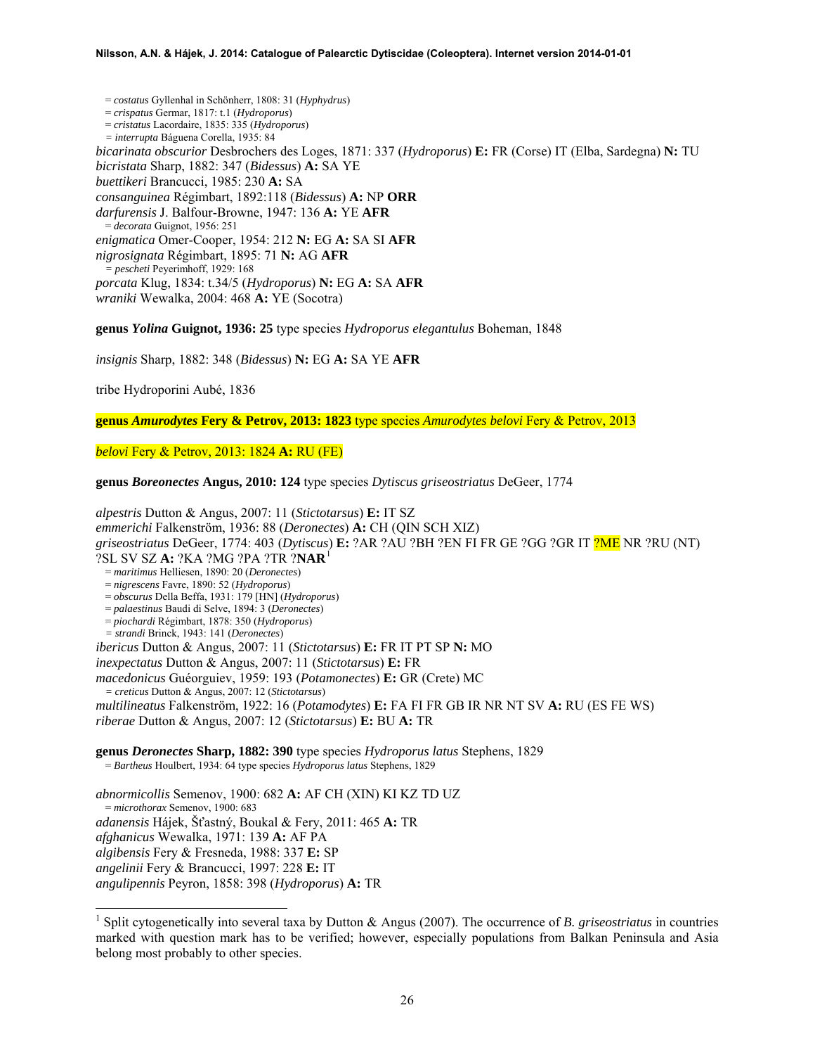= *costatus* Gyllenhal in Schönherr, 1808: 31 (*Hyphydrus*)
= *crispatus* Germar, 1817: t.1 (*Hydroporus*)
= *cristatus* Lacordaire, 1835: 335 (*Hydroporus*)
= *interrupta* Báguena Corella, 1935: 84

*bicarinata obscurior* Desbrochers des Loges, 1871: 337 (*Hydroporus*) **E:** FR (Corse) IT (Elba, Sardegna) **N:** TU
*bicristata* Sharp, 1882: 347 (*Bidessus*) **A:** SA YE
*buettikeri* Brancucci, 1985: 230 **A:** SA
*consanguinea* Régimbart, 1892:118 (*Bidessus*) **A:** NP **ORR**
*darfurensis* J. Balfour-Browne, 1947: 136 **A:** YE **AFR**
= *decorata* Guignot, 1956: 251
*enigmatica* Omer-Cooper, 1954: 212 **N:** EG **A:** SA SI **AFR**
*nigrosignata* Régimbart, 1895: 71 **N:** AG **AFR**
= *pescheti* Peyerimhoff, 1929: 168
*porcata* Klug, 1834: t.34/5 (*Hydroporus*) **N:** EG **A:** SA **AFR**
*wraniki* Wewalka, 2004: 468 **A:** YE (Socotra)

**genus *Yolina* Guignot, 1936: 25** type species *Hydroporus elegantulus* Boheman, 1848

*insignis* Sharp, 1882: 348 (*Bidessus*) **N:** EG **A:** SA YE **AFR**

tribe Hydroporini Aubé, 1836

**genus *Amurodytes* Fery & Petrov, 2013: 1823** type species *Amurodytes belovi* Fery & Petrov, 2013

*belovi* Fery & Petrov, 2013: 1824 **A:** RU (FE)

**genus *Boreonectes* Angus, 2010: 124** type species *Dytiscus griseostriatus* DeGeer, 1774

*alpestris* Dutton & Angus, 2007: 11 (*Stictotarsus*) **E:** IT SZ
*emmerichi* Falkenström, 1936: 88 (*Deronectes*) **A:** CH (QIN SCH XIZ)
*griseostriatus* DeGeer, 1774: 403 (*Dytiscus*) **E:** ?AR ?AU ?BH ?EN FI FR GE ?GG ?GR IT ?ME NR ?RU (NT) ?SL SV SZ **A:** ?KA ?MG ?PA ?TR ?**NAR**[1]
= *maritimus* Helliesen, 1890: 20 (*Deronectes*)
= *nigrescens* Favre, 1890: 52 (*Hydroporus*)
= *obscurus* Della Beffa, 1931: 179 [HN] (*Hydroporus*)
= *palaestinus* Baudi di Selve, 1894: 3 (*Deronectes*)
= *piochardi* Régimbart, 1878: 350 (*Hydroporus*)
= *strandi* Brinck, 1943: 141 (*Deronectes*)
*ibericus* Dutton & Angus, 2007: 11 (*Stictotarsus*) **E:** FR IT PT SP **N:** MO
*inexpectatus* Dutton & Angus, 2007: 11 (*Stictotarsus*) **E:** FR
*macedonicus* Guéorguiev, 1959: 193 (*Potamonectes*) **E:** GR (Crete) MC
= *creticus* Dutton & Angus, 2007: 12 (*Stictotarsus*)
*multilineatus* Falkenström, 1922: 16 (*Potamodytes*) **E:** FA FI FR GB IR NR NT SV **A:** RU (ES FE WS)
*riberae* Dutton & Angus, 2007: 12 (*Stictotarsus*) **E:** BU **A:** TR

**genus *Deronectes* Sharp, 1882: 390** type species *Hydroporus latus* Stephens, 1829
= *Bartheus* Houlbert, 1934: 64 type species *Hydroporus latus* Stephens, 1829

*abnormicollis* Semenov, 1900: 682 **A:** AF CH (XIN) KI KZ TD UZ
= *microthorax* Semenov, 1900: 683
*adanensis* Hájek, Šťastný, Boukal & Fery, 2011: 465 **A:** TR
*afghanicus* Wewalka, 1971: 139 **A:** AF PA
*algibensis* Fery & Fresneda, 1988: 337 **E:** SP
*angelinii* Fery & Brancucci, 1997: 228 **E:** IT
*angulipennis* Peyron, 1858: 398 (*Hydroporus*) **A:** TR

[1] Split cytogenetically into several taxa by Dutton & Angus (2007). The occurrence of *B. griseostriatus* in countries marked with question mark has to be verified; however, especially populations from Balkan Peninsula and Asia belong most probably to other species.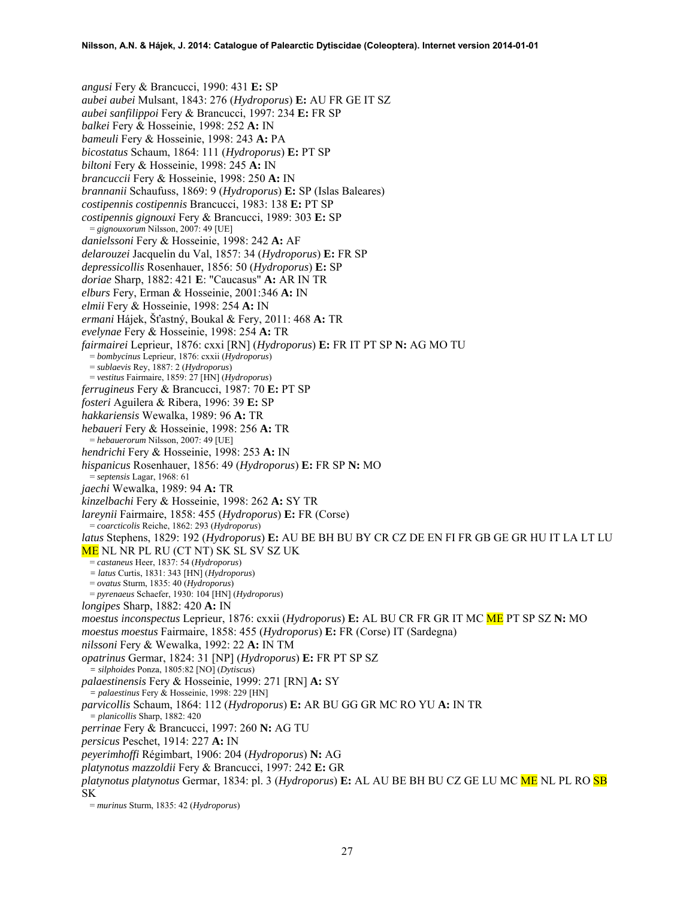*angusi* Fery & Brancucci, 1990: 431 **E:** SP
*aubei aubei* Mulsant, 1843: 276 (*Hydroporus*) **E:** AU FR GE IT SZ
*aubei sanfilippoi* Fery & Brancucci, 1997: 234 **E:** FR SP
*balkei* Fery & Hosseinie, 1998: 252 **A:** IN
*bameuli* Fery & Hosseinie, 1998: 243 **A:** PA
*bicostatus* Schaum, 1864: 111 (*Hydroporus*) **E:** PT SP
*biltoni* Fery & Hosseinie, 1998: 245 **A:** IN
*brancuccii* Fery & Hosseinie, 1998: 250 **A:** IN
*brannanii* Schaufuss, 1869: 9 (*Hydroporus*) **E:** SP (Islas Baleares)
*costipennis costipennis* Brancucci, 1983: 138 **E:** PT SP
*costipennis gignouxi* Fery & Brancucci, 1989: 303 **E:** SP
= *gignouxorum* Nilsson, 2007: 49 [UE]
*danielssoni* Fery & Hosseinie, 1998: 242 **A:** AF
*delarouzei* Jacquelin du Val, 1857: 34 (*Hydroporus*) **E:** FR SP
*depressicollis* Rosenhauer, 1856: 50 (*Hydroporus*) **E:** SP
*doriae* Sharp, 1882: 421 **E**: "Caucasus" **A:** AR IN TR
*elburs* Fery, Erman & Hosseinie, 2001:346 **A:** IN
*elmii* Fery & Hosseinie, 1998: 254 **A:** IN
*ermani* Hájek, Šťastný, Boukal & Fery, 2011: 468 **A:** TR
*evelynae* Fery & Hosseinie, 1998: 254 **A:** TR
*fairmairei* Leprieur, 1876: cxxi [RN] (*Hydroporus*) **E:** FR IT PT SP **N:** AG MO TU
= *bombycinus* Leprieur, 1876: cxxii (*Hydroporus*)
= *sublaevis* Rey, 1887: 2 (*Hydroporus*)
= *vestitus* Fairmaire, 1859: 27 [HN] (*Hydroporus*)
*ferrugineus* Fery & Brancucci, 1987: 70 **E:** PT SP
*fosteri* Aguilera & Ribera, 1996: 39 **E:** SP
*hakkariensis* Wewalka, 1989: 96 **A:** TR
*hebaueri* Fery & Hosseinie, 1998: 256 **A:** TR
= *hebauerorum* Nilsson, 2007: 49 [UE]
*hendrichi* Fery & Hosseinie, 1998: 253 **A:** IN
*hispanicus* Rosenhauer, 1856: 49 (*Hydroporus*) **E:** FR SP **N:** MO
= *septensis* Lagar, 1968: 61
*jaechi* Wewalka, 1989: 94 **A:** TR
*kinzelbachi* Fery & Hosseinie, 1998: 262 **A:** SY TR
*lareynii* Fairmaire, 1858: 455 (*Hydroporus*) **E:** FR (Corse)
= *coarcticolis* Reiche, 1862: 293 (*Hydroporus*)
*latus* Stephens, 1829: 192 (*Hydroporus*) **E:** AU BE BH BU BY CR CZ DE EN FI FR GB GE GR HU IT LA LT LU ME NL NR PL RU (CT NT) SK SL SV SZ UK
= *castaneus* Heer, 1837: 54 (*Hydroporus*)
= *latus* Curtis, 1831: 343 [HN] (*Hydroporus*)
= *ovatus* Sturm, 1835: 40 (*Hydroporus*)
= *pyrenaeus* Schaefer, 1930: 104 [HN] (*Hydroporus*)
*longipes* Sharp, 1882: 420 **A:** IN
*moestus inconspectus* Leprieur, 1876: cxxii (*Hydroporus*) **E:** AL BU CR FR GR IT MC ME PT SP SZ **N:** MO
*moestus moestus* Fairmaire, 1858: 455 (*Hydroporus*) **E:** FR (Corse) IT (Sardegna)
*nilssoni* Fery & Wewalka, 1992: 22 **A:** IN TM
*opatrinus* Germar, 1824: 31 [NP] (*Hydroporus*) **E:** FR PT SP SZ
= *silphoides* Ponza, 1805:82 [NO] (*Dytiscus*)
*palaestinensis* Fery & Hosseinie, 1999: 271 [RN] **A:** SY
= *palaestinus* Fery & Hosseinie, 1998: 229 [HN]
*parvicollis* Schaum, 1864: 112 (*Hydroporus*) **E:** AR BU GG GR MC RO YU **A:** IN TR
= *planicollis* Sharp, 1882: 420
*perrinae* Fery & Brancucci, 1997: 260 **N:** AG TU
*persicus* Peschet, 1914: 227 **A:** IN
*peyerimhoffi* Régimbart, 1906: 204 (*Hydroporus*) **N:** AG
*platynotus mazzoldii* Fery & Brancucci, 1997: 242 **E:** GR
*platynotus platynotus* Germar, 1834: pl. 3 (*Hydroporus*) **E:** AL AU BE BH BU CZ GE LU MC ME NL PL RO SB SK
= *murinus* Sturm, 1835: 42 (*Hydroporus*)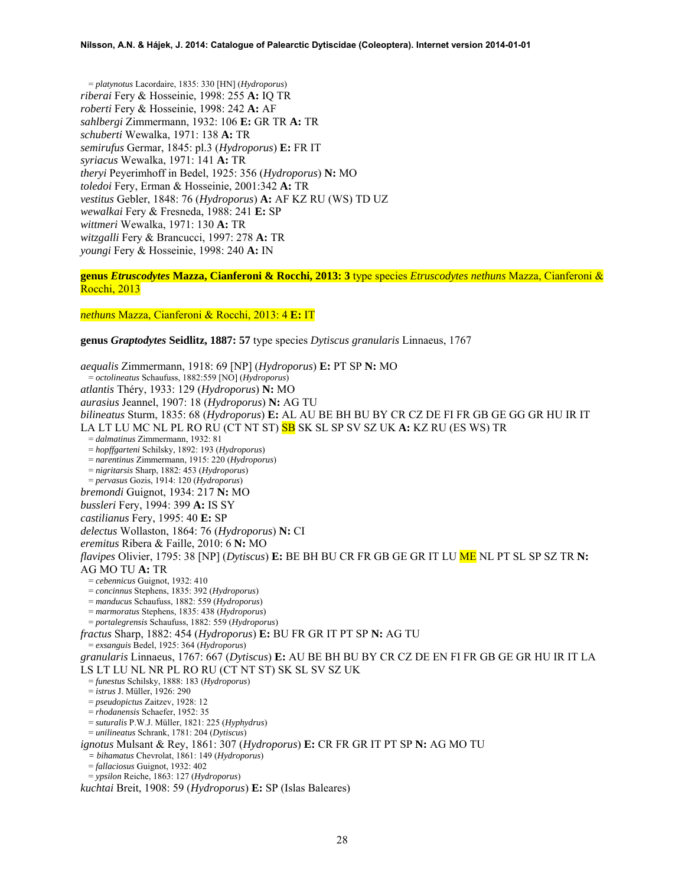= *platynotus* Lacordaire, 1835: 330 [HN] (*Hydroporus*)
*riberai* Fery & Hosseinie, 1998: 255 **A:** IQ TR
*roberti* Fery & Hosseinie, 1998: 242 **A:** AF
*sahlbergi* Zimmermann, 1932: 106 **E:** GR TR **A:** TR
*schuberti* Wewalka, 1971: 138 **A:** TR
*semirufus* Germar, 1845: pl.3 (*Hydroporus*) **E:** FR IT
*syriacus* Wewalka, 1971: 141 **A:** TR
*theryi* Peyerimhoff in Bedel, 1925: 356 (*Hydroporus*) **N:** MO
*toledoi* Fery, Erman & Hosseinie, 2001:342 **A:** TR
*vestitus* Gebler, 1848: 76 (*Hydroporus*) **A:** AF KZ RU (WS) TD UZ
*wewalkai* Fery & Fresneda, 1988: 241 **E:** SP
*wittmeri* Wewalka, 1971: 130 **A:** TR
*witzgalli* Fery & Brancucci, 1997: 278 **A:** TR
*youngi* Fery & Hosseinie, 1998: 240 **A:** IN

**genus *Etruscodytes* Mazza, Cianferoni & Rocchi, 2013: 3** type species *Etruscodytes nethuns* Mazza, Cianferoni & Rocchi, 2013

*nethuns* Mazza, Cianferoni & Rocchi, 2013: 4 **E:** IT

**genus *Graptodytes* Seidlitz, 1887: 57** type species *Dytiscus granularis* Linnaeus, 1767

*aequalis* Zimmermann, 1918: 69 [NP] (*Hydroporus*) **E:** PT SP **N:** MO
= *octolineatus* Schaufuss, 1882:559 [NO] (*Hydroporus*)
*atlantis* Théry, 1933: 129 (*Hydroporus*) **N:** MO
*aurasius* Jeannel, 1907: 18 (*Hydroporus*) **N:** AG TU
*bilineatus* Sturm, 1835: 68 (*Hydroporus*) **E:** AL AU BE BH BU BY CR CZ DE FI FR GB GE GG GR HU IR IT LA LT LU MC NL PL RO RU (CT NT ST) SB SK SL SP SV SZ UK **A:** KZ RU (ES WS) TR
= *dalmatinus* Zimmermann, 1932: 81
= *hopffgarteni* Schilsky, 1892: 193 (*Hydroporus*)
= *narentinus* Zimmermann, 1915: 220 (*Hydroporus*)
= *nigritarsis* Sharp, 1882: 453 (*Hydroporus*)
= *pervasus* Gozis, 1914: 120 (*Hydroporus*)
*bremondi* Guignot, 1934: 217 **N:** MO
*bussleri* Fery, 1994: 399 **A:** IS SY
*castilianus* Fery, 1995: 40 **E:** SP
*delectus* Wollaston, 1864: 76 (*Hydroporus*) **N:** CI
*eremitus* Ribera & Faille, 2010: 6 **N:** MO
*flavipes* Olivier, 1795: 38 [NP] (*Dytiscus*) **E:** BE BH BU CR FR GB GE GR IT LU ME NL PT SL SP SZ TR **N:** AG MO TU **A:** TR
= *cebennicus* Guignot, 1932: 410
= *concinnus* Stephens, 1835: 392 (*Hydroporus*)
= *manducus* Schaufuss, 1882: 559 (*Hydroporus*)
= *marmoratus* Stephens, 1835: 438 (*Hydroporus*)
= *portalegrensis* Schaufuss, 1882: 559 (*Hydroporus*)
*fractus* Sharp, 1882: 454 (*Hydroporus*) **E:** BU FR GR IT PT SP **N:** AG TU
= *exsanguis* Bedel, 1925: 364 (*Hydroporus*)
*granularis* Linnaeus, 1767: 667 (*Dytiscus*) **E:** AU BE BH BU BY CR CZ DE EN FI FR GB GE GR HU IR IT LA LS LT LU NL NR PL RO RU (CT NT ST) SK SL SV SZ UK
= *funestus* Schilsky, 1888: 183 (*Hydroporus*)
= *istrus* J. Müller, 1926: 290
= *pseudopictus* Zaitzev, 1928: 12
= *rhodanensis* Schaefer, 1952: 35
= *suturalis* P.W.J. Müller, 1821: 225 (*Hyphydrus*)
= *unilineatus* Schrank, 1781: 204 (*Dytiscus*)
*ignotus* Mulsant & Rey, 1861: 307 (*Hydroporus*) **E:** CR FR GR IT PT SP **N:** AG MO TU
= *bihamatus* Chevrolat, 1861: 149 (*Hydroporus*)
= *fallaciosus* Guignot, 1932: 402
= *ypsilon* Reiche, 1863: 127 (*Hydroporus*)
*kuchtai* Breit, 1908: 59 (*Hydroporus*) **E:** SP (Islas Baleares)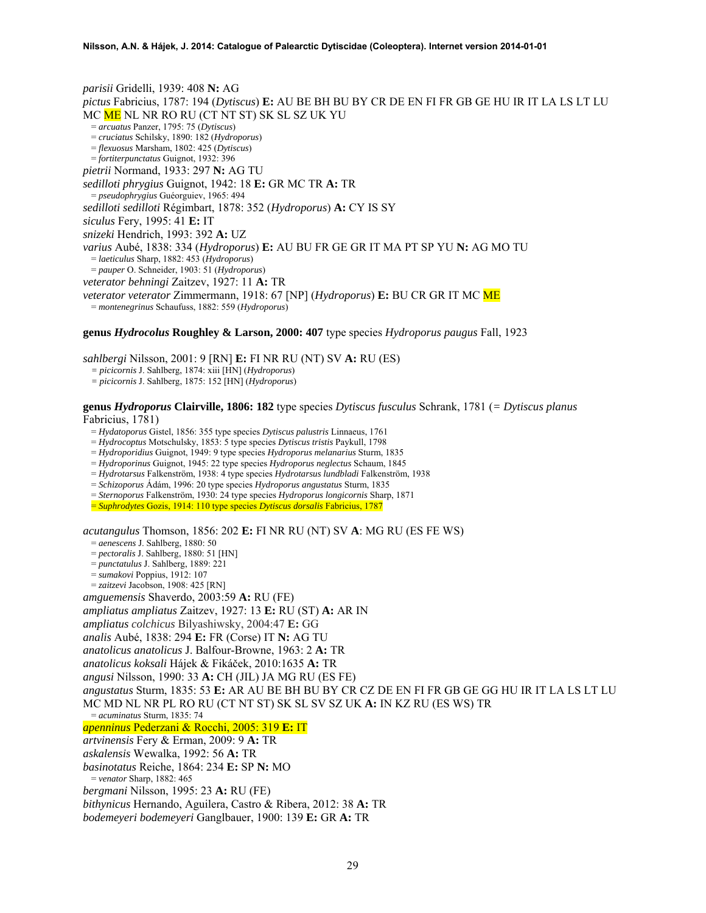*parisii* Gridelli, 1939: 408 **N:** AG

*pictus* Fabricius, 1787: 194 (*Dytiscus*) **E:** AU BE BH BU BY CR DE EN FI FR GB GE HU IR IT LA LS LT LU MC ME NL NR RO RU (CT NT ST) SK SL SZ UK YU

= *arcuatus* Panzer, 1795: 75 (*Dytiscus*)
= *cruciatus* Schilsky, 1890: 182 (*Hydroporus*)
= *flexuosus* Marsham, 1802: 425 (*Dytiscus*)
= *fortiterpunctatus* Guignot, 1932: 396

*pietrii* Normand, 1933: 297 **N:** AG TU

*sedilloti phrygius* Guignot, 1942: 18 **E:** GR MC TR **A:** TR

= *pseudophrygius* Guéorguiev, 1965: 494

*sedilloti sedilloti* Régimbart, 1878: 352 (*Hydroporus*) **A:** CY IS SY

*siculus* Fery, 1995: 41 **E:** IT

*snizeki* Hendrich, 1993: 392 **A:** UZ

*varius* Aubé, 1838: 334 (*Hydroporus*) **E:** AU BU FR GE GR IT MA PT SP YU **N:** AG MO TU

= *laeticulus* Sharp, 1882: 453 (*Hydroporus*)
= *pauper* O. Schneider, 1903: 51 (*Hydroporus*)

*veterator behningi* Zaitzev, 1927: 11 **A:** TR

*veterator veterator* Zimmermann, 1918: 67 [NP] (*Hydroporus*) **E:** BU CR GR IT MC ME

= *montenegrinus* Schaufuss, 1882: 559 (*Hydroporus*)

**genus *Hydrocolus* Roughley & Larson, 2000: 407** type species *Hydroporus paugus* Fall, 1923

*sahlbergi* Nilsson, 2001: 9 [RN] **E:** FI NR RU (NT) SV **A:** RU (ES)

= *picicornis* J. Sahlberg, 1874: xiii [HN] (*Hydroporus*)
= *picicornis* J. Sahlberg, 1875: 152 [HN] (*Hydroporus*)

**genus *Hydroporus* Clairville, 1806: 182** type species *Dytiscus fusculus* Schrank, 1781 (= *Dytiscus planus* Fabricius, 1781)

= *Hydatoporus* Gistel, 1856: 355 type species *Dytiscus palustris* Linnaeus, 1761
= *Hydrocoptus* Motschulsky, 1853: 5 type species *Dytiscus tristis* Paykull, 1798
= *Hydroporidius* Guignot, 1949: 9 type species *Hydroporus melanarius* Sturm, 1835
= *Hydroporinus* Guignot, 1945: 22 type species *Hydroporus neglectus* Schaum, 1845
= *Hydrotarsus* Falkenström, 1938: 4 type species *Hydrotarsus lundbladi* Falkenström, 1938
= *Schizoporus* Ádám, 1996: 20 type species *Hydroporus angustatus* Sturm, 1835
= *Sternoporus* Falkenström, 1930: 24 type species *Hydroporus longicornis* Sharp, 1871
= *Suphrodytes* Gozis, 1914: 110 type species *Dytiscus dorsalis* Fabricius, 1787

*acutangulus* Thomson, 1856: 202 **E:** FI NR RU (NT) SV **A**: MG RU (ES FE WS)

= *aenescens* J. Sahlberg, 1880: 50
= *pectoralis* J. Sahlberg, 1880: 51 [HN]
= *punctatulus* J. Sahlberg, 1889: 221
= *sumakovi* Poppius, 1912: 107
= *zaitzevi* Jacobson, 1908: 425 [RN]

*amguemensis* Shaverdo, 2003:59 **A:** RU (FE)

*ampliatus ampliatus* Zaitzev, 1927: 13 **E:** RU (ST) **A:** AR IN

*ampliatus colchicus* Bilyashiwsky, 2004:47 **E:** GG

*analis* Aubé, 1838: 294 **E:** FR (Corse) IT **N:** AG TU

*anatolicus anatolicus* J. Balfour-Browne, 1963: 2 **A:** TR

*anatolicus koksali* Hájek & Fikáček, 2010:1635 **A:** TR

*angusi* Nilsson, 1990: 33 **A:** CH (JIL) JA MG RU (ES FE)

*angustatus* Sturm, 1835: 53 **E:** AR AU BE BH BU BY CR CZ DE EN FI FR GB GE GG HU IR IT LA LS LT LU MC MD NL NR PL RO RU (CT NT ST) SK SL SV SZ UK **A:** IN KZ RU (ES WS) TR

= *acuminatus* Sturm, 1835: 74

*apenninus* Pederzani & Rocchi, 2005: 319 **E:** IT

*artvinensis* Fery & Erman, 2009: 9 **A:** TR

*askalensis* Wewalka, 1992: 56 **A:** TR

*basinotatus* Reiche, 1864: 234 **E:** SP **N:** MO

= *venator* Sharp, 1882: 465

*bergmani* Nilsson, 1995: 23 **A:** RU (FE)

*bithynicus* Hernando, Aguilera, Castro & Ribera, 2012: 38 **A:** TR

*bodemeyeri bodemeyeri* Ganglbauer, 1900: 139 **E:** GR **A:** TR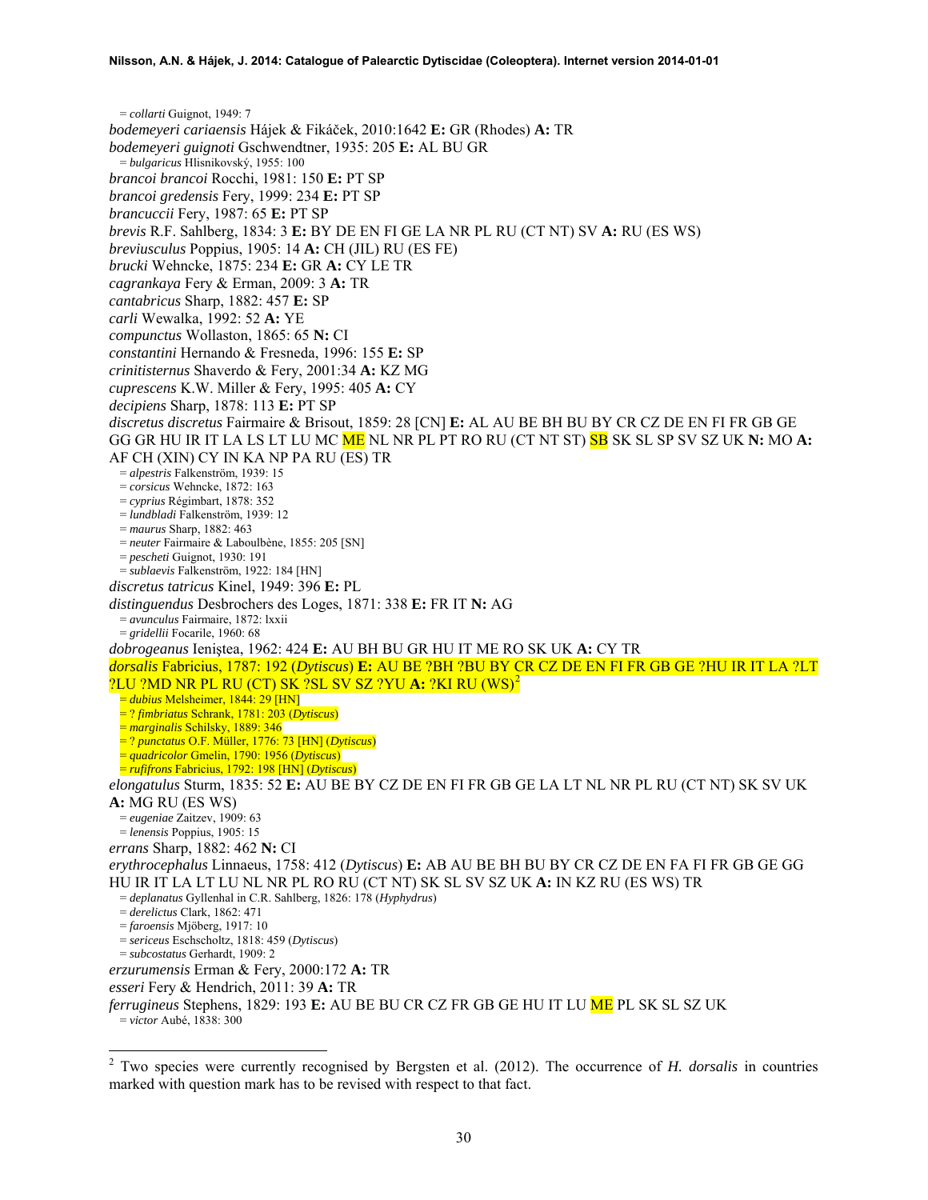= *collarti* Guignot, 1949: 7
*bodemeyeri cariaensis* Hájek & Fikáček, 2010:1642 **E:** GR (Rhodes) **A:** TR
*bodemeyeri guignoti* Gschwendtner, 1935: 205 **E:** AL BU GR
= *bulgaricus* Hlisnikovský, 1955: 100
*brancoi brancoi* Rocchi, 1981: 150 **E:** PT SP
*brancoi gredensis* Fery, 1999: 234 **E:** PT SP
*brancuccii* Fery, 1987: 65 **E:** PT SP
*brevis* R.F. Sahlberg, 1834: 3 **E:** BY DE EN FI GE LA NR PL RU (CT NT) SV **A:** RU (ES WS)
*breviusculus* Poppius, 1905: 14 **A:** CH (JIL) RU (ES FE)
*brucki* Wehncke, 1875: 234 **E:** GR **A:** CY LE TR
*cagrankaya* Fery & Erman, 2009: 3 **A:** TR
*cantabricus* Sharp, 1882: 457 **E:** SP
*carli* Wewalka, 1992: 52 **A:** YE
*compunctus* Wollaston, 1865: 65 **N:** CI
*constantini* Hernando & Fresneda, 1996: 155 **E:** SP
*crinitisternus* Shaverdo & Fery, 2001:34 **A:** KZ MG
*cuprescens* K.W. Miller & Fery, 1995: 405 **A:** CY
*decipiens* Sharp, 1878: 113 **E:** PT SP
*discretus discretus* Fairmaire & Brisout, 1859: 28 [CN] **E:** AL AU BE BH BU BY CR CZ DE EN FI FR GB GE GG GR HU IR IT LA LS LT LU MC ME NL NR PL PT RO RU (CT NT ST) SB SK SL SP SV SZ UK **N:** MO **A:** AF CH (XIN) CY IN KA NP PA RU (ES) TR
= *alpestris* Falkenström, 1939: 15
= *corsicus* Wehncke, 1872: 163
= *cyprius* Régimbart, 1878: 352
= *lundbladi* Falkenström, 1939: 12
= *maurus* Sharp, 1882: 463
= *neuter* Fairmaire & Laboulbène, 1855: 205 [SN]
= *pescheti* Guignot, 1930: 191
= *sublaevis* Falkenström, 1922: 184 [HN]
*discretus tatricus* Kinel, 1949: 396 **E:** PL
*distinguendus* Desbrochers des Loges, 1871: 338 **E:** FR IT **N:** AG
= *avunculus* Fairmaire, 1872: lxxii
= *gridellii* Focarile, 1960: 68
*dobrogeanus* Ieniştea, 1962: 424 **E:** AU BH BU GR HU IT ME RO SK UK **A:** CY TR
*dorsalis* Fabricius, 1787: 192 (*Dytiscus*) **E:** AU BE ?BH ?BU BY CR CZ DE EN FI FR GB GE ?HU IR IT LA ?LT ?LU ?MD NR PL RU (CT) SK ?SL SV SZ ?YU **A:** ?KI RU (WS)[2]
= *dubius* Melsheimer, 1844: 29 [HN]
= ? *fimbriatus* Schrank, 1781: 203 (*Dytiscus*)
= *marginalis* Schilsky, 1889: 346
= ? *punctatus* O.F. Müller, 1776: 73 [HN] (*Dytiscus*)
= *quadricolor* Gmelin, 1790: 1956 (*Dytiscus*)
= *rufifrons* Fabricius, 1792: 198 [HN] (*Dytiscus*)
*elongatulus* Sturm, 1835: 52 **E:** AU BE BY CZ DE EN FI FR GB GE LA LT NL NR PL RU (CT NT) SK SV UK **A:** MG RU (ES WS)
= *eugeniae* Zaitzev, 1909: 63
= *lenensis* Poppius, 1905: 15
*errans* Sharp, 1882: 462 **N:** CI
*erythrocephalus* Linnaeus, 1758: 412 (*Dytiscus*) **E:** AB AU BE BH BU BY CR CZ DE EN FA FI FR GB GE GG HU IR IT LA LT LU NL NR PL RO RU (CT NT) SK SL SV SZ UK **A:** IN KZ RU (ES WS) TR
= *deplanatus* Gyllenhal in C.R. Sahlberg, 1826: 178 (*Hyphydrus*)
= *derelictus* Clark, 1862: 471
= *faroensis* Mjöberg, 1917: 10
= *sericeus* Eschscholtz, 1818: 459 (*Dytiscus*)
= *subcostatus* Gerhardt, 1909: 2
*erzurumensis* Erman & Fery, 2000:172 **A:** TR
*esseri* Fery & Hendrich, 2011: 39 **A:** TR
*ferrugineus* Stephens, 1829: 193 **E:** AU BE BU CR CZ FR GB GE HU IT LU ME PL SK SL SZ UK
= *victor* Aubé, 1838: 300

---

[2] Two species were currently recognised by Bergsten et al. (2012). The occurrence of *H. dorsalis* in countries marked with question mark has to be revised with respect to that fact.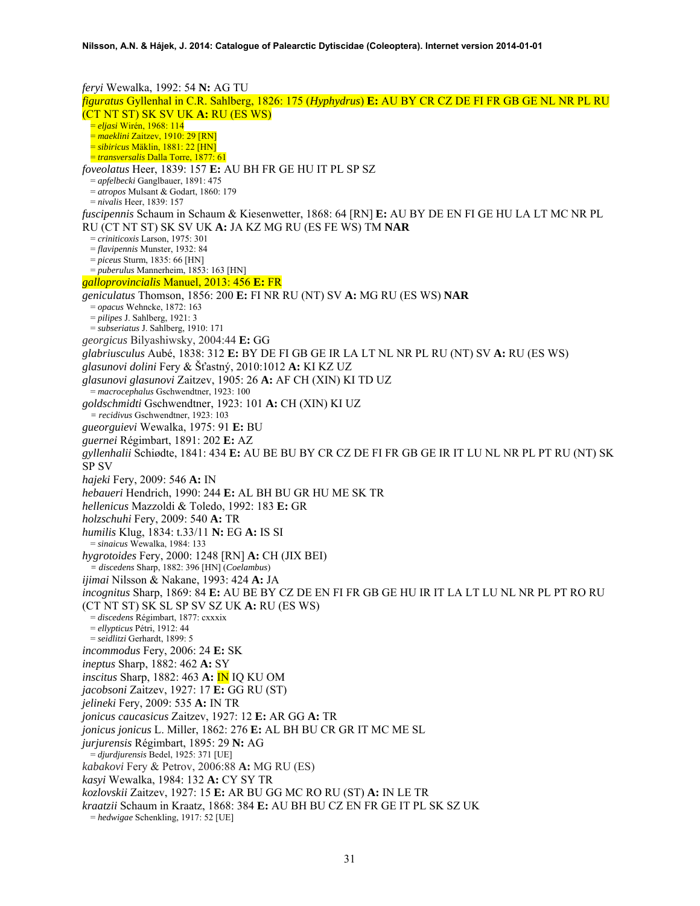*feryi* Wewalka, 1992: 54 **N:** AG TU

*figuratus* Gyllenhal in C.R. Sahlberg, 1826: 175 (*Hyphydrus*) **E:** AU BY CR CZ DE FI FR GB GE NL NR PL RU (CT NT ST) SK SV UK **A:** RU (ES WS)

= *eljasi* Wirén, 1968: 114
= *maeklini* Zaitzev, 1910: 29 [RN]
= *sibiricus* Mäklin, 1881: 22 [HN]
= *transversalis* Dalla Torre, 1877: 61

*foveolatus* Heer, 1839: 157 **E:** AU BH FR GE HU IT PL SP SZ

= *apfelbecki* Ganglbauer, 1891: 475
= *atropos* Mulsant & Godart, 1860: 179
= *nivalis* Heer, 1839: 157

*fuscipennis* Schaum in Schaum & Kiesenwetter, 1868: 64 [RN] **E:** AU BY DE EN FI GE HU LA LT MC NR PL RU (CT NT ST) SK SV UK **A:** JA KZ MG RU (ES FE WS) TM **NAR**

= *criniticoxis* Larson, 1975: 301
= *flavipennis* Munster, 1932: 84
= *piceus* Sturm, 1835: 66 [HN]
= *puberulus* Mannerheim, 1853: 163 [HN]

*galloprovincialis* Manuel, 2013: 456 **E:** FR

*geniculatus* Thomson, 1856: 200 **E:** FI NR RU (NT) SV **A:** MG RU (ES WS) **NAR**

= *opacus* Wehncke, 1872: 163
= *pilipes* J. Sahlberg, 1921: 3
= *subseriatus* J. Sahlberg, 1910: 171

*georgicus* Bilyashiwsky, 2004:44 **E:** GG

*glabriusculus* Aubé, 1838: 312 **E:** BY DE FI GB GE IR LA LT NL NR PL RU (NT) SV **A:** RU (ES WS)

*glasunovi dolini* Fery & Šťastný, 2010:1012 **A:** KI KZ UZ

*glasunovi glasunovi* Zaitzev, 1905: 26 **A:** AF CH (XIN) KI TD UZ

= *macrocephalus* Gschwendtner, 1923: 100

*goldschmidti* Gschwendtner, 1923: 101 **A:** CH (XIN) KI UZ

= *recidivus* Gschwendtner, 1923: 103

*gueorguievi* Wewalka, 1975: 91 **E:** BU

*guernei* Régimbart, 1891: 202 **E:** AZ

*gyllenhalii* Schiødte, 1841: 434 **E:** AU BE BU BY CR CZ DE FI FR GB GE IR IT LU NL NR PL PT RU (NT) SK SP SV

*hajeki* Fery, 2009: 546 **A:** IN

*hebaueri* Hendrich, 1990: 244 **E:** AL BH BU GR HU ME SK TR

*hellenicus* Mazzoldi & Toledo, 1992: 183 **E:** GR

*holzschuhi* Fery, 2009: 540 **A:** TR

*humilis* Klug, 1834: t.33/11 **N:** EG **A:** IS SI

= *sinaicus* Wewalka, 1984: 133

*hygrotoides* Fery, 2000: 1248 [RN] **A:** CH (JIX BEI)

= *discedens* Sharp, 1882: 396 [HN] (*Coelambus*)

*ijimai* Nilsson & Nakane, 1993: 424 **A:** JA

*incognitus* Sharp, 1869: 84 **E:** AU BE BY CZ DE EN FI FR GB GE HU IR IT LA LT LU NL NR PL PT RO RU (CT NT ST) SK SL SP SV SZ UK **A:** RU (ES WS)

= *discedens* Régimbart, 1877: cxxxix
= *ellypticus* Pétri, 1912: 44
= *seidlitzi* Gerhardt, 1899: 5

*incommodus* Fery, 2006: 24 **E:** SK

*ineptus* Sharp, 1882: 462 **A:** SY

*inscitus* Sharp, 1882: 463 **A:** IN IQ KU OM

*jacobsoni* Zaitzev, 1927: 17 **E:** GG RU (ST)

*jelineki* Fery, 2009: 535 **A:** IN TR

*jonicus caucasicus* Zaitzev, 1927: 12 **E:** AR GG **A:** TR

*jonicus jonicus* L. Miller, 1862: 276 **E:** AL BH BU CR GR IT MC ME SL

*jurjurensis* Régimbart, 1895: 29 **N:** AG

= *djurdjurensis* Bedel, 1925: 371 [UE]

*kabakovi* Fery & Petrov, 2006:88 **A:** MG RU (ES)

*kasyi* Wewalka, 1984: 132 **A:** CY SY TR

*kozlovskii* Zaitzev, 1927: 15 **E:** AR BU GG MC RO RU (ST) **A:** IN LE TR

*kraatzii* Schaum in Kraatz, 1868: 384 **E:** AU BH BU CZ EN FR GE IT PL SK SZ UK

= *hedwigae* Schenkling, 1917: 52 [UE]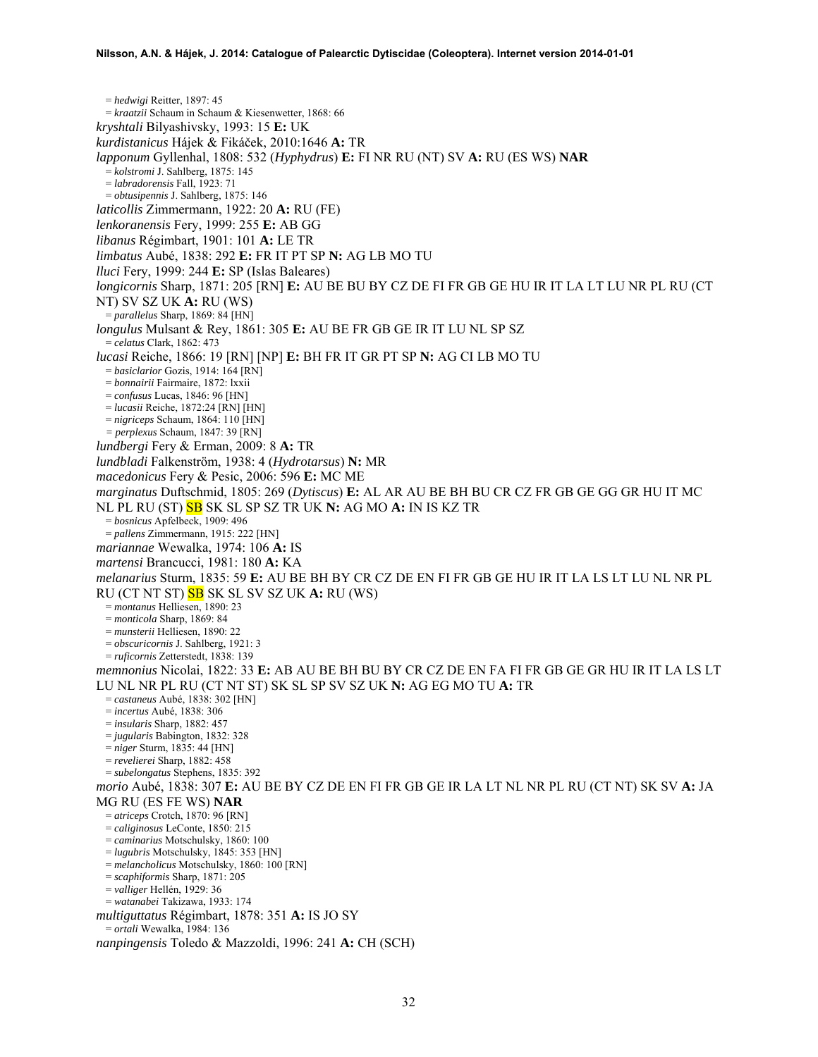= *hedwigi* Reitter, 1897: 45
= *kraatzii* Schaum in Schaum & Kiesenwetter, 1868: 66
*kryshtali* Bilyashivsky, 1993: 15 **E:** UK
*kurdistanicus* Hájek & Fikáček, 2010:1646 **A:** TR
*lapponum* Gyllenhal, 1808: 532 (*Hyphydrus*) **E:** FI NR RU (NT) SV **A:** RU (ES WS) **NAR**
= *kolstromi* J. Sahlberg, 1875: 145
= *labradorensis* Fall, 1923: 71
= *obtusipennis* J. Sahlberg, 1875: 146
*laticollis* Zimmermann, 1922: 20 **A:** RU (FE)
*lenkoranensis* Fery, 1999: 255 **E:** AB GG
*libanus* Régimbart, 1901: 101 **A:** LE TR
*limbatus* Aubé, 1838: 292 **E:** FR IT PT SP **N:** AG LB MO TU
*lluci* Fery, 1999: 244 **E:** SP (Islas Baleares)
*longicornis* Sharp, 1871: 205 [RN] **E:** AU BE BU BY CZ DE FI FR GB GE HU IR IT LA LT LU NR PL RU (CT NT) SV SZ UK **A:** RU (WS)
= *parallelus* Sharp, 1869: 84 [HN]
*longulus* Mulsant & Rey, 1861: 305 **E:** AU BE FR GB GE IR IT LU NL SP SZ
= *celatus* Clark, 1862: 473
*lucasi* Reiche, 1866: 19 [RN] [NP] **E:** BH FR IT GR PT SP **N:** AG CI LB MO TU
= *basiclarior* Gozis, 1914: 164 [RN]
= *bonnairii* Fairmaire, 1872: lxxii
= *confusus* Lucas, 1846: 96 [HN]
= *lucasii* Reiche, 1872:24 [RN] [HN]
= *nigriceps* Schaum, 1864: 110 [HN]
= *perplexus* Schaum, 1847: 39 [RN]
*lundbergi* Fery & Erman, 2009: 8 **A:** TR
*lundbladi* Falkenström, 1938: 4 (*Hydrotarsus*) **N:** MR
*macedonicus* Fery & Pesic, 2006: 596 **E:** MC ME
*marginatus* Duftschmid, 1805: 269 (*Dytiscus*) **E:** AL AR AU BE BH BU CR CZ FR GB GE GG GR HU IT MC NL PL RU (ST) SB SK SL SP SZ TR UK **N:** AG MO **A:** IN IS KZ TR
= *bosnicus* Apfelbeck, 1909: 496
= *pallens* Zimmermann, 1915: 222 [HN]
*mariannae* Wewalka, 1974: 106 **A:** IS
*martensi* Brancucci, 1981: 180 **A:** KA
*melanarius* Sturm, 1835: 59 **E:** AU BE BH BY CR CZ DE EN FI FR GB GE HU IR IT LA LS LT LU NL NR PL RU (CT NT ST) SB SK SL SV SZ UK **A:** RU (WS)
= *montanus* Helliesen, 1890: 23
= *monticola* Sharp, 1869: 84
= *munsterii* Helliesen, 1890: 22
= *obscuricornis* J. Sahlberg, 1921: 3
= *ruficornis* Zetterstedt, 1838: 139
*memnonius* Nicolai, 1822: 33 **E:** AB AU BE BH BU BY CR CZ DE EN FA FI FR GB GE GR HU IR IT LA LS LT LU NL NR PL RU (CT NT ST) SK SL SP SV SZ UK **N:** AG EG MO TU **A:** TR
= *castaneus* Aubé, 1838: 302 [HN]
= *incertus* Aubé, 1838: 306
= *insularis* Sharp, 1882: 457
= *jugularis* Babington, 1832: 328
= *niger* Sturm, 1835: 44 [HN]
= *revelierei* Sharp, 1882: 458
= *subelongatus* Stephens, 1835: 392
*morio* Aubé, 1838: 307 **E:** AU BE BY CZ DE EN FI FR GB GE IR LA LT NL NR PL RU (CT NT) SK SV **A:** JA MG RU (ES FE WS) **NAR**
= *atriceps* Crotch, 1870: 96 [RN]
= *caliginosus* LeConte, 1850: 215
= *caminarius* Motschulsky, 1860: 100
= *lugubris* Motschulsky, 1845: 353 [HN]
= *melancholicus* Motschulsky, 1860: 100 [RN]
= *scaphiformis* Sharp, 1871: 205
= *valliger* Hellén, 1929: 36
= *watanabei* Takizawa, 1933: 174
*multiguttatus* Régimbart, 1878: 351 **A:** IS JO SY
= *ortali* Wewalka, 1984: 136
*nanpingensis* Toledo & Mazzoldi, 1996: 241 **A:** CH (SCH)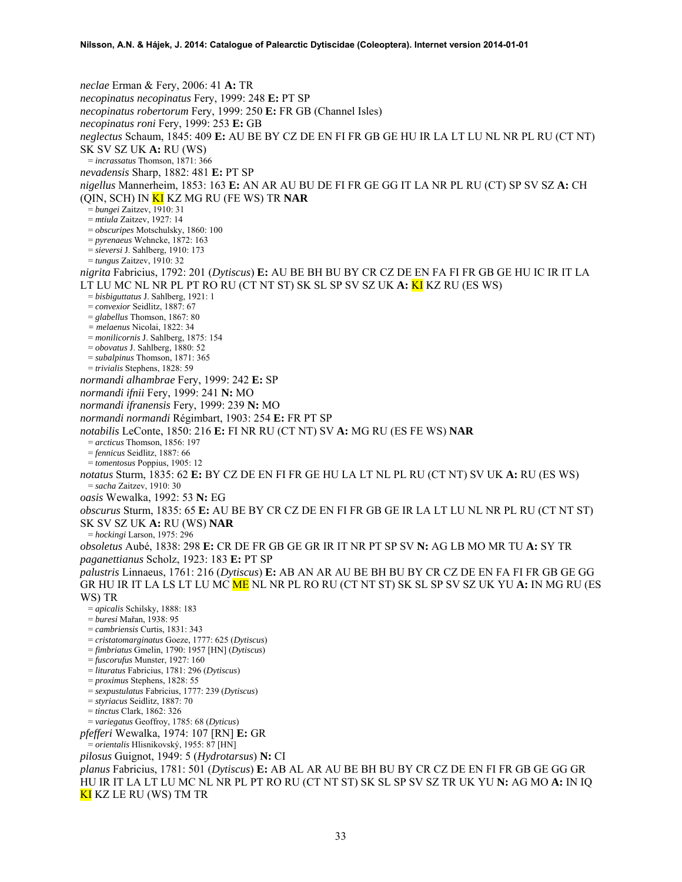*neclae* Erman & Fery, 2006: 41 **A:** TR
*necopinatus necopinatus* Fery, 1999: 248 **E:** PT SP
*necopinatus robertorum* Fery, 1999: 250 **E:** FR GB (Channel Isles)
*necopinatus roni* Fery, 1999: 253 **E:** GB
*neglectus* Schaum, 1845: 409 **E:** AU BE BY CZ DE EN FI FR GB GE HU IR LA LT LU NL NR PL RU (CT NT) SK SV SZ UK **A:** RU (WS)
= *incrassatus* Thomson, 1871: 366
*nevadensis* Sharp, 1882: 481 **E:** PT SP
*nigellus* Mannerheim, 1853: 163 **E:** AN AR AU BU DE FI FR GE GG IT LA NR PL RU (CT) SP SV SZ **A:** CH (QIN, SCH) IN KI KZ MG RU (FE WS) TR **NAR**
= *bungei* Zaitzev, 1910: 31
= *mtiula* Zaitzev, 1927: 14
= *obscuripes* Motschulsky, 1860: 100
= *pyrenaeus* Wehncke, 1872: 163
= *sieversi* J. Sahlberg, 1910: 173
= *tungus* Zaitzev, 1910: 32
*nigrita* Fabricius, 1792: 201 (*Dytiscus*) **E:** AU BE BH BU BY CR CZ DE EN FA FI FR GB GE HU IC IR IT LA LT LU MC NL NR PL PT RO RU (CT NT ST) SK SL SP SV SZ UK **A:** KI KZ RU (ES WS)
= *bisbiguttatus* J. Sahlberg, 1921: 1
= *convexior* Seidlitz, 1887: 67
= *glabellus* Thomson, 1867: 80
= *melaenus* Nicolai, 1822: 34
= *monilicornis* J. Sahlberg, 1875: 154
= *obovatus* J. Sahlberg, 1880: 52
= *subalpinus* Thomson, 1871: 365
= *trivialis* Stephens, 1828: 59
*normandi alhambrae* Fery, 1999: 242 **E:** SP
*normandi ifnii* Fery, 1999: 241 **N:** MO
*normandi ifranensis* Fery, 1999: 239 **N:** MO
*normandi normandi* Régimbart, 1903: 254 **E:** FR PT SP
*notabilis* LeConte, 1850: 216 **E:** FI NR RU (CT NT) SV **A:** MG RU (ES FE WS) **NAR**
= *arcticus* Thomson, 1856: 197
= *fennicus* Seidlitz, 1887: 66
= *tomentosus* Poppius, 1905: 12
*notatus* Sturm, 1835: 62 **E:** BY CZ DE EN FI FR GE HU LA LT NL PL RU (CT NT) SV UK **A:** RU (ES WS)
= *sacha* Zaitzev, 1910: 30
*oasis* Wewalka, 1992: 53 **N:** EG
*obscurus* Sturm, 1835: 65 **E:** AU BE BY CR CZ DE EN FI FR GB GE IR LA LT LU NL NR PL RU (CT NT ST) SK SV SZ UK **A:** RU (WS) **NAR**
= *hockingi* Larson, 1975: 296
*obsoletus* Aubé, 1838: 298 **E:** CR DE FR GB GE GR IR IT NR PT SP SV **N:** AG LB MO MR TU **A:** SY TR
*paganettianus* Scholz, 1923: 183 **E:** PT SP
*palustris* Linnaeus, 1761: 216 (*Dytiscus*) **E:** AB AN AR AU BE BH BU BY CR CZ DE EN FA FI FR GB GE GG GR HU IR IT LA LS LT LU MC ME NL NR PL RO RU (CT NT ST) SK SL SP SV SZ UK YU **A:** IN MG RU (ES WS) TR
= *apicalis* Schilsky, 1888: 183
= *buresi* Mařan, 1938: 95
= *cambriensis* Curtis, 1831: 343
= *cristatomarginatus* Goeze, 1777: 625 (*Dytiscus*)
= *fimbriatus* Gmelin, 1790: 1957 [HN] (*Dytiscus*)
= *fuscorufus* Munster, 1927: 160
= *lituratus* Fabricius, 1781: 296 (*Dytiscus*)
= *proximus* Stephens, 1828: 55
= *sexpustulatus* Fabricius, 1777: 239 (*Dytiscus*)
= *styriacus* Seidlitz, 1887: 70
= *tinctus* Clark, 1862: 326
= *variegatus* Geoffroy, 1785: 68 (*Dyticus*)
*pfefferi* Wewalka, 1974: 107 [RN] **E:** GR
= *orientalis* Hlisnikovský, 1955: 87 [HN]
*pilosus* Guignot, 1949: 5 (*Hydrotarsus*) **N:** CI
*planus* Fabricius, 1781: 501 (*Dytiscus*) **E:** AB AL AR AU BE BH BU BY CR CZ DE EN FI FR GB GE GG GR HU IR IT LA LT LU MC NL NR PL PT RO RU (CT NT ST) SK SL SP SV SZ TR UK YU **N:** AG MO **A:** IN IQ KI KZ LE RU (WS) TM TR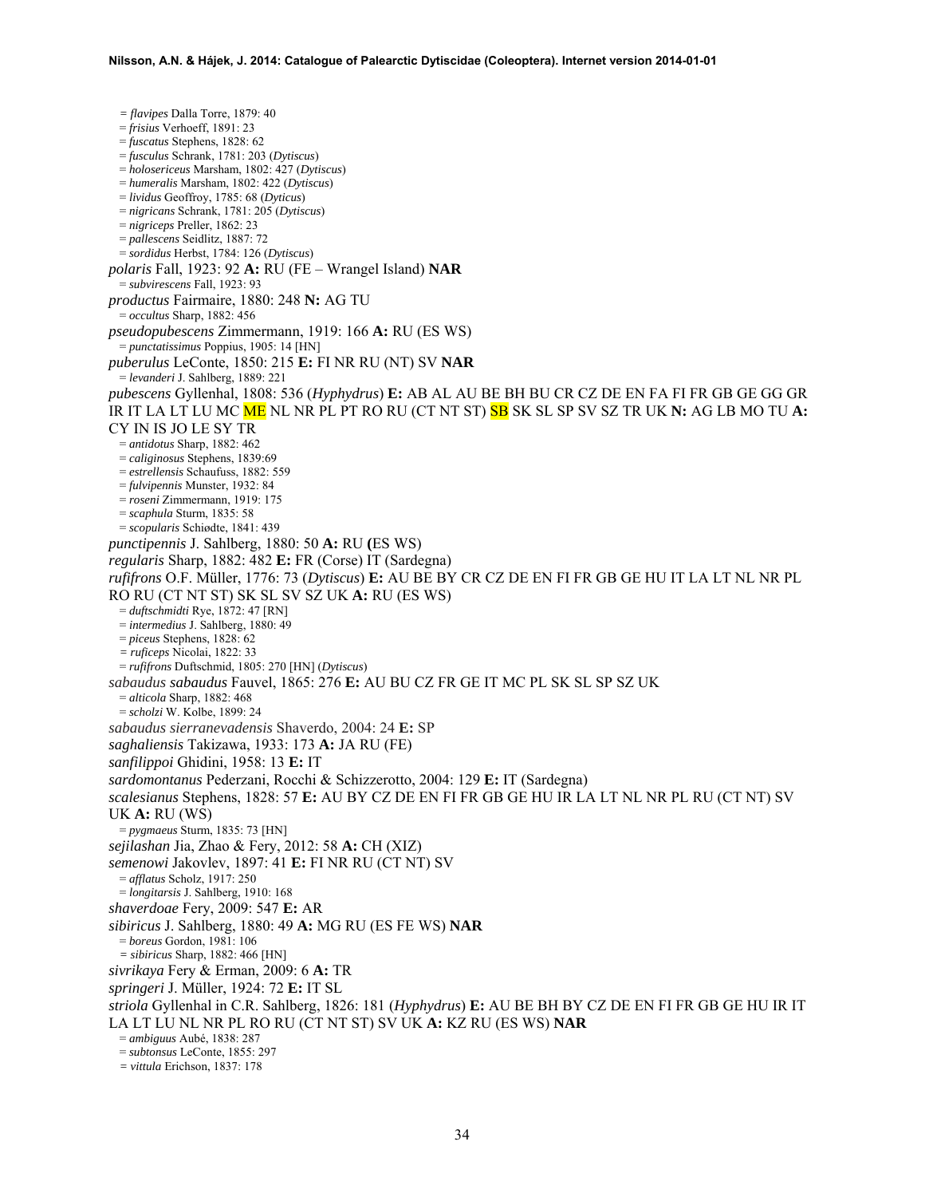= *flavipes* Dalla Torre, 1879: 40
= *frisius* Verhoeff, 1891: 23
= *fuscatus* Stephens, 1828: 62
= *fusculus* Schrank, 1781: 203 (*Dytiscus*)
= *holosericeus* Marsham, 1802: 427 (*Dytiscus*)
= *humeralis* Marsham, 1802: 422 (*Dytiscus*)
= *lividus* Geoffroy, 1785: 68 (*Dyticus*)
= *nigricans* Schrank, 1781: 205 (*Dytiscus*)
= *nigriceps* Preller, 1862: 23
= *pallescens* Seidlitz, 1887: 72
= *sordidus* Herbst, 1784: 126 (*Dytiscus*)

*polaris* Fall, 1923: 92 **A:** RU (FE – Wrangel Island) **NAR**
= *subvirescens* Fall, 1923: 93

*productus* Fairmaire, 1880: 248 **N:** AG TU
= *occultus* Sharp, 1882: 456

*pseudopubescens* Zimmermann, 1919: 166 **A:** RU (ES WS)
= *punctatissimus* Poppius, 1905: 14 [HN]

*puberulus* LeConte, 1850: 215 **E:** FI NR RU (NT) SV **NAR**
= *levanderi* J. Sahlberg, 1889: 221

*pubescens* Gyllenhal, 1808: 536 (*Hyphydrus*) **E:** AB AL AU BE BH BU CR CZ DE EN FA FI FR GB GE GG GR IR IT LA LT LU MC ME NL NR PL PT RO RU (CT NT ST) SB SK SL SP SV SZ TR UK **N:** AG LB MO TU **A:** CY IN IS JO LE SY TR
= *antidotus* Sharp, 1882: 462
= *caliginosus* Stephens, 1839:69
= *estrellensis* Schaufuss, 1882: 559
= *fulvipennis* Munster, 1932: 84
= *roseni* Zimmermann, 1919: 175
= *scaphula* Sturm, 1835: 58
= *scopularis* Schiødte, 1841: 439

*punctipennis* J. Sahlberg, 1880: 50 **A:** RU **(**ES WS)

*regularis* Sharp, 1882: 482 **E:** FR (Corse) IT (Sardegna)

*rufifrons* O.F. Müller, 1776: 73 (*Dytiscus*) **E:** AU BE BY CR CZ DE EN FI FR GB GE HU IT LA LT NL NR PL RO RU (CT NT ST) SK SL SV SZ UK **A:** RU (ES WS)
= *duftschmidti* Rye, 1872: 47 [RN]
= *intermedius* J. Sahlberg, 1880: 49
= *piceus* Stephens, 1828: 62
= *ruficeps* Nicolai, 1822: 33
= *rufifrons* Duftschmid, 1805: 270 [HN] (*Dytiscus*)

*sabaudus sabaudus* Fauvel, 1865: 276 **E:** AU BU CZ FR GE IT MC PL SK SL SP SZ UK
= *alticola* Sharp, 1882: 468
= *scholzi* W. Kolbe, 1899: 24

*sabaudus sierranevadensis* Shaverdo, 2004: 24 **E:** SP

*saghaliensis* Takizawa, 1933: 173 **A:** JA RU (FE)

*sanfilippoi* Ghidini, 1958: 13 **E:** IT

*sardomontanus* Pederzani, Rocchi & Schizzerotto, 2004: 129 **E:** IT (Sardegna)

*scalesianus* Stephens, 1828: 57 **E:** AU BY CZ DE EN FI FR GB GE HU IR LA LT NL NR PL RU (CT NT) SV UK **A:** RU (WS)
= *pygmaeus* Sturm, 1835: 73 [HN]

*sejilashan* Jia, Zhao & Fery, 2012: 58 **A:** CH (XIZ)

*semenowi* Jakovlev, 1897: 41 **E:** FI NR RU (CT NT) SV
= *afflatus* Scholz, 1917: 250
= *longitarsis* J. Sahlberg, 1910: 168

*shaverdoae* Fery, 2009: 547 **E:** AR

*sibiricus* J. Sahlberg, 1880: 49 **A:** MG RU (ES FE WS) **NAR**
= *boreus* Gordon, 1981: 106
= *sibiricus* Sharp, 1882: 466 [HN]

*sivrikaya* Fery & Erman, 2009: 6 **A:** TR

*springeri* J. Müller, 1924: 72 **E:** IT SL

*striola* Gyllenhal in C.R. Sahlberg, 1826: 181 (*Hyphydrus*) **E:** AU BE BH BY CZ DE EN FI FR GB GE HU IR IT LA LT LU NL NR PL RO RU (CT NT ST) SV UK **A:** KZ RU (ES WS) **NAR**
= *ambiguus* Aubé, 1838: 287
= *subtonsus* LeConte, 1855: 297
= *vittula* Erichson, 1837: 178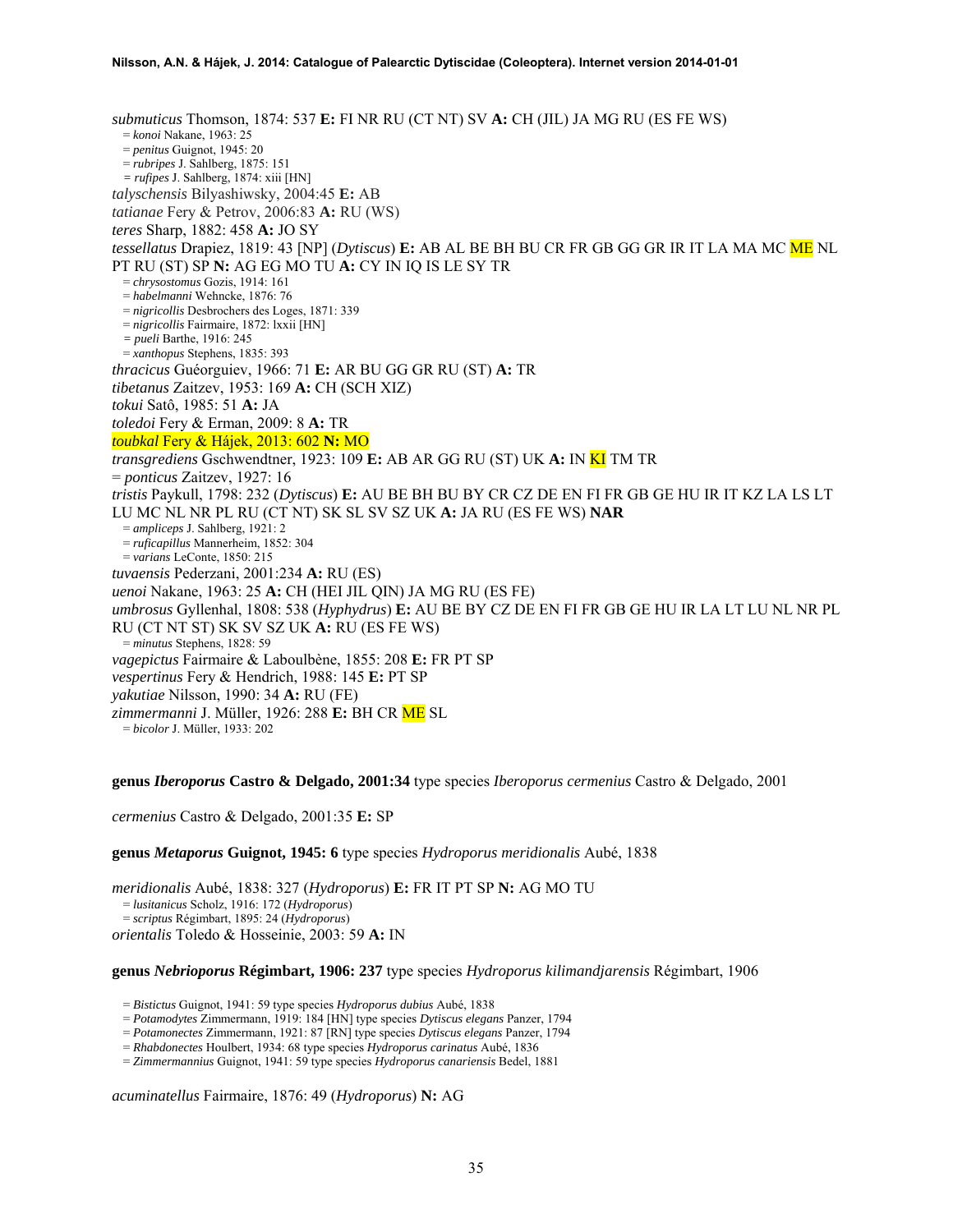*submuticus* Thomson, 1874: 537 **E:** FI NR RU (CT NT) SV **A:** CH (JIL) JA MG RU (ES FE WS)
= *konoi* Nakane, 1963: 25
= *penitus* Guignot, 1945: 20
= *rubripes* J. Sahlberg, 1875: 151
= *rufipes* J. Sahlberg, 1874: xiii [HN]
*talyschensis* Bilyashiwsky, 2004:45 **E:** AB
*tatianae* Fery & Petrov, 2006:83 **A:** RU (WS)
*teres* Sharp, 1882: 458 **A:** JO SY
*tessellatus* Drapiez, 1819: 43 [NP] (*Dytiscus*) **E:** AB AL BE BH BU CR FR GB GG GR IR IT LA MA MC ME NL PT RU (ST) SP **N:** AG EG MO TU **A:** CY IN IQ IS LE SY TR
= *chrysostomus* Gozis, 1914: 161
= *habelmanni* Wehncke, 1876: 76
= *nigricollis* Desbrochers des Loges, 1871: 339
= *nigricollis* Fairmaire, 1872: lxxii [HN]
= *pueli* Barthe, 1916: 245
= *xanthopus* Stephens, 1835: 393
*thracicus* Guéorguiev, 1966: 71 **E:** AR BU GG GR RU (ST) **A:** TR
*tibetanus* Zaitzev, 1953: 169 **A:** CH (SCH XIZ)
*tokui* Satô, 1985: 51 **A:** JA
*toledoi* Fery & Erman, 2009: 8 **A:** TR
*toubkal* Fery & Hájek, 2013: 602 **N:** MO
*transgrediens* Gschwendtner, 1923: 109 **E:** AB AR GG RU (ST) UK **A:** IN KI TM TR
= *ponticus* Zaitzev, 1927: 16
*tristis* Paykull, 1798: 232 (*Dytiscus*) **E:** AU BE BH BU BY CR CZ DE EN FI FR GB GE HU IR IT KZ LA LS LT LU MC NL NR PL RU (CT NT) SK SL SV SZ UK **A:** JA RU (ES FE WS) **NAR**
= *ampliceps* J. Sahlberg, 1921: 2
= *ruficapillus* Mannerheim, 1852: 304
= *varians* LeConte, 1850: 215
*tuvaensis* Pederzani, 2001:234 **A:** RU (ES)
*uenoi* Nakane, 1963: 25 **A:** CH (HEI JIL QIN) JA MG RU (ES FE)
*umbrosus* Gyllenhal, 1808: 538 (*Hyphydrus*) **E:** AU BE BY CZ DE EN FI FR GB GE HU IR LA LT LU NL NR PL RU (CT NT ST) SK SV SZ UK **A:** RU (ES FE WS)
= *minutus* Stephens, 1828: 59
*vagepictus* Fairmaire & Laboulbène, 1855: 208 **E:** FR PT SP
*vespertinus* Fery & Hendrich, 1988: 145 **E:** PT SP
*yakutiae* Nilsson, 1990: 34 **A:** RU (FE)
*zimmermanni* J. Müller, 1926: 288 **E:** BH CR ME SL
= *bicolor* J. Müller, 1933: 202

**genus *Iberoporus* Castro & Delgado, 2001:34** type species *Iberoporus cermenius* Castro & Delgado, 2001

*cermenius* Castro & Delgado, 2001:35 **E:** SP

**genus *Metaporus* Guignot, 1945: 6** type species *Hydroporus meridionalis* Aubé, 1838

*meridionalis* Aubé, 1838: 327 (*Hydroporus*) **E:** FR IT PT SP **N:** AG MO TU
= *lusitanicus* Scholz, 1916: 172 (*Hydroporus*)
= *scriptus* Régimbart, 1895: 24 (*Hydroporus*)
*orientalis* Toledo & Hosseinie, 2003: 59 **A:** IN

**genus *Nebrioporus* Régimbart, 1906: 237** type species *Hydroporus kilimandjarensis* Régimbart, 1906

= *Bistictus* Guignot, 1941: 59 type species *Hydroporus dubius* Aubé, 1838
= *Potamodytes* Zimmermann, 1919: 184 [HN] type species *Dytiscus elegans* Panzer, 1794
= *Potamonectes* Zimmermann, 1921: 87 [RN] type species *Dytiscus elegans* Panzer, 1794
= *Rhabdonectes* Houlbert, 1934: 68 type species *Hydroporus carinatus* Aubé, 1836
= *Zimmermannius* Guignot, 1941: 59 type species *Hydroporus canariensis* Bedel, 1881

*acuminatellus* Fairmaire, 1876: 49 (*Hydroporus*) **N:** AG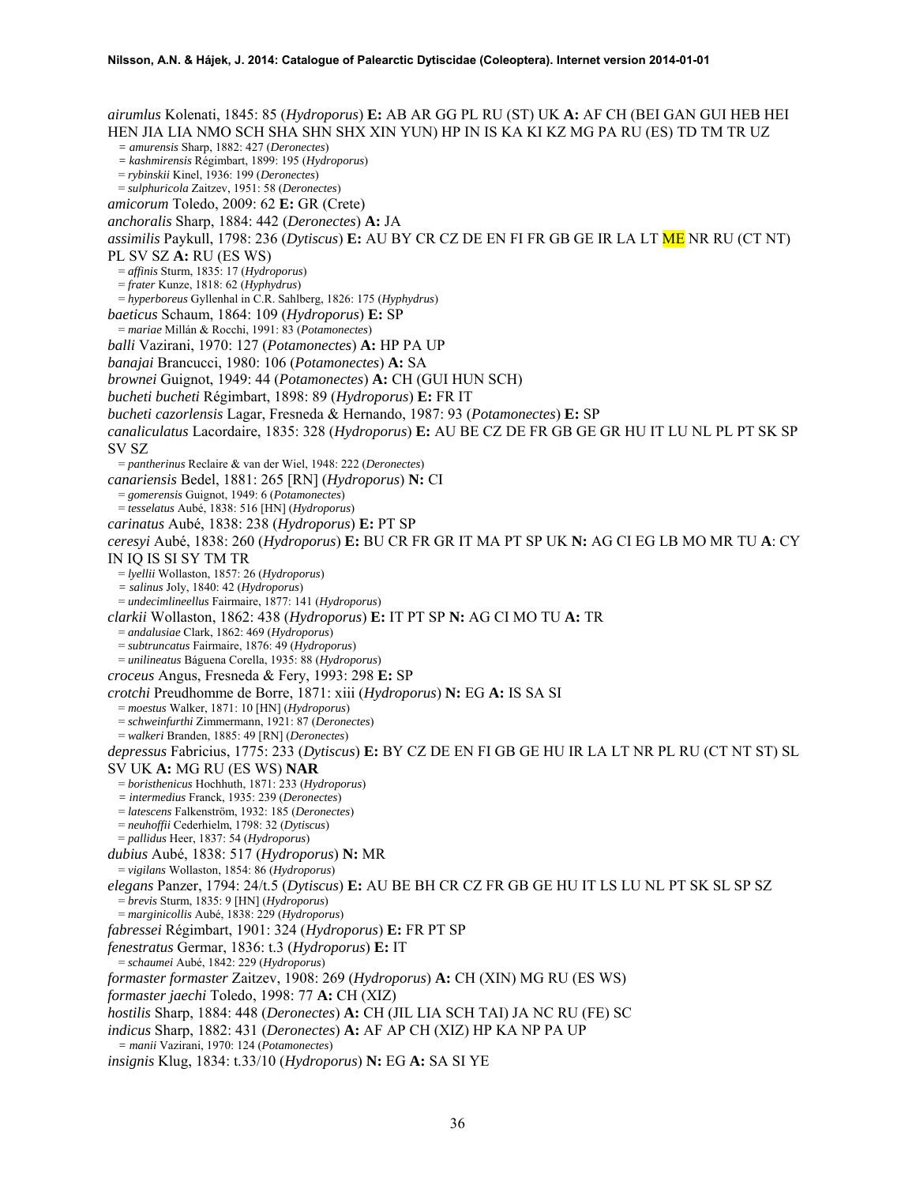*airumlus* Kolenati, 1845: 85 (*Hydroporus*) **E:** AB AR GG PL RU (ST) UK **A:** AF CH (BEI GAN GUI HEB HEI HEN JIA LIA NMO SCH SHA SHN SHX XIN YUN) HP IN IS KA KI KZ MG PA RU (ES) TD TM TR UZ

= *amurensis* Sharp, 1882: 427 (*Deronectes*)
= *kashmirensis* Régimbart, 1899: 195 (*Hydroporus*)
= *rybinskii* Kinel, 1936: 199 (*Deronectes*)
= *sulphuricola* Zaitzev, 1951: 58 (*Deronectes*)

*amicorum* Toledo, 2009: 62 **E:** GR (Crete)

*anchoralis* Sharp, 1884: 442 (*Deronectes*) **A:** JA

*assimilis* Paykull, 1798: 236 (*Dytiscus*) **E:** AU BY CR CZ DE EN FI FR GB GE IR LA LT ME NR RU (CT NT) PL SV SZ **A:** RU (ES WS)

= *affinis* Sturm, 1835: 17 (*Hydroporus*)
= *frater* Kunze, 1818: 62 (*Hyphydrus*)
= *hyperboreus* Gyllenhal in C.R. Sahlberg, 1826: 175 (*Hyphydrus*)

*baeticus* Schaum, 1864: 109 (*Hydroporus*) **E:** SP

= *mariae* Millán & Rocchi, 1991: 83 (*Potamonectes*)

*balli* Vazirani, 1970: 127 (*Potamonectes*) **A:** HP PA UP

*banajai* Brancucci, 1980: 106 (*Potamonectes*) **A:** SA

*brownei* Guignot, 1949: 44 (*Potamonectes*) **A:** CH (GUI HUN SCH)

*bucheti bucheti* Régimbart, 1898: 89 (*Hydroporus*) **E:** FR IT

*bucheti cazorlensis* Lagar, Fresneda & Hernando, 1987: 93 (*Potamonectes*) **E:** SP

*canaliculatus* Lacordaire, 1835: 328 (*Hydroporus*) **E:** AU BE CZ DE FR GB GE GR HU IT LU NL PL PT SK SP SV SZ

= *pantherinus* Reclaire & van der Wiel, 1948: 222 (*Deronectes*)

*canariensis* Bedel, 1881: 265 [RN] (*Hydroporus*) **N:** CI

= *gomerensis* Guignot, 1949: 6 (*Potamonectes*)
= *tesselatus* Aubé, 1838: 516 [HN] (*Hydroporus*)

*carinatus* Aubé, 1838: 238 (*Hydroporus*) **E:** PT SP

*ceresyi* Aubé, 1838: 260 (*Hydroporus*) **E:** BU CR FR GR IT MA PT SP UK **N:** AG CI EG LB MO MR TU **A**: CY IN IQ IS SI SY TM TR

= *lyellii* Wollaston, 1857: 26 (*Hydroporus*)
= *salinus* Joly, 1840: 42 (*Hydroporus*)
= *undecimlineellus* Fairmaire, 1877: 141 (*Hydroporus*)

*clarkii* Wollaston, 1862: 438 (*Hydroporus*) **E:** IT PT SP **N:** AG CI MO TU **A:** TR

= *andalusiae* Clark, 1862: 469 (*Hydroporus*)
= *subtruncatus* Fairmaire, 1876: 49 (*Hydroporus*)
= *unilineatus* Báguena Corella, 1935: 88 (*Hydroporus*)

*croceus* Angus, Fresneda & Fery, 1993: 298 **E:** SP

*crotchi* Preudhomme de Borre, 1871: xiii (*Hydroporus*) **N:** EG **A:** IS SA SI

= *moestus* Walker, 1871: 10 [HN] (*Hydroporus*)
= *schweinfurthi* Zimmermann, 1921: 87 (*Deronectes*)
= *walkeri* Branden, 1885: 49 [RN] (*Deronectes*)

*depressus* Fabricius, 1775: 233 (*Dytiscus*) **E:** BY CZ DE EN FI GB GE HU IR LA LT NR PL RU (CT NT ST) SL SV UK **A:** MG RU (ES WS) **NAR**

= *boristhenicus* Hochhuth, 1871: 233 (*Hydroporus*)
= *intermedius* Franck, 1935: 239 (*Deronectes*)
= *latescens* Falkenström, 1932: 185 (*Deronectes*)
= *neuhoffii* Cederhielm, 1798: 32 (*Dytiscus*)
= *pallidus* Heer, 1837: 54 (*Hydroporus*)

*dubius* Aubé, 1838: 517 (*Hydroporus*) **N:** MR

= *vigilans* Wollaston, 1854: 86 (*Hydroporus*)

*elegans* Panzer, 1794: 24/t.5 (*Dytiscus*) **E:** AU BE BH CR CZ FR GB GE HU IT LS LU NL PT SK SL SP SZ

= *brevis* Sturm, 1835: 9 [HN] (*Hydroporus*)
= *marginicollis* Aubé, 1838: 229 (*Hydroporus*)

*fabressei* Régimbart, 1901: 324 (*Hydroporus*) **E:** FR PT SP

*fenestratus* Germar, 1836: t.3 (*Hydroporus*) **E:** IT

= *schaumei* Aubé, 1842: 229 (*Hydroporus*)

*formaster formaster* Zaitzev, 1908: 269 (*Hydroporus*) **A:** CH (XIN) MG RU (ES WS)

*formaster jaechi* Toledo, 1998: 77 **A:** CH (XIZ)

*hostilis* Sharp, 1884: 448 (*Deronectes*) **A:** CH (JIL LIA SCH TAI) JA NC RU (FE) SC

*indicus* Sharp, 1882: 431 (*Deronectes*) **A:** AF AP CH (XIZ) HP KA NP PA UP

= *manii* Vazirani, 1970: 124 (*Potamonectes*)

*insignis* Klug, 1834: t.33/10 (*Hydroporus*) **N:** EG **A:** SA SI YE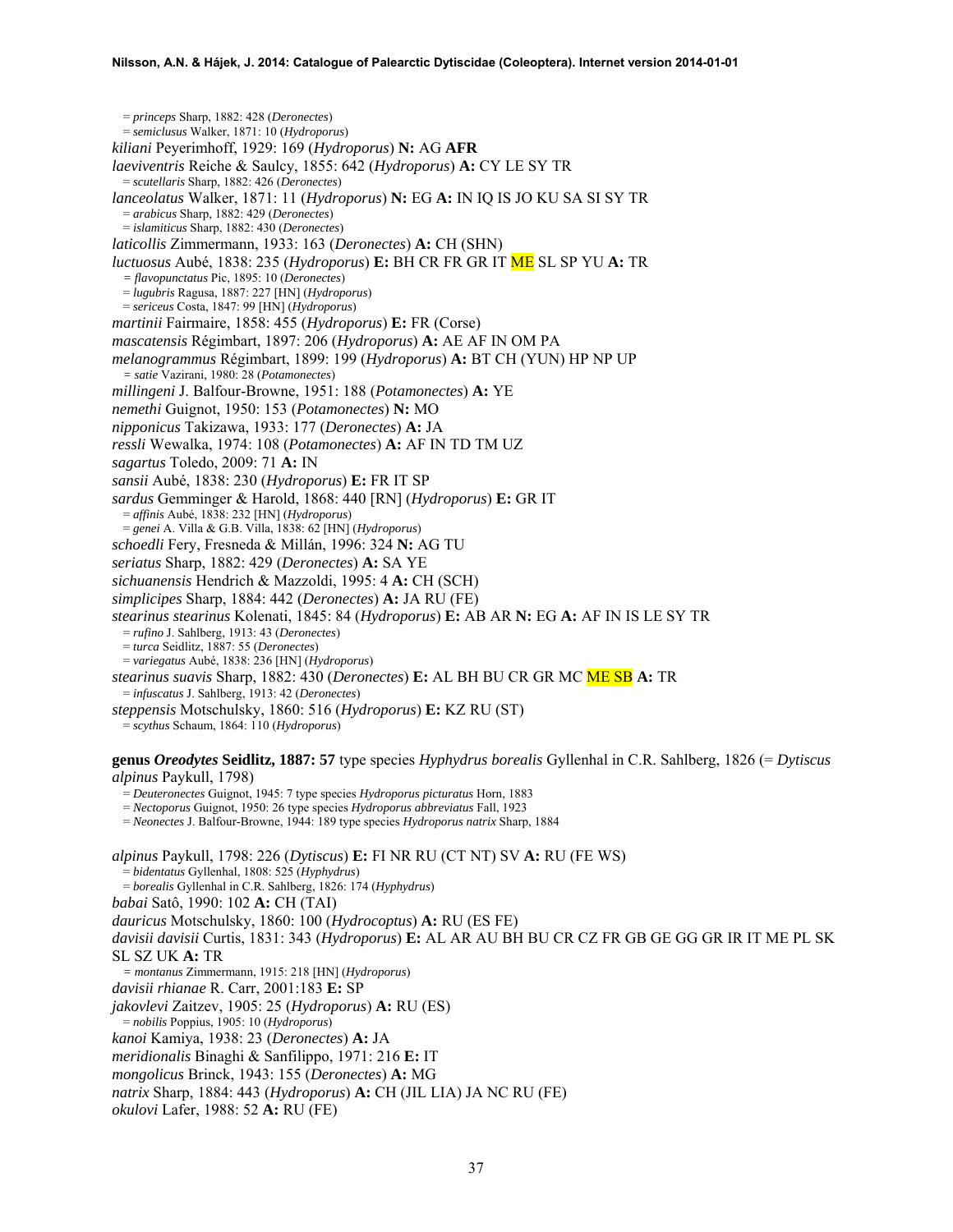= *princeps* Sharp, 1882: 428 (*Deronectes*)
= *semiclusus* Walker, 1871: 10 (*Hydroporus*)
*kiliani* Peyerimhoff, 1929: 169 (*Hydroporus*) **N:** AG **AFR**
*laeviventris* Reiche & Saulcy, 1855: 642 (*Hydroporus*) **A:** CY LE SY TR
= *scutellaris* Sharp, 1882: 426 (*Deronectes*)
*lanceolatus* Walker, 1871: 11 (*Hydroporus*) **N:** EG **A:** IN IQ IS JO KU SA SI SY TR
= *arabicus* Sharp, 1882: 429 (*Deronectes*)
= *islamiticus* Sharp, 1882: 430 (*Deronectes*)
*laticollis* Zimmermann, 1933: 163 (*Deronectes*) **A:** CH (SHN)
*luctuosus* Aubé, 1838: 235 (*Hydroporus*) **E:** BH CR FR GR IT ME SL SP YU **A:** TR
= *flavopunctatus* Pic, 1895: 10 (*Deronectes*)
= *lugubris* Ragusa, 1887: 227 [HN] (*Hydroporus*)
= *sericeus* Costa, 1847: 99 [HN] (*Hydroporus*)
*martinii* Fairmaire, 1858: 455 (*Hydroporus*) **E:** FR (Corse)
*mascatensis* Régimbart, 1897: 206 (*Hydroporus*) **A:** AE AF IN OM PA
*melanogrammus* Régimbart, 1899: 199 (*Hydroporus*) **A:** BT CH (YUN) HP NP UP
= *satie* Vazirani, 1980: 28 (*Potamonectes*)
*millingeni* J. Balfour-Browne, 1951: 188 (*Potamonectes*) **A:** YE
*nemethi* Guignot, 1950: 153 (*Potamonectes*) **N:** MO
*nipponicus* Takizawa, 1933: 177 (*Deronectes*) **A:** JA
*ressli* Wewalka, 1974: 108 (*Potamonectes*) **A:** AF IN TD TM UZ
*sagartus* Toledo, 2009: 71 **A:** IN
*sansii* Aubé, 1838: 230 (*Hydroporus*) **E:** FR IT SP
*sardus* Gemminger & Harold, 1868: 440 [RN] (*Hydroporus*) **E:** GR IT
= *affinis* Aubé, 1838: 232 [HN] (*Hydroporus*)
= *genei* A. Villa & G.B. Villa, 1838: 62 [HN] (*Hydroporus*)
*schoedli* Fery, Fresneda & Millán, 1996: 324 **N:** AG TU
*seriatus* Sharp, 1882: 429 (*Deronectes*) **A:** SA YE
*sichuanensis* Hendrich & Mazzoldi, 1995: 4 **A:** CH (SCH)
*simplicipes* Sharp, 1884: 442 (*Deronectes*) **A:** JA RU (FE)
*stearinus stearinus* Kolenati, 1845: 84 (*Hydroporus*) **E:** AB AR **N:** EG **A:** AF IN IS LE SY TR
= *rufino* J. Sahlberg, 1913: 43 (*Deronectes*)
= *turca* Seidlitz, 1887: 55 (*Deronectes*)
= *variegatus* Aubé, 1838: 236 [HN] (*Hydroporus*)
*stearinus suavis* Sharp, 1882: 430 (*Deronectes*) **E:** AL BH BU CR GR MC ME SB **A:** TR
= *infuscatus* J. Sahlberg, 1913: 42 (*Deronectes*)
*steppensis* Motschulsky, 1860: 516 (*Hydroporus*) **E:** KZ RU (ST)
= *scythus* Schaum, 1864: 110 (*Hydroporus*)

**genus *Oreodytes* Seidlitz, 1887: 57** type species *Hyphydrus borealis* Gyllenhal in C.R. Sahlberg, 1826 (= *Dytiscus alpinus* Paykull, 1798)
= *Deuteronectes* Guignot, 1945: 7 type species *Hydroporus picturatus* Horn, 1883
= *Nectoporus* Guignot, 1950: 26 type species *Hydroporus abbreviatus* Fall, 1923
= *Neonectes* J. Balfour-Browne, 1944: 189 type species *Hydroporus natrix* Sharp, 1884

*alpinus* Paykull, 1798: 226 (*Dytiscus*) **E:** FI NR RU (CT NT) SV **A:** RU (FE WS)
= *bidentatus* Gyllenhal, 1808: 525 (*Hyphydrus*)
= *borealis* Gyllenhal in C.R. Sahlberg, 1826: 174 (*Hyphydrus*)
*babai* Satô, 1990: 102 **A:** CH (TAI)
*dauricus* Motschulsky, 1860: 100 (*Hydrocoptus*) **A:** RU (ES FE)
*davisii davisii* Curtis, 1831: 343 (*Hydroporus*) **E:** AL AR AU BH BU CR CZ FR GB GE GG GR IR IT ME PL SK SL SZ UK **A:** TR
= *montanus* Zimmermann, 1915: 218 [HN] (*Hydroporus*)
*davisii rhianae* R. Carr, 2001:183 **E:** SP
*jakovlevi* Zaitzev, 1905: 25 (*Hydroporus*) **A:** RU (ES)
= *nobilis* Poppius, 1905: 10 (*Hydroporus*)
*kanoi* Kamiya, 1938: 23 (*Deronectes*) **A:** JA
*meridionalis* Binaghi & Sanfilippo, 1971: 216 **E:** IT
*mongolicus* Brinck, 1943: 155 (*Deronectes*) **A:** MG
*natrix* Sharp, 1884: 443 (*Hydroporus*) **A:** CH (JIL LIA) JA NC RU (FE)
*okulovi* Lafer, 1988: 52 **A:** RU (FE)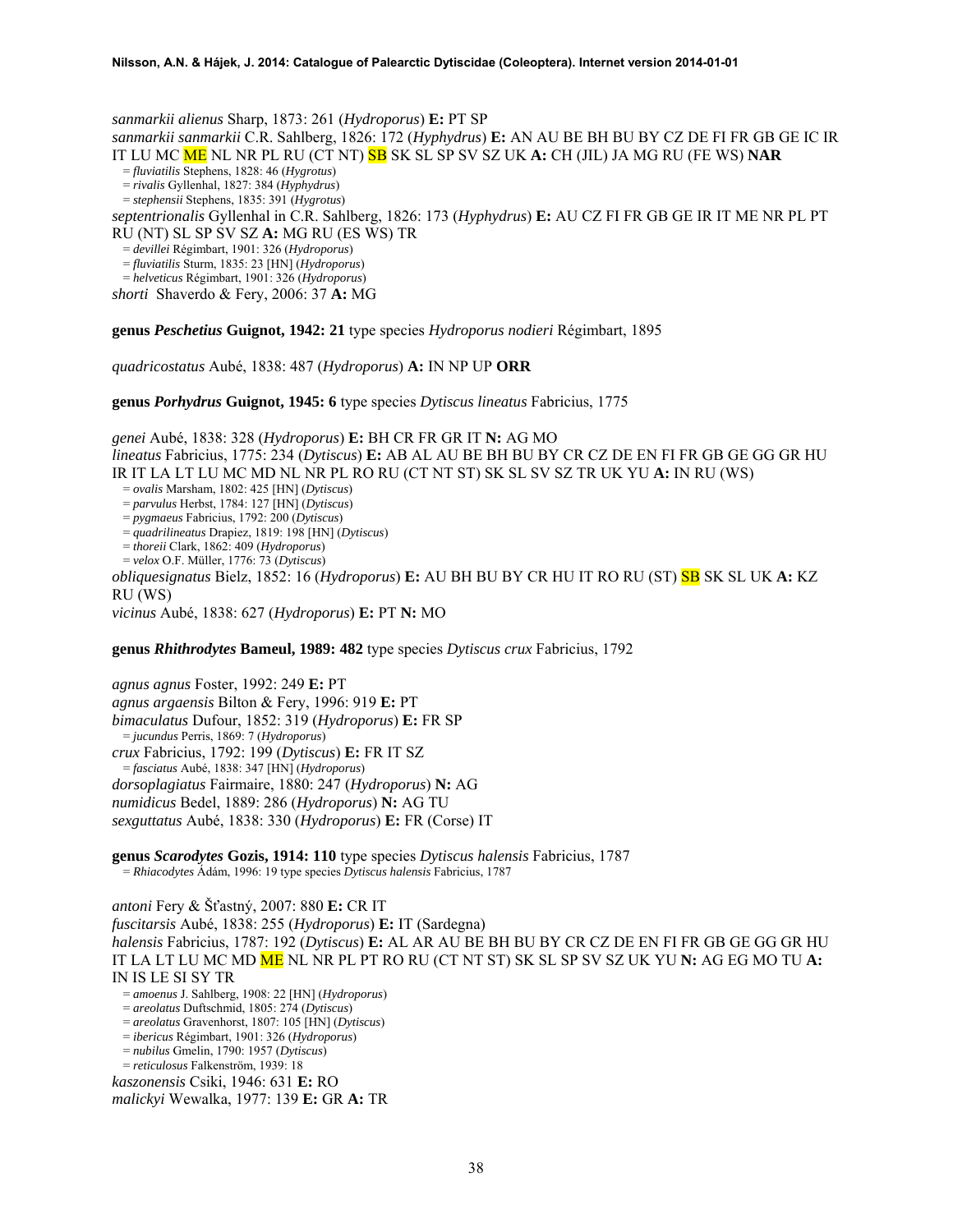*sanmarkii alienus* Sharp, 1873: 261 (*Hydroporus*) **E:** PT SP
*sanmarkii sanmarkii* C.R. Sahlberg, 1826: 172 (*Hyphydrus*) **E:** AN AU BE BH BU BY CZ DE FI FR GB GE IC IR IT LU MC ME NL NR PL RU (CT NT) SB SK SL SP SV SZ UK **A:** CH (JIL) JA MG RU (FE WS) **NAR**

= *fluviatilis* Stephens, 1828: 46 (*Hygrotus*)
= *rivalis* Gyllenhal, 1827: 384 (*Hyphydrus*)
= *stephensii* Stephens, 1835: 391 (*Hygrotus*)

*septentrionalis* Gyllenhal in C.R. Sahlberg, 1826: 173 (*Hyphydrus*) **E:** AU CZ FI FR GB GE IR IT ME NR PL PT RU (NT) SL SP SV SZ **A:** MG RU (ES WS) TR

= *devillei* Régimbart, 1901: 326 (*Hydroporus*)
= *fluviatilis* Sturm, 1835: 23 [HN] (*Hydroporus*)
= *helveticus* Régimbart, 1901: 326 (*Hydroporus*)

*shorti* Shaverdo & Fery, 2006: 37 **A:** MG

**genus *Peschetius* Guignot, 1942: 21** type species *Hydroporus nodieri* Régimbart, 1895

*quadricostatus* Aubé, 1838: 487 (*Hydroporus*) **A:** IN NP UP **ORR**

**genus *Porhydrus* Guignot, 1945: 6** type species *Dytiscus lineatus* Fabricius, 1775

*genei* Aubé, 1838: 328 (*Hydroporus*) **E:** BH CR FR GR IT **N:** AG MO
*lineatus* Fabricius, 1775: 234 (*Dytiscus*) **E:** AB AL AU BE BH BU BY CR CZ DE EN FI FR GB GE GG GR HU IR IT LA LT LU MC MD NL NR PL RO RU (CT NT ST) SK SL SV SZ TR UK YU **A:** IN RU (WS)

= *ovalis* Marsham, 1802: 425 [HN] (*Dytiscus*)
= *parvulus* Herbst, 1784: 127 [HN] (*Dytiscus*)
= *pygmaeus* Fabricius, 1792: 200 (*Dytiscus*)
= *quadrilineatus* Drapiez, 1819: 198 [HN] (*Dytiscus*)
= *thoreii* Clark, 1862: 409 (*Hydroporus*)
= *velox* O.F. Müller, 1776: 73 (*Dytiscus*)

*obliquesignatus* Bielz, 1852: 16 (*Hydroporus*) **E:** AU BH BU BY CR HU IT RO RU (ST) SB SK SL UK **A:** KZ RU (WS)
*vicinus* Aubé, 1838: 627 (*Hydroporus*) **E:** PT **N:** MO

**genus *Rhithrodytes* Bameul, 1989: 482** type species *Dytiscus crux* Fabricius, 1792

*agnus agnus* Foster, 1992: 249 **E:** PT
*agnus argaensis* Bilton & Fery, 1996: 919 **E:** PT
*bimaculatus* Dufour, 1852: 319 (*Hydroporus*) **E:** FR SP

= *jucundus* Perris, 1869: 7 (*Hydroporus*)

*crux* Fabricius, 1792: 199 (*Dytiscus*) **E:** FR IT SZ

= *fasciatus* Aubé, 1838: 347 [HN] (*Hydroporus*)

*dorsoplagiatus* Fairmaire, 1880: 247 (*Hydroporus*) **N:** AG
*numidicus* Bedel, 1889: 286 (*Hydroporus*) **N:** AG TU
*sexguttatus* Aubé, 1838: 330 (*Hydroporus*) **E:** FR (Corse) IT

**genus *Scarodytes* Gozis, 1914: 110** type species *Dytiscus halensis* Fabricius, 1787

= *Rhiacodytes* Ádám, 1996: 19 type species *Dytiscus halensis* Fabricius, 1787

*antoni* Fery & Šťastný, 2007: 880 **E:** CR IT
*fuscitarsis* Aubé, 1838: 255 (*Hydroporus*) **E:** IT (Sardegna)
*halensis* Fabricius, 1787: 192 (*Dytiscus*) **E:** AL AR AU BE BH BU BY CR CZ DE EN FI FR GB GE GG GR HU IT LA LT LU MC MD ME NL NR PL PT RO RU (CT NT ST) SK SL SP SV SZ UK YU **N:** AG EG MO TU **A:** IN IS LE SI SY TR

= *amoenus* J. Sahlberg, 1908: 22 [HN] (*Hydroporus*)
= *areolatus* Duftschmid, 1805: 274 (*Dytiscus*)
= *areolatus* Gravenhorst, 1807: 105 [HN] (*Dytiscus*)
= *ibericus* Régimbart, 1901: 326 (*Hydroporus*)
= *nubilus* Gmelin, 1790: 1957 (*Dytiscus*)
= *reticulosus* Falkenström, 1939: 18

*kaszonensis* Csiki, 1946: 631 **E:** RO
*malickyi* Wewalka, 1977: 139 **E:** GR **A:** TR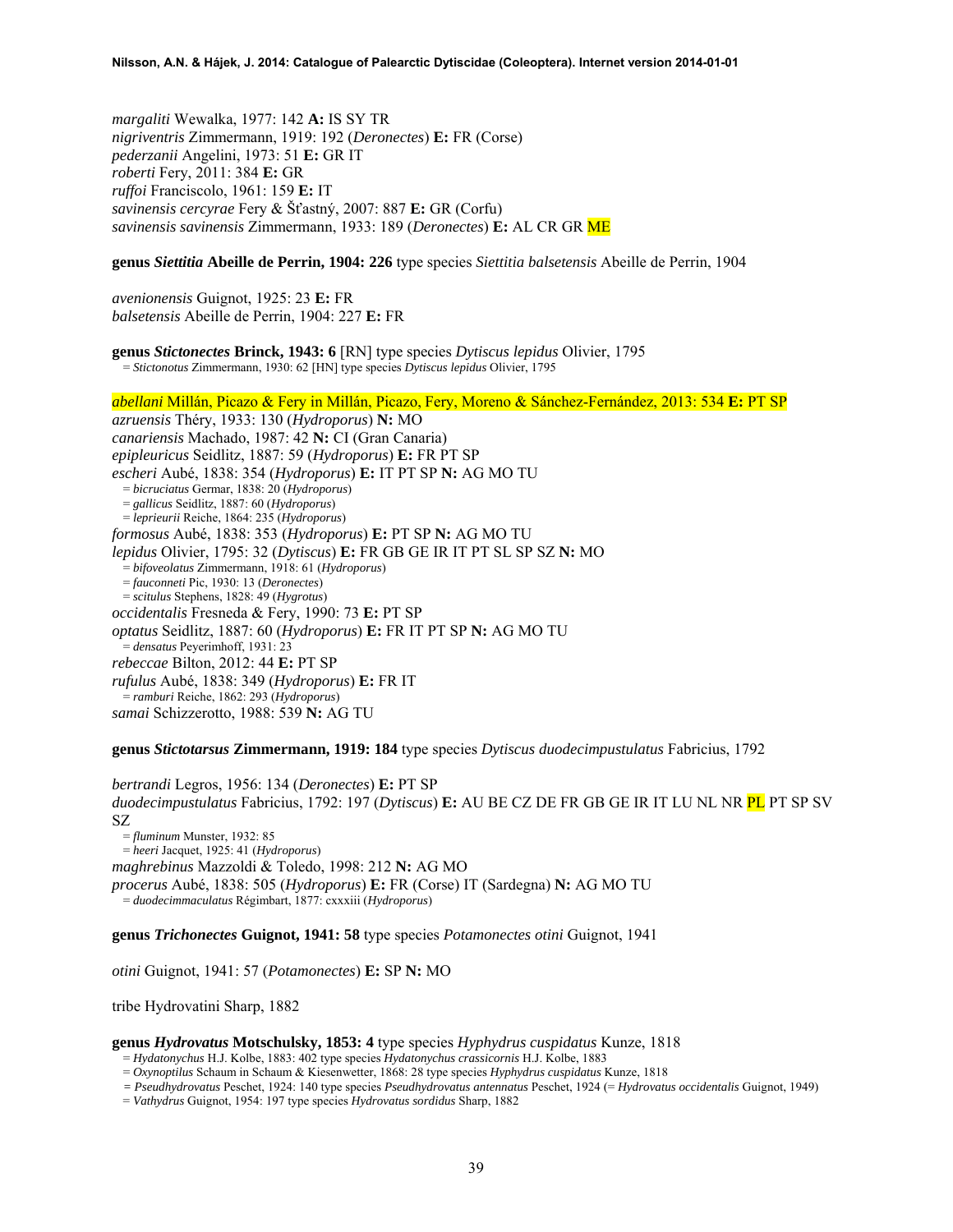*margaliti* Wewalka, 1977: 142 **A:** IS SY TR
*nigriventris* Zimmermann, 1919: 192 (*Deronectes*) **E:** FR (Corse)
*pederzanii* Angelini, 1973: 51 **E:** GR IT
*roberti* Fery, 2011: 384 **E:** GR
*ruffoi* Franciscolo, 1961: 159 **E:** IT
*savinensis cercyrae* Fery & Šťastný, 2007: 887 **E:** GR (Corfu)
*savinensis savinensis* Zimmermann, 1933: 189 (*Deronectes*) **E:** AL CR GR ME

**genus *Siettitia* Abeille de Perrin, 1904: 226** type species *Siettitia balsetensis* Abeille de Perrin, 1904

*avenionensis* Guignot, 1925: 23 **E:** FR
*balsetensis* Abeille de Perrin, 1904: 227 **E:** FR

**genus *Stictonectes* Brinck, 1943: 6** [RN] type species *Dytiscus lepidus* Olivier, 1795
= *Stictonotus* Zimmermann, 1930: 62 [HN] type species *Dytiscus lepidus* Olivier, 1795

*abellani* Millán, Picazo & Fery in Millán, Picazo, Fery, Moreno & Sánchez-Fernández, 2013: 534 **E:** PT SP
*azruensis* Théry, 1933: 130 (*Hydroporus*) **N:** MO
*canariensis* Machado, 1987: 42 **N:** CI (Gran Canaria)
*epipleuricus* Seidlitz, 1887: 59 (*Hydroporus*) **E:** FR PT SP
*escheri* Aubé, 1838: 354 (*Hydroporus*) **E:** IT PT SP **N:** AG MO TU
= *bicruciatus* Germar, 1838: 20 (*Hydroporus*)
= *gallicus* Seidlitz, 1887: 60 (*Hydroporus*)
= *leprieurii* Reiche, 1864: 235 (*Hydroporus*)
*formosus* Aubé, 1838: 353 (*Hydroporus*) **E:** PT SP **N:** AG MO TU
*lepidus* Olivier, 1795: 32 (*Dytiscus*) **E:** FR GB GE IR IT PT SL SP SZ **N:** MO
= *bifoveolatus* Zimmermann, 1918: 61 (*Hydroporus*)
= *fauconneti* Pic, 1930: 13 (*Deronectes*)
= *scitulus* Stephens, 1828: 49 (*Hygrotus*)
*occidentalis* Fresneda & Fery, 1990: 73 **E:** PT SP
*optatus* Seidlitz, 1887: 60 (*Hydroporus*) **E:** FR IT PT SP **N:** AG MO TU
= *densatus* Peyerimhoff, 1931: 23
*rebeccae* Bilton, 2012: 44 **E:** PT SP
*rufulus* Aubé, 1838: 349 (*Hydroporus*) **E:** FR IT
= *ramburi* Reiche, 1862: 293 (*Hydroporus*)
*samai* Schizzerotto, 1988: 539 **N:** AG TU

**genus *Stictotarsus* Zimmermann, 1919: 184** type species *Dytiscus duodecimpustulatus* Fabricius, 1792

*bertrandi* Legros, 1956: 134 (*Deronectes*) **E:** PT SP
*duodecimpustulatus* Fabricius, 1792: 197 (*Dytiscus*) **E:** AU BE CZ DE FR GB GE IR IT LU NL NR PL PT SP SV SZ
= *fluminum* Munster, 1932: 85
= *heeri* Jacquet, 1925: 41 (*Hydroporus*)
*maghrebinus* Mazzoldi & Toledo, 1998: 212 **N:** AG MO
*procerus* Aubé, 1838: 505 (*Hydroporus*) **E:** FR (Corse) IT (Sardegna) **N:** AG MO TU
= *duodecimmaculatus* Régimbart, 1877: cxxxiii (*Hydroporus*)

**genus *Trichonectes* Guignot, 1941: 58** type species *Potamonectes otini* Guignot, 1941

*otini* Guignot, 1941: 57 (*Potamonectes*) **E:** SP **N:** MO

tribe Hydrovatini Sharp, 1882

**genus *Hydrovatus* Motschulsky, 1853: 4** type species *Hyphydrus cuspidatus* Kunze, 1818
= *Hydatonychus* H.J. Kolbe, 1883: 402 type species *Hydatonychus crassicornis* H.J. Kolbe, 1883
= *Oxynoptilus* Schaum in Schaum & Kiesenwetter, 1868: 28 type species *Hyphydrus cuspidatus* Kunze, 1818
= *Pseudhydrovatus* Peschet, 1924: 140 type species *Pseudhydrovatus antennatus* Peschet, 1924 (= *Hydrovatus occidentalis* Guignot, 1949)
= *Vathydrus* Guignot, 1954: 197 type species *Hydrovatus sordidus* Sharp, 1882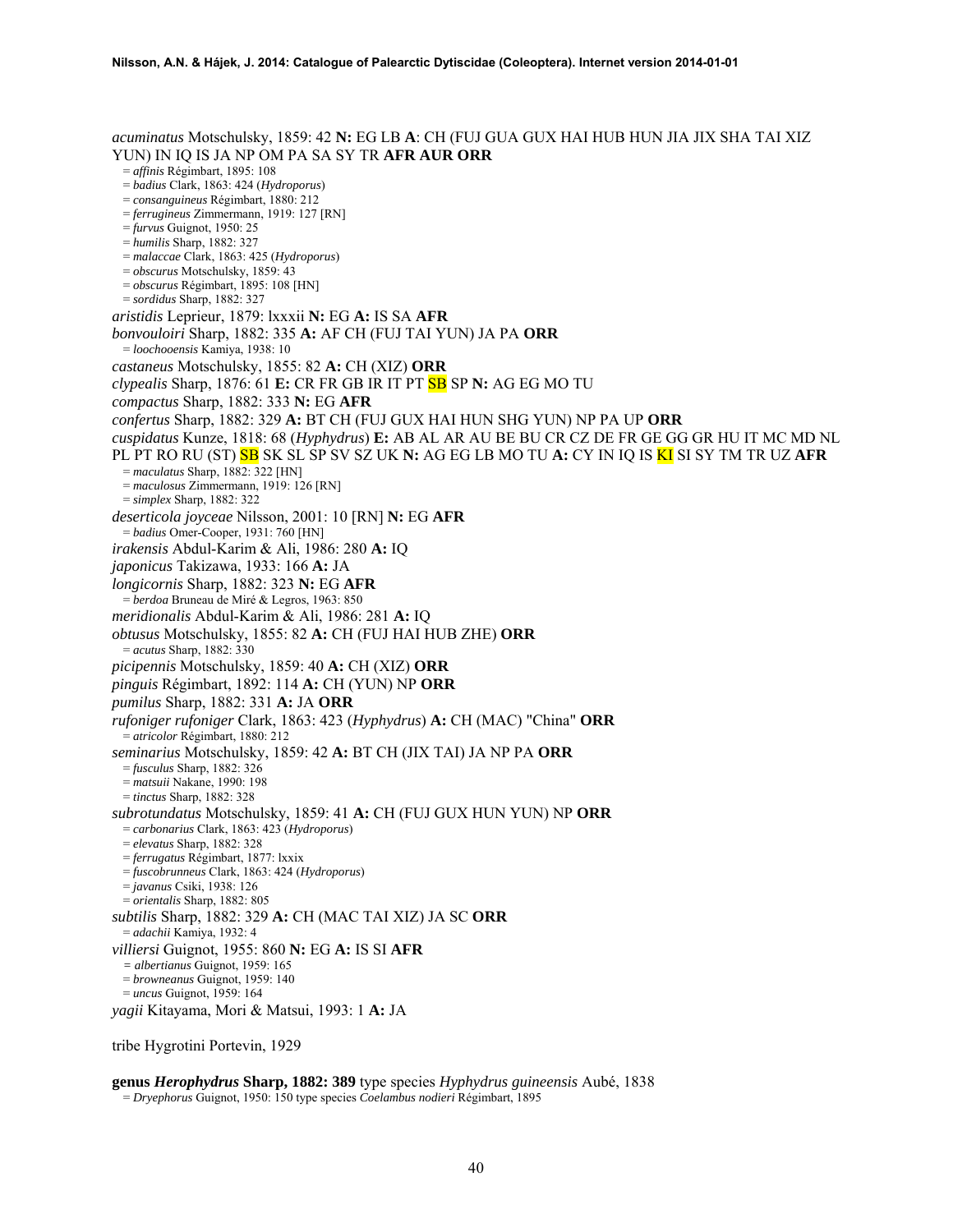*acuminatus* Motschulsky, 1859: 42 **N:** EG LB **A**: CH (FUJ GUA GUX HAI HUB HUN JIA JIX SHA TAI XIZ YUN) IN IQ IS JA NP OM PA SA SY TR **AFR AUR ORR**

= *affinis* Régimbart, 1895: 108
= *badius* Clark, 1863: 424 (*Hydroporus*)
= *consanguineus* Régimbart, 1880: 212
= *ferrugineus* Zimmermann, 1919: 127 [RN]
= *furvus* Guignot, 1950: 25
= *humilis* Sharp, 1882: 327
= *malaccae* Clark, 1863: 425 (*Hydroporus*)
= *obscurus* Motschulsky, 1859: 43
= *obscurus* Régimbart, 1895: 108 [HN]
= *sordidus* Sharp, 1882: 327

*aristidis* Leprieur, 1879: lxxxii **N:** EG **A:** IS SA **AFR**

*bonvouloiri* Sharp, 1882: 335 **A:** AF CH (FUJ TAI YUN) JA PA **ORR**

= *loochooensis* Kamiya, 1938: 10

*castaneus* Motschulsky, 1855: 82 **A:** CH (XIZ) **ORR**

*clypealis* Sharp, 1876: 61 **E:** CR FR GB IR IT PT SB SP **N:** AG EG MO TU

*compactus* Sharp, 1882: 333 **N:** EG **AFR**

*confertus* Sharp, 1882: 329 **A:** BT CH (FUJ GUX HAI HUN SHG YUN) NP PA UP **ORR**

*cuspidatus* Kunze, 1818: 68 (*Hyphydrus*) **E:** AB AL AR AU BE BU CR CZ DE FR GE GG GR HU IT MC MD NL PL PT RO RU (ST) SB SK SL SP SV SZ UK **N:** AG EG LB MO TU **A:** CY IN IQ IS KI SI SY TM TR UZ **AFR**

= *maculatus* Sharp, 1882: 322 [HN]
= *maculosus* Zimmermann, 1919: 126 [RN]
= *simplex* Sharp, 1882: 322

*deserticola joyceae* Nilsson, 2001: 10 [RN] **N:** EG **AFR**

= *badius* Omer-Cooper, 1931: 760 [HN]

*irakensis* Abdul-Karim & Ali, 1986: 280 **A:** IQ

*japonicus* Takizawa, 1933: 166 **A:** JA

*longicornis* Sharp, 1882: 323 **N:** EG **AFR**

= *berdoa* Bruneau de Miré & Legros, 1963: 850

*meridionalis* Abdul-Karim & Ali, 1986: 281 **A:** IQ

*obtusus* Motschulsky, 1855: 82 **A:** CH (FUJ HAI HUB ZHE) **ORR**

= *acutus* Sharp, 1882: 330

*picipennis* Motschulsky, 1859: 40 **A:** CH (XIZ) **ORR**

*pinguis* Régimbart, 1892: 114 **A:** CH (YUN) NP **ORR**

*pumilus* Sharp, 1882: 331 **A:** JA **ORR**

*rufoniger rufoniger* Clark, 1863: 423 (*Hyphydrus*) **A:** CH (MAC) "China" **ORR**

= *atricolor* Régimbart, 1880: 212

*seminarius* Motschulsky, 1859: 42 **A:** BT CH (JIX TAI) JA NP PA **ORR**

= *fusculus* Sharp, 1882: 326
= *matsuii* Nakane, 1990: 198
= *tinctus* Sharp, 1882: 328

*subrotundatus* Motschulsky, 1859: 41 **A:** CH (FUJ GUX HUN YUN) NP **ORR**

= *carbonarius* Clark, 1863: 423 (*Hydroporus*)
= *elevatus* Sharp, 1882: 328
= *ferrugatus* Régimbart, 1877: lxxix
= *fuscobrunneus* Clark, 1863: 424 (*Hydroporus*)
= *javanus* Csiki, 1938: 126
= *orientalis* Sharp, 1882: 805

*subtilis* Sharp, 1882: 329 **A:** CH (MAC TAI XIZ) JA SC **ORR**

= *adachii* Kamiya, 1932: 4

*villiersi* Guignot, 1955: 860 **N:** EG **A:** IS SI **AFR**

= *albertianus* Guignot, 1959: 165
= *browneanus* Guignot, 1959: 140
= *uncus* Guignot, 1959: 164

*yagii* Kitayama, Mori & Matsui, 1993: 1 **A:** JA

tribe Hygrotini Portevin, 1929

**genus *Herophydrus* Sharp, 1882: 389** type species *Hyphydrus guineensis* Aubé, 1838

= *Dryephorus* Guignot, 1950: 150 type species *Coelambus nodieri* Régimbart, 1895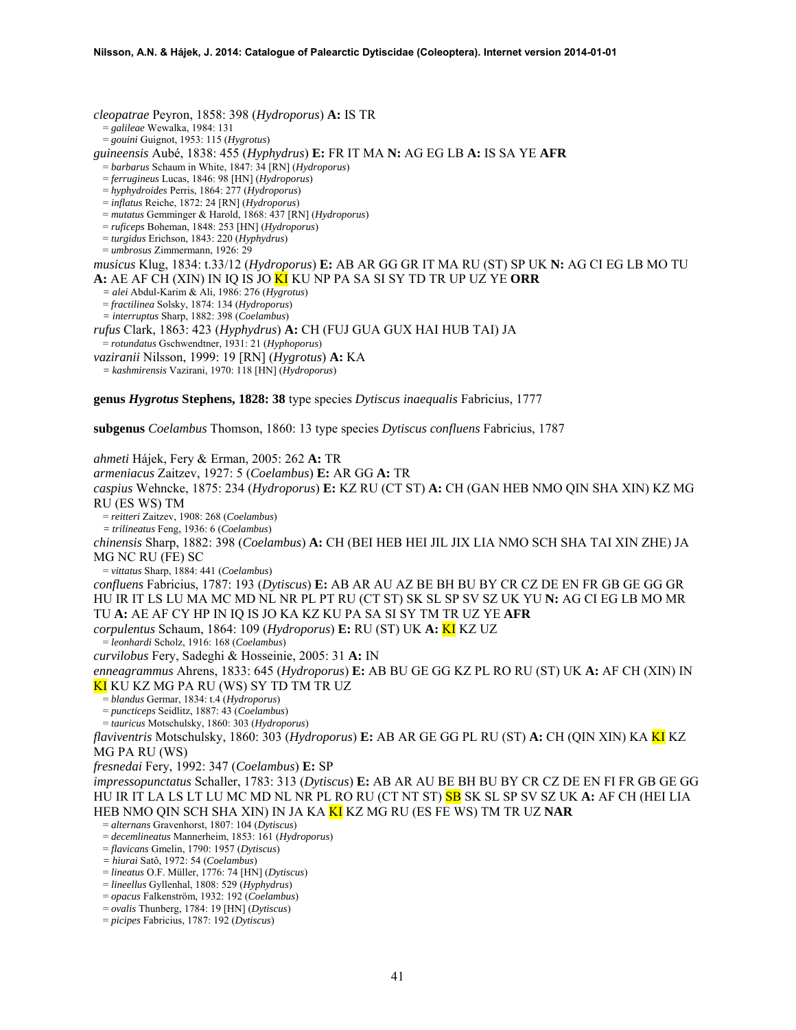*cleopatrae* Peyron, 1858: 398 (*Hydroporus*) **A:** IS TR
= *galileae* Wewalka, 1984: 131
= *gouini* Guignot, 1953: 115 (*Hygrotus*)

*guineensis* Aubé, 1838: 455 (*Hyphydrus*) **E:** FR IT MA **N:** AG EG LB **A:** IS SA YE **AFR**
= *barbarus* Schaum in White, 1847: 34 [RN] (*Hydroporus*)
= *ferrugineus* Lucas, 1846: 98 [HN] (*Hydroporus*)
= *hyphydroides* Perris, 1864: 277 (*Hydroporus*)
= *inflatus* Reiche, 1872: 24 [RN] (*Hydroporus*)
= *mutatus* Gemminger & Harold, 1868: 437 [RN] (*Hydroporus*)
= *ruficeps* Boheman, 1848: 253 [HN] (*Hydroporus*)
= *turgidus* Erichson, 1843: 220 (*Hyphydrus*)
= *umbrosus* Zimmermann, 1926: 29

*musicus* Klug, 1834: t.33/12 (*Hydroporus*) **E:** AB AR GG GR IT MA RU (ST) SP UK **N:** AG CI EG LB MO TU **A:** AE AF CH (XIN) IN IQ IS JO KI KU NP PA SA SI SY TD TR UP UZ YE **ORR**
= *alei* Abdul-Karim & Ali, 1986: 276 (*Hygrotus*)
= *fractilinea* Solsky, 1874: 134 (*Hydroporus*)
= *interruptus* Sharp, 1882: 398 (*Coelambus*)

*rufus* Clark, 1863: 423 (*Hyphydrus*) **A:** CH (FUJ GUA GUX HAI HUB TAI) JA
= *rotundatus* Gschwendtner, 1931: 21 (*Hyphoporus*)

*vaziranii* Nilsson, 1999: 19 [RN] (*Hygrotus*) **A:** KA
= *kashmirensis* Vazirani, 1970: 118 [HN] (*Hydroporus*)

**genus *Hygrotus* Stephens, 1828: 38** type species *Dytiscus inaequalis* Fabricius, 1777

**subgenus** *Coelambus* Thomson, 1860: 13 type species *Dytiscus confluens* Fabricius, 1787

*ahmeti* Hájek, Fery & Erman, 2005: 262 **A:** TR

*armeniacus* Zaitzev, 1927: 5 (*Coelambus*) **E:** AR GG **A:** TR

*caspius* Wehncke, 1875: 234 (*Hydroporus*) **E:** KZ RU (CT ST) **A:** CH (GAN HEB NMO QIN SHA XIN) KZ MG RU (ES WS) TM
= *reitteri* Zaitzev, 1908: 268 (*Coelambus*)
= *trilineatus* Feng, 1936: 6 (*Coelambus*)

*chinensis* Sharp, 1882: 398 (*Coelambus*) **A:** CH (BEI HEB HEI JIL JIX LIA NMO SCH SHA TAI XIN ZHE) JA MG NC RU (FE) SC
= *vittatus* Sharp, 1884: 441 (*Coelambus*)

*confluens* Fabricius, 1787: 193 (*Dytiscus*) **E:** AB AR AU AZ BE BH BU BY CR CZ DE EN FR GB GE GG GR HU IR IT LS LU MA MC MD NL NR PL PT RU (CT ST) SK SL SP SV SZ UK YU **N:** AG CI EG LB MO MR TU **A:** AE AF CY HP IN IQ IS JO KA KZ KU PA SA SI SY TM TR UZ YE **AFR**

*corpulentus* Schaum, 1864: 109 (*Hydroporus*) **E:** RU (ST) UK **A:** KI KZ UZ
= *leonhardi* Scholz, 1916: 168 (*Coelambus*)

*curvilobus* Fery, Sadeghi & Hosseinie, 2005: 31 **A:** IN

*enneagrammus* Ahrens, 1833: 645 (*Hydroporus*) **E:** AB BU GE GG KZ PL RO RU (ST) UK **A:** AF CH (XIN) IN KI KU KZ MG PA RU (WS) SY TD TM TR UZ
= *blandus* Germar, 1834: t.4 (*Hydroporus*)
= *puncticeps* Seidlitz, 1887: 43 (*Coelambus*)
= *tauricus* Motschulsky, 1860: 303 (*Hydroporus*)

*flaviventris* Motschulsky, 1860: 303 (*Hydroporus*) **E:** AB AR GE GG PL RU (ST) **A:** CH (QIN XIN) KA KI KZ MG PA RU (WS)

*fresnedai* Fery, 1992: 347 (*Coelambus*) **E:** SP

*impressopunctatus* Schaller, 1783: 313 (*Dytiscus*) **E:** AB AR AU BE BH BU BY CR CZ DE EN FI FR GB GE GG HU IR IT LA LS LT LU MC MD NL NR PL RO RU (CT NT ST) SB SK SL SP SV SZ UK **A:** AF CH (HEI LIA HEB NMO QIN SCH SHA XIN) IN JA KA KI KZ MG RU (ES FE WS) TM TR UZ **NAR**
= *alternans* Gravenhorst, 1807: 104 (*Dytiscus*)
= *decemlineatus* Mannerheim, 1853: 161 (*Hydroporus*)
= *flavicans* Gmelin, 1790: 1957 (*Dytiscus*)
= *hiurai* Satô, 1972: 54 (*Coelambus*)
= *lineatus* O.F. Müller, 1776: 74 [HN] (*Dytiscus*)
= *lineellus* Gyllenhal, 1808: 529 (*Hyphydrus*)
= *opacus* Falkenström, 1932: 192 (*Coelambus*)
= *ovalis* Thunberg, 1784: 19 [HN] (*Dytiscus*)
= *picipes* Fabricius, 1787: 192 (*Dytiscus*)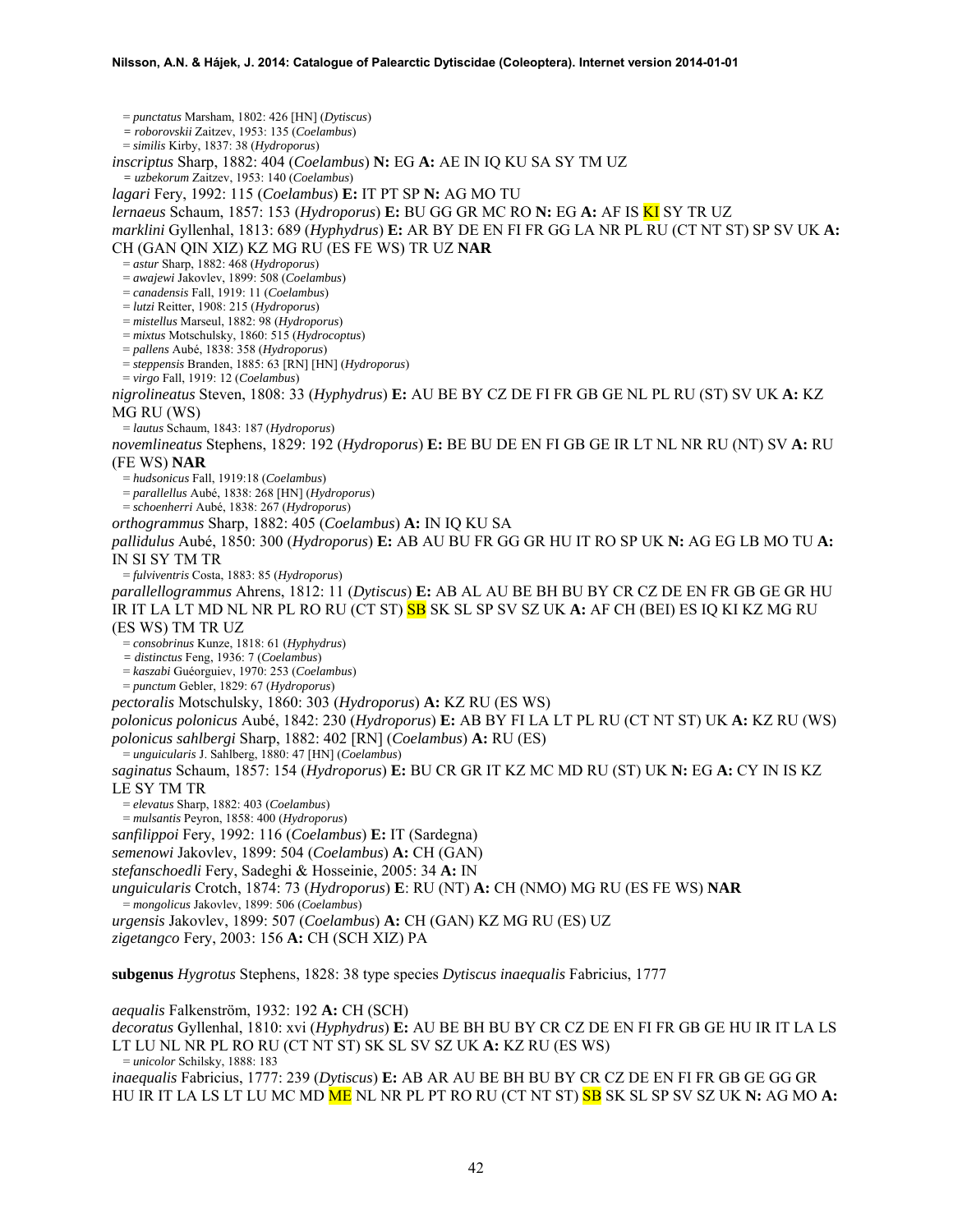= *punctatus* Marsham, 1802: 426 [HN] (*Dytiscus*)
= *roborovskii* Zaitzev, 1953: 135 (*Coelambus*)
= *similis* Kirby, 1837: 38 (*Hydroporus*)

*inscriptus* Sharp, 1882: 404 (*Coelambus*) **N:** EG **A:** AE IN IQ KU SA SY TM UZ
= *uzbekorum* Zaitzev, 1953: 140 (*Coelambus*)

*lagari* Fery, 1992: 115 (*Coelambus*) **E:** IT PT SP **N:** AG MO TU

*lernaeus* Schaum, 1857: 153 (*Hydroporus*) **E:** BU GG GR MC RO **N:** EG **A:** AF IS KI SY TR UZ

*marklini* Gyllenhal, 1813: 689 (*Hyphydrus*) **E:** AR BY DE EN FI FR GG LA NR PL RU (CT NT ST) SP SV UK **A:** CH (GAN QIN XIZ) KZ MG RU (ES FE WS) TR UZ **NAR**
= *astur* Sharp, 1882: 468 (*Hydroporus*)
= *awajewi* Jakovlev, 1899: 508 (*Coelambus*)
= *canadensis* Fall, 1919: 11 (*Coelambus*)
= *lutzi* Reitter, 1908: 215 (*Hydroporus*)
= *mistellus* Marseul, 1882: 98 (*Hydroporus*)
= *mixtus* Motschulsky, 1860: 515 (*Hydrocoptus*)
= *pallens* Aubé, 1838: 358 (*Hydroporus*)
= *steppensis* Branden, 1885: 63 [RN] [HN] (*Hydroporus*)
= *virgo* Fall, 1919: 12 (*Coelambus*)

*nigrolineatus* Steven, 1808: 33 (*Hyphydrus*) **E:** AU BE BY CZ DE FI FR GB GE NL PL RU (ST) SV UK **A:** KZ MG RU (WS)
= *lautus* Schaum, 1843: 187 (*Hydroporus*)

*novemlineatus* Stephens, 1829: 192 (*Hydroporus*) **E:** BE BU DE EN FI GB GE IR LT NL NR RU (NT) SV **A:** RU (FE WS) **NAR**
= *hudsonicus* Fall, 1919:18 (*Coelambus*)
= *parallellus* Aubé, 1838: 268 [HN] (*Hydroporus*)
= *schoenherri* Aubé, 1838: 267 (*Hydroporus*)

*orthogrammus* Sharp, 1882: 405 (*Coelambus*) **A:** IN IQ KU SA

*pallidulus* Aubé, 1850: 300 (*Hydroporus*) **E:** AB AU BU FR GG GR HU IT RO SP UK **N:** AG EG LB MO TU **A:** IN SI SY TM TR
= *fulviventris* Costa, 1883: 85 (*Hydroporus*)

*parallellogrammus* Ahrens, 1812: 11 (*Dytiscus*) **E:** AB AL AU BE BH BU BY CR CZ DE EN FR GB GE GR HU IR IT LA LT MD NL NR PL RO RU (CT ST) SB SK SL SP SV SZ UK **A:** AF CH (BEI) ES IQ KI KZ MG RU (ES WS) TM TR UZ
= *consobrinus* Kunze, 1818: 61 (*Hyphydrus*)
= *distinctus* Feng, 1936: 7 (*Coelambus*)
= *kaszabi* Guéorguiev, 1970: 253 (*Coelambus*)
= *punctum* Gebler, 1829: 67 (*Hydroporus*)

*pectoralis* Motschulsky, 1860: 303 (*Hydroporus*) **A:** KZ RU (ES WS)

*polonicus polonicus* Aubé, 1842: 230 (*Hydroporus*) **E:** AB BY FI LA LT PL RU (CT NT ST) UK **A:** KZ RU (WS)

*polonicus sahlbergi* Sharp, 1882: 402 [RN] (*Coelambus*) **A:** RU (ES)
= *unguicularis* J. Sahlberg, 1880: 47 [HN] (*Coelambus*)

*saginatus* Schaum, 1857: 154 (*Hydroporus*) **E:** BU CR GR IT KZ MC MD RU (ST) UK **N:** EG **A:** CY IN IS KZ LE SY TM TR
= *elevatus* Sharp, 1882: 403 (*Coelambus*)
= *mulsantis* Peyron, 1858: 400 (*Hydroporus*)

*sanfilippoi* Fery, 1992: 116 (*Coelambus*) **E:** IT (Sardegna)

*semenowi* Jakovlev, 1899: 504 (*Coelambus*) **A:** CH (GAN)

*stefanschoedli* Fery, Sadeghi & Hosseinie, 2005: 34 **A:** IN

*unguicularis* Crotch, 1874: 73 (*Hydroporus*) **E**: RU (NT) **A:** CH (NMO) MG RU (ES FE WS) **NAR**
= *mongolicus* Jakovlev, 1899: 506 (*Coelambus*)

*urgensis* Jakovlev, 1899: 507 (*Coelambus*) **A:** CH (GAN) KZ MG RU (ES) UZ

*zigetangco* Fery, 2003: 156 **A:** CH (SCH XIZ) PA

**subgenus** *Hygrotus* Stephens, 1828: 38 type species *Dytiscus inaequalis* Fabricius, 1777

*aequalis* Falkenström, 1932: 192 **A:** CH (SCH)

*decoratus* Gyllenhal, 1810: xvi (*Hyphydrus*) **E:** AU BE BH BU BY CR CZ DE EN FI FR GB GE HU IR IT LA LS LT LU NL NR PL RO RU (CT NT ST) SK SL SV SZ UK **A:** KZ RU (ES WS)
= *unicolor* Schilsky, 1888: 183

*inaequalis* Fabricius, 1777: 239 (*Dytiscus*) **E:** AB AR AU BE BH BU BY CR CZ DE EN FI FR GB GE GG GR HU IR IT LA LS LT LU MC MD ME NL NR PL PT RO RU (CT NT ST) SB SK SL SP SV SZ UK **N:** AG MO **A:**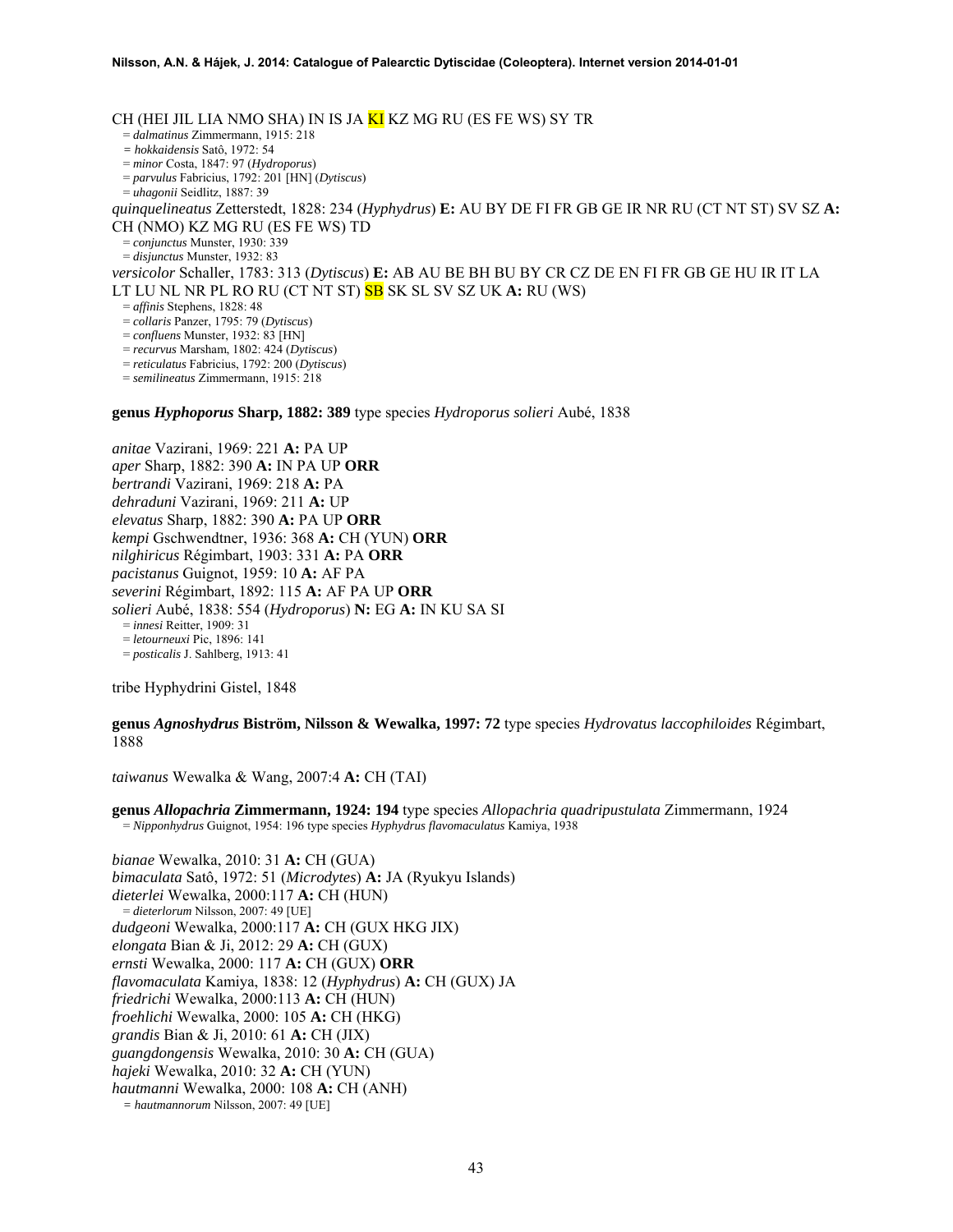CH (HEI JIL LIA NMO SHA) IN IS JA KI KZ MG RU (ES FE WS) SY TR
= *dalmatinus* Zimmermann, 1915: 218
= *hokkaidensis* Satô, 1972: 54
= *minor* Costa, 1847: 97 (*Hydroporus*)
= *parvulus* Fabricius, 1792: 201 [HN] (*Dytiscus*)
= *uhagonii* Seidlitz, 1887: 39

*quinquelineatus* Zetterstedt, 1828: 234 (*Hyphydrus*) **E:** AU BY DE FI FR GB GE IR NR RU (CT NT ST) SV SZ **A:** CH (NMO) KZ MG RU (ES FE WS) TD
= *conjunctus* Munster, 1930: 339
= *disjunctus* Munster, 1932: 83

*versicolor* Schaller, 1783: 313 (*Dytiscus*) **E:** AB AU BE BH BU BY CR CZ DE EN FI FR GB GE HU IR IT LA LT LU NL NR PL RO RU (CT NT ST) SB SK SL SV SZ UK **A:** RU (WS)
= *affinis* Stephens, 1828: 48
= *collaris* Panzer, 1795: 79 (*Dytiscus*)
= *confluens* Munster, 1932: 83 [HN]
= *recurvus* Marsham, 1802: 424 (*Dytiscus*)
= *reticulatus* Fabricius, 1792: 200 (*Dytiscus*)
= *semilineatus* Zimmermann, 1915: 218

**genus *Hyphoporus* Sharp, 1882: 389** type species *Hydroporus solieri* Aubé, 1838

*anitae* Vazirani, 1969: 221 **A:** PA UP
*aper* Sharp, 1882: 390 **A:** IN PA UP **ORR**
*bertrandi* Vazirani, 1969: 218 **A:** PA
*dehraduni* Vazirani, 1969: 211 **A:** UP
*elevatus* Sharp, 1882: 390 **A:** PA UP **ORR**
*kempi* Gschwendtner, 1936: 368 **A:** CH (YUN) **ORR**
*nilghiricus* Régimbart, 1903: 331 **A:** PA **ORR**
*pacistanus* Guignot, 1959: 10 **A:** AF PA
*severini* Régimbart, 1892: 115 **A:** AF PA UP **ORR**
*solieri* Aubé, 1838: 554 (*Hydroporus*) **N:** EG **A:** IN KU SA SI
= *innesi* Reitter, 1909: 31
= *letourneuxi* Pic, 1896: 141
= *posticalis* J. Sahlberg, 1913: 41

tribe Hyphydrini Gistel, 1848

**genus *Agnoshydrus* Biström, Nilsson & Wewalka, 1997: 72** type species *Hydrovatus laccophiloides* Régimbart, 1888

*taiwanus* Wewalka & Wang, 2007:4 **A:** CH (TAI)

**genus *Allopachria* Zimmermann, 1924: 194** type species *Allopachria quadripustulata* Zimmermann, 1924
= *Nipponhydrus* Guignot, 1954: 196 type species *Hyphydrus flavomaculatus* Kamiya, 1938

*bianae* Wewalka, 2010: 31 **A:** CH (GUA)
*bimaculata* Satô, 1972: 51 (*Microdytes*) **A:** JA (Ryukyu Islands)
*dieterlei* Wewalka, 2000:117 **A:** CH (HUN)
= *dieterlorum* Nilsson, 2007: 49 [UE]
*dudgeoni* Wewalka, 2000:117 **A:** CH (GUX HKG JIX)
*elongata* Bian & Ji, 2012: 29 **A:** CH (GUX)
*ernsti* Wewalka, 2000: 117 **A:** CH (GUX) **ORR**
*flavomaculata* Kamiya, 1838: 12 (*Hyphydrus*) **A:** CH (GUX) JA
*friedrichi* Wewalka, 2000:113 **A:** CH (HUN)
*froehlichi* Wewalka, 2000: 105 **A:** CH (HKG)
*grandis* Bian & Ji, 2010: 61 **A:** CH (JIX)
*guangdongensis* Wewalka, 2010: 30 **A:** CH (GUA)
*hajeki* Wewalka, 2010: 32 **A:** CH (YUN)
*hautmanni* Wewalka, 2000: 108 **A:** CH (ANH)
= *hautmannorum* Nilsson, 2007: 49 [UE]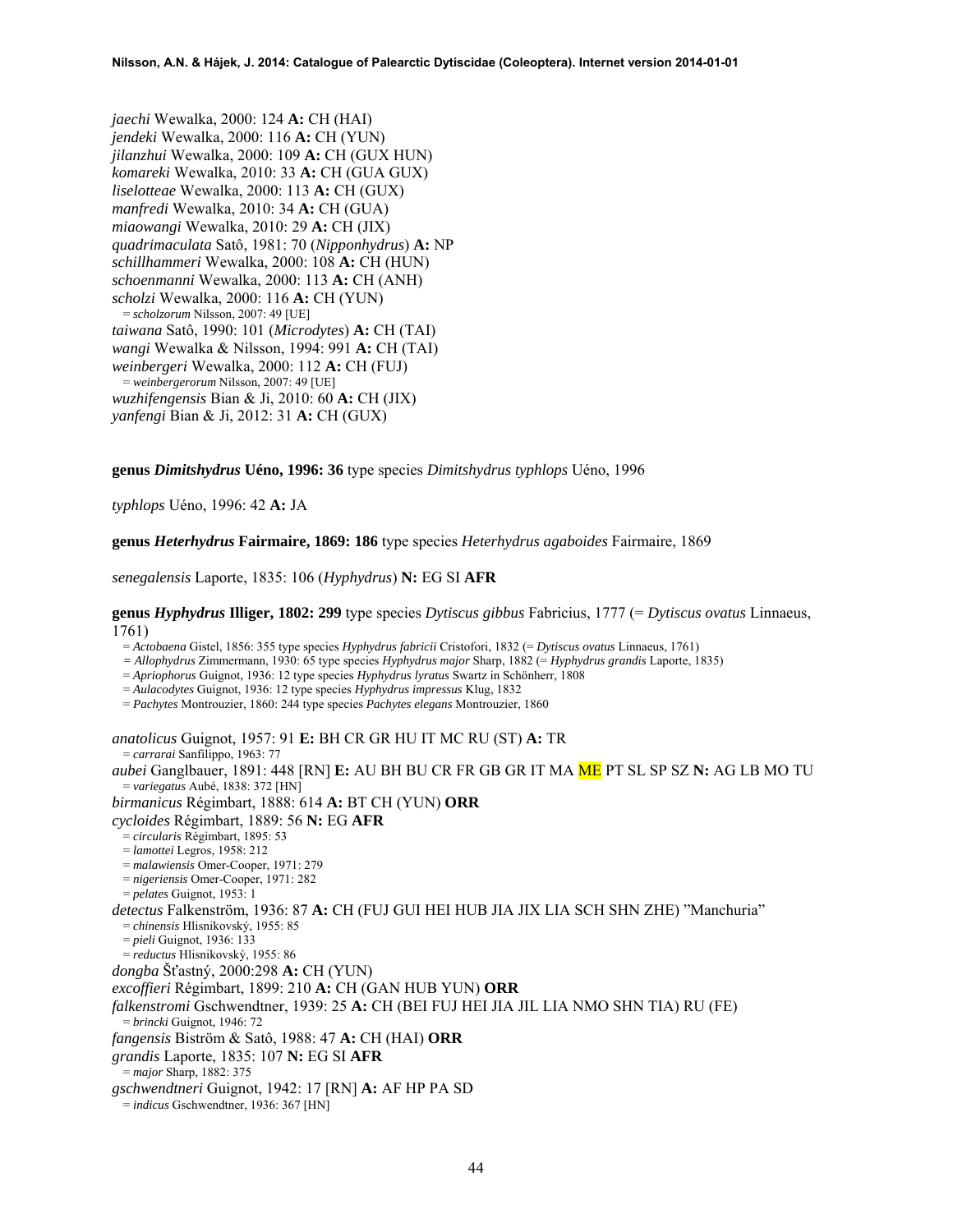*jaechi* Wewalka, 2000: 124 **A:** CH (HAI)
*jendeki* Wewalka, 2000: 116 **A:** CH (YUN)
*jilanzhui* Wewalka, 2000: 109 **A:** CH (GUX HUN)
*komareki* Wewalka, 2010: 33 **A:** CH (GUA GUX)
*liselotteae* Wewalka, 2000: 113 **A:** CH (GUX)
*manfredi* Wewalka, 2010: 34 **A:** CH (GUA)
*miaowangi* Wewalka, 2010: 29 **A:** CH (JIX)
*quadrimaculata* Satô, 1981: 70 (*Nipponhydrus*) **A:** NP
*schillhammeri* Wewalka, 2000: 108 **A:** CH (HUN)
*schoenmanni* Wewalka, 2000: 113 **A:** CH (ANH)
*scholzi* Wewalka, 2000: 116 **A:** CH (YUN)
= *scholzorum* Nilsson, 2007: 49 [UE]
*taiwana* Satô, 1990: 101 (*Microdytes*) **A:** CH (TAI)
*wangi* Wewalka & Nilsson, 1994: 991 **A:** CH (TAI)
*weinbergeri* Wewalka, 2000: 112 **A:** CH (FUJ)
= *weinbergerorum* Nilsson, 2007: 49 [UE]
*wuzhifengensis* Bian & Ji, 2010: 60 **A:** CH (JIX)
*yanfengi* Bian & Ji, 2012: 31 **A:** CH (GUX)

**genus *Dimitshydrus* Uéno, 1996: 36** type species *Dimitshydrus typhlops* Uéno, 1996

*typhlops* Uéno, 1996: 42 **A:** JA

**genus *Heterhydrus* Fairmaire, 1869: 186** type species *Heterhydrus agaboides* Fairmaire, 1869

*senegalensis* Laporte, 1835: 106 (*Hyphydrus*) **N:** EG SI **AFR**

**genus *Hyphydrus* Illiger, 1802: 299** type species *Dytiscus gibbus* Fabricius, 1777 (= *Dytiscus ovatus* Linnaeus, 1761)
= *Actobaena* Gistel, 1856: 355 type species *Hyphydrus fabricii* Cristofori, 1832 (= *Dytiscus ovatus* Linnaeus, 1761)
= *Allophydrus* Zimmermann, 1930: 65 type species *Hyphydrus major* Sharp, 1882 (= *Hyphydrus grandis* Laporte, 1835)
= *Apriophorus* Guignot, 1936: 12 type species *Hyphydrus lyratus* Swartz in Schönherr, 1808
= *Aulacodytes* Guignot, 1936: 12 type species *Hyphydrus impressus* Klug, 1832
= *Pachytes* Montrouzier, 1860: 244 type species *Pachytes elegans* Montrouzier, 1860

*anatolicus* Guignot, 1957: 91 **E:** BH CR GR HU IT MC RU (ST) **A:** TR
= *carrarai* Sanfilippo, 1963: 77
*aubei* Ganglbauer, 1891: 448 [RN] **E:** AU BH BU CR FR GB GR IT MA ME PT SL SP SZ **N:** AG LB MO TU
= *variegatus* Aubé, 1838: 372 [HN]
*birmanicus* Régimbart, 1888: 614 **A:** BT CH (YUN) **ORR**
*cycloides* Régimbart, 1889: 56 **N:** EG **AFR**
= *circularis* Régimbart, 1895: 53
= *lamottei* Legros, 1958: 212
= *malawiensis* Omer-Cooper, 1971: 279
= *nigeriensis* Omer-Cooper, 1971: 282
= *pelates* Guignot, 1953: 1
*detectus* Falkenström, 1936: 87 **A:** CH (FUJ GUI HEI HUB JIA JIX LIA SCH SHN ZHE) "Manchuria"
= *chinensis* Hlisnikovský, 1955: 85
= *pieli* Guignot, 1936: 133
= *reductus* Hlisnikovský, 1955: 86
*dongba* Šťastný, 2000:298 **A:** CH (YUN)
*excoffieri* Régimbart, 1899: 210 **A:** CH (GAN HUB YUN) **ORR**
*falkenstromi* Gschwendtner, 1939: 25 **A:** CH (BEI FUJ HEI JIA JIL LIA NMO SHN TIA) RU (FE)
= *brincki* Guignot, 1946: 72
*fangensis* Biström & Satô, 1988: 47 **A:** CH (HAI) **ORR**
*grandis* Laporte, 1835: 107 **N:** EG SI **AFR**
= *major* Sharp, 1882: 375
*gschwendtneri* Guignot, 1942: 17 [RN] **A:** AF HP PA SD
= *indicus* Gschwendtner, 1936: 367 [HN]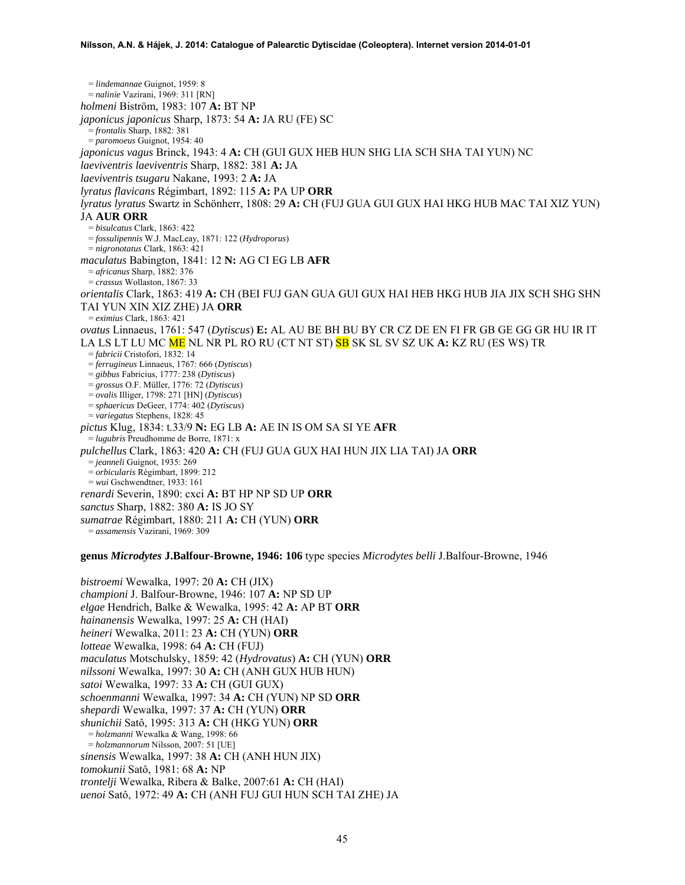= *lindemannae* Guignot, 1959: 8
= *nalinie* Vazirani, 1969: 311 [RN]

*holmeni* Biström, 1983: 107 **A:** BT NP

*japonicus japonicus* Sharp, 1873: 54 **A:** JA RU (FE) SC
= *frontalis* Sharp, 1882: 381
= *paromoeus* Guignot, 1954: 40

*japonicus vagus* Brinck, 1943: 4 **A:** CH (GUI GUX HEB HUN SHG LIA SCH SHA TAI YUN) NC

*laeviventris laeviventris* Sharp, 1882: 381 **A:** JA

*laeviventris tsugaru* Nakane, 1993: 2 **A:** JA

*lyratus flavicans* Régimbart, 1892: 115 **A:** PA UP **ORR**

*lyratus lyratus* Swartz in Schönherr, 1808: 29 **A:** CH (FUJ GUA GUI GUX HAI HKG HUB MAC TAI XIZ YUN) JA **AUR ORR**
= *bisulcatus* Clark, 1863: 422
= *fossulipennis* W.J. MacLeay, 1871: 122 (*Hydroporus*)
= *nigronotatus* Clark, 1863: 421

*maculatus* Babington, 1841: 12 **N:** AG CI EG LB **AFR**
= *africanus* Sharp, 1882: 376
= *crassus* Wollaston, 1867: 33

*orientalis* Clark, 1863: 419 **A:** CH (BEI FUJ GAN GUA GUI GUX HAI HEB HKG HUB JIA JIX SCH SHG SHN TAI YUN XIN XIZ ZHE) JA **ORR**
= *eximius* Clark, 1863: 421

*ovatus* Linnaeus, 1761: 547 (*Dytiscus*) **E:** AL AU BE BH BU BY CR CZ DE EN FI FR GB GE GG GR HU IR IT LA LS LT LU MC ME NL NR PL RO RU (CT NT ST) SB SK SL SV SZ UK **A:** KZ RU (ES WS) TR
= *fabricii* Cristofori, 1832: 14
= *ferrugineus* Linnaeus, 1767: 666 (*Dytiscus*)
= *gibbus* Fabricius, 1777: 238 (*Dytiscus*)
= *grossus* O.F. Müller, 1776: 72 (*Dytiscus*)
= *ovalis* Illiger, 1798: 271 [HN] (*Dytiscus*)
= *sphaericus* DeGeer, 1774: 402 (*Dytiscus*)
= *variegatus* Stephens, 1828: 45

*pictus* Klug, 1834: t.33/9 **N:** EG LB **A:** AE IN IS OM SA SI YE **AFR**
= *lugubris* Preudhomme de Borre, 1871: x

*pulchellus* Clark, 1863: 420 **A:** CH (FUJ GUA GUX HAI HUN JIX LIA TAI) JA **ORR**
= *jeanneli* Guignot, 1935: 269
= *orbicularis* Régimbart, 1899: 212
= *wui* Gschwendtner, 1933: 161

*renardi* Severin, 1890: cxci **A:** BT HP NP SD UP **ORR**

*sanctus* Sharp, 1882: 380 **A:** IS JO SY

*sumatrae* Régimbart, 1880: 211 **A:** CH (YUN) **ORR**
= *assamensis* Vazirani, 1969: 309

**genus *Microdytes* J.Balfour-Browne, 1946: 106** type species *Microdytes belli* J.Balfour-Browne, 1946

*bistroemi* Wewalka, 1997: 20 **A:** CH (JIX)

*championi* J. Balfour-Browne, 1946: 107 **A:** NP SD UP

*elgae* Hendrich, Balke & Wewalka, 1995: 42 **A:** AP BT **ORR**

*hainanensis* Wewalka, 1997: 25 **A:** CH (HAI)

*heineri* Wewalka, 2011: 23 **A:** CH (YUN) **ORR**

*lotteae* Wewalka, 1998: 64 **A:** CH (FUJ)

*maculatus* Motschulsky, 1859: 42 (*Hydrovatus*) **A:** CH (YUN) **ORR**

*nilssoni* Wewalka, 1997: 30 **A:** CH (ANH GUX HUB HUN)

*satoi* Wewalka, 1997: 33 **A:** CH (GUI GUX)

*schoenmanni* Wewalka, 1997: 34 **A:** CH (YUN) NP SD **ORR**

*shepardi* Wewalka, 1997: 37 **A:** CH (YUN) **ORR**

*shunichii* Satô, 1995: 313 **A:** CH (HKG YUN) **ORR**
= *holzmanni* Wewalka & Wang, 1998: 66
= *holzmannorum* Nilsson, 2007: 51 [UE]

*sinensis* Wewalka, 1997: 38 **A:** CH (ANH HUN JIX)

*tomokunii* Satô, 1981: 68 **A:** NP

*trontelji* Wewalka, Ribera & Balke, 2007:61 **A:** CH (HAI)

*uenoi* Satô, 1972: 49 **A:** CH (ANH FUJ GUI HUN SCH TAI ZHE) JA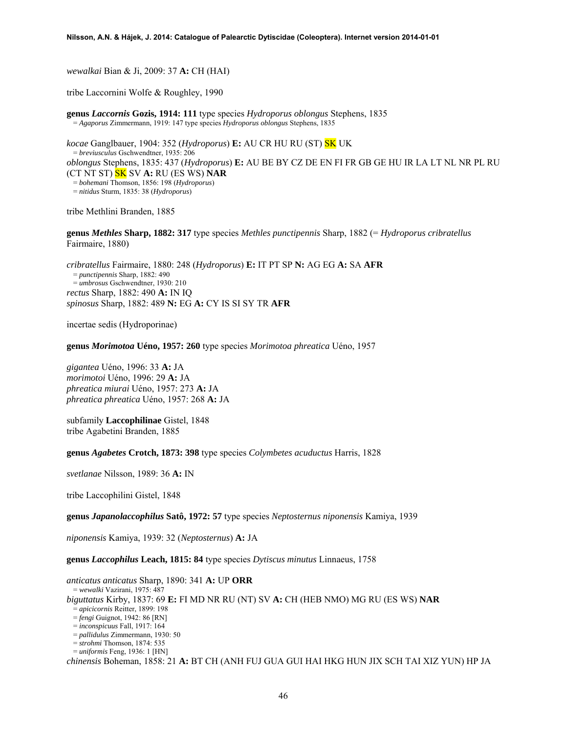*wewalkai* Bian & Ji, 2009: 37 **A:** CH (HAI)

tribe Laccornini Wolfe & Roughley, 1990

**genus *Laccornis* Gozis, 1914: 111** type species *Hydroporus oblongus* Stephens, 1835
= *Agaporus* Zimmermann, 1919: 147 type species *Hydroporus oblongus* Stephens, 1835

*kocae* Ganglbauer, 1904: 352 (*Hydroporus*) **E:** AU CR HU RU (ST) SK UK
= *breviusculus* Gschwendtner, 1935: 206
*oblongus* Stephens, 1835: 437 (*Hydroporus*) **E:** AU BE BY CZ DE EN FI FR GB GE HU IR LA LT NL NR PL RU (CT NT ST) SK SV **A:** RU (ES WS) **NAR**
= *bohemani* Thomson, 1856: 198 (*Hydroporus*)
= *nitidus* Sturm, 1835: 38 (*Hydroporus*)

tribe Methlini Branden, 1885

**genus *Methles* Sharp, 1882: 317** type species *Methles punctipennis* Sharp, 1882 (= *Hydroporus cribratellus* Fairmaire, 1880)

*cribratellus* Fairmaire, 1880: 248 (*Hydroporus*) **E:** IT PT SP **N:** AG EG **A:** SA **AFR**
= *punctipennis* Sharp, 1882: 490
= *umbrosus* Gschwendtner, 1930: 210
*rectus* Sharp, 1882: 490 **A:** IN IQ
*spinosus* Sharp, 1882: 489 **N:** EG **A:** CY IS SI SY TR **AFR**

incertae sedis (Hydroporinae)

**genus *Morimotoa* Uéno, 1957: 260** type species *Morimotoa phreatica* Uéno, 1957

*gigantea* Uéno, 1996: 33 **A:** JA
*morimotoi* Uéno, 1996: 29 **A:** JA
*phreatica miurai* Uéno, 1957: 273 **A:** JA
*phreatica phreatica* Uéno, 1957: 268 **A:** JA

subfamily **Laccophilinae** Gistel, 1848
tribe Agabetini Branden, 1885

**genus *Agabetes* Crotch, 1873: 398** type species *Colymbetes acuductus* Harris, 1828

*svetlanae* Nilsson, 1989: 36 **A:** IN

tribe Laccophilini Gistel, 1848

**genus *Japanolaccophilus* Satô, 1972: 57** type species *Neptosternus niponensis* Kamiya, 1939

*niponensis* Kamiya, 1939: 32 (*Neptosternus*) **A:** JA

**genus *Laccophilus* Leach, 1815: 84** type species *Dytiscus minutus* Linnaeus, 1758

*anticatus anticatus* Sharp, 1890: 341 **A:** UP **ORR**
= *wewalki* Vazirani, 1975: 487
*biguttatus* Kirby, 1837: 69 **E:** FI MD NR RU (NT) SV **A:** CH (HEB NMO) MG RU (ES WS) **NAR**
= *apicicornis* Reitter, 1899: 198
= *fengi* Guignot, 1942: 86 [RN]
= *inconspicuus* Fall, 1917: 164
= *pallidulus* Zimmermann, 1930: 50
= *strohmi* Thomson, 1874: 535
= *uniformis* Feng, 1936: 1 [HN]
*chinensis* Boheman, 1858: 21 **A:** BT CH (ANH FUJ GUA GUI HAI HKG HUN JIX SCH TAI XIZ YUN) HP JA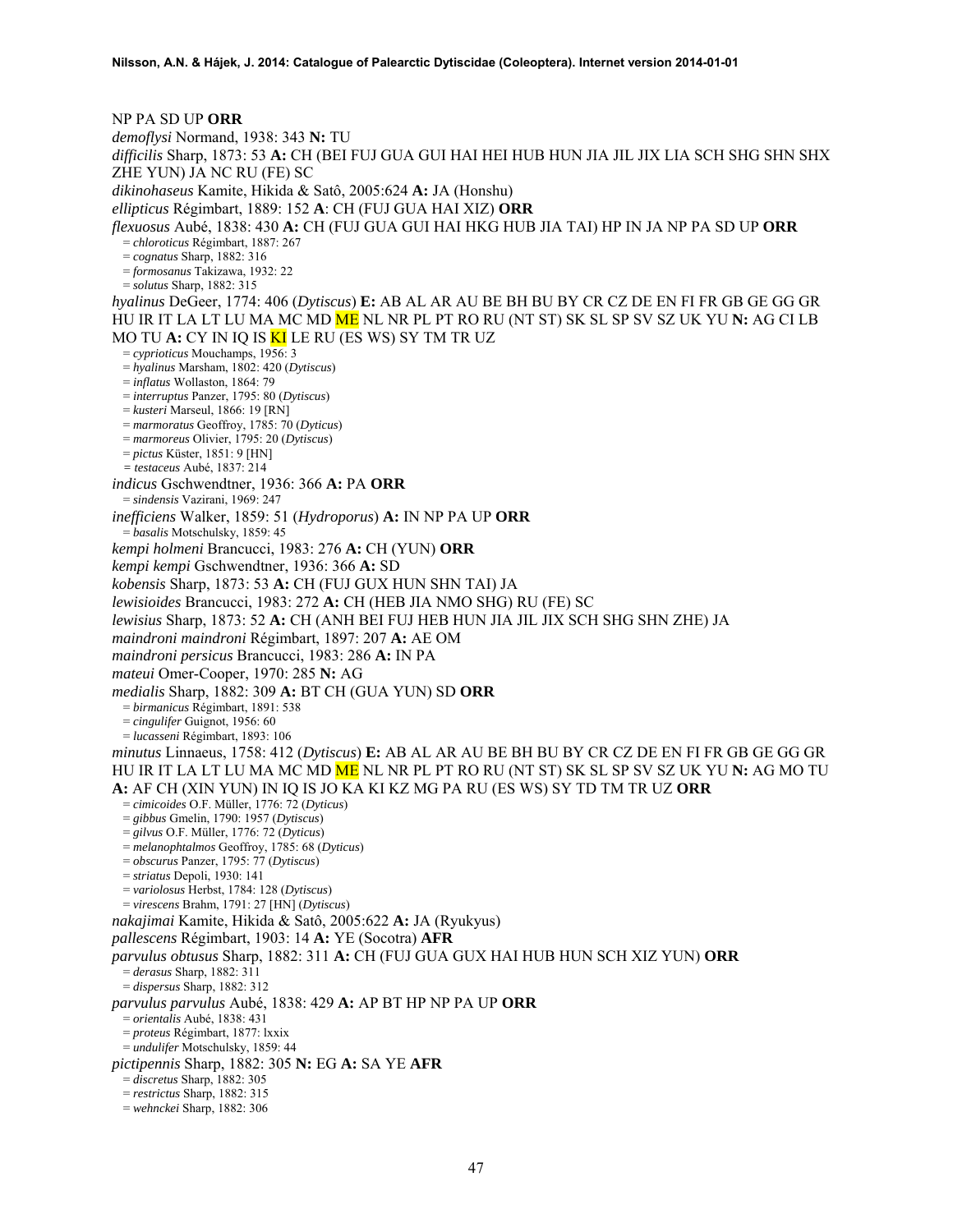NP PA SD UP **ORR**

*demoflysi* Normand, 1938: 343 **N:** TU

*difficilis* Sharp, 1873: 53 **A:** CH (BEI FUJ GUA GUI HAI HEI HUB HUN JIA JIL JIX LIA SCH SHG SHN SHX ZHE YUN) JA NC RU (FE) SC

*dikinohaseus* Kamite, Hikida & Satô, 2005:624 **A:** JA (Honshu)

*ellipticus* Régimbart, 1889: 152 **A**: CH (FUJ GUA HAI XIZ) **ORR**

*flexuosus* Aubé, 1838: 430 **A:** CH (FUJ GUA GUI HAI HKG HUB JIA TAI) HP IN JA NP PA SD UP **ORR**

= *chloroticus* Régimbart, 1887: 267
= *cognatus* Sharp, 1882: 316
= *formosanus* Takizawa, 1932: 22
= *solutus* Sharp, 1882: 315

*hyalinus* DeGeer, 1774: 406 (*Dytiscus*) **E:** AB AL AR AU BE BH BU BY CR CZ DE EN FI FR GB GE GG GR HU IR IT LA LT LU MA MC MD ME NL NR PL PT RO RU (NT ST) SK SL SP SV SZ UK YU **N:** AG CI LB MO TU **A:** CY IN IQ IS KI LE RU (ES WS) SY TM TR UZ

= *cyprioticus* Mouchamps, 1956: 3
= *hyalinus* Marsham, 1802: 420 (*Dytiscus*)
= *inflatus* Wollaston, 1864: 79
= *interruptus* Panzer, 1795: 80 (*Dytiscus*)
= *kusteri* Marseul, 1866: 19 [RN]
= *marmoratus* Geoffroy, 1785: 70 (*Dyticus*)
= *marmoreus* Olivier, 1795: 20 (*Dytiscus*)
= *pictus* Küster, 1851: 9 [HN]
= *testaceus* Aubé, 1837: 214

*indicus* Gschwendtner, 1936: 366 **A:** PA **ORR**

= *sindensis* Vazirani, 1969: 247

*inefficiens* Walker, 1859: 51 (*Hydroporus*) **A:** IN NP PA UP **ORR**

= *basalis* Motschulsky, 1859: 45

*kempi holmeni* Brancucci, 1983: 276 **A:** CH (YUN) **ORR**

*kempi kempi* Gschwendtner, 1936: 366 **A:** SD

*kobensis* Sharp, 1873: 53 **A:** CH (FUJ GUX HUN SHN TAI) JA

*lewisioides* Brancucci, 1983: 272 **A:** CH (HEB JIA NMO SHG) RU (FE) SC

*lewisius* Sharp, 1873: 52 **A:** CH (ANH BEI FUJ HEB HUN JIA JIL JIX SCH SHG SHN ZHE) JA

*maindroni maindroni* Régimbart, 1897: 207 **A:** AE OM

*maindroni persicus* Brancucci, 1983: 286 **A:** IN PA

*mateui* Omer-Cooper, 1970: 285 **N:** AG

*medialis* Sharp, 1882: 309 **A:** BT CH (GUA YUN) SD **ORR**

= *birmanicus* Régimbart, 1891: 538
= *cingulifer* Guignot, 1956: 60
= *lucasseni* Régimbart, 1893: 106

*minutus* Linnaeus, 1758: 412 (*Dytiscus*) **E:** AB AL AR AU BE BH BU BY CR CZ DE EN FI FR GB GE GG GR HU IR IT LA LT LU MA MC MD ME NL NR PL PT RO RU (NT ST) SK SL SP SV SZ UK YU **N:** AG MO TU **A:** AF CH (XIN YUN) IN IQ IS JO KA KI KZ MG PA RU (ES WS) SY TD TM TR UZ **ORR**

= *cimicoides* O.F. Müller, 1776: 72 (*Dyticus*)
= *gibbus* Gmelin, 1790: 1957 (*Dytiscus*)
= *gilvus* O.F. Müller, 1776: 72 (*Dyticus*)
= *melanophtalmos* Geoffroy, 1785: 68 (*Dyticus*)
= *obscurus* Panzer, 1795: 77 (*Dytiscus*)
= *striatus* Depoli, 1930: 141
= *variolosus* Herbst, 1784: 128 (*Dytiscus*)
= *virescens* Brahm, 1791: 27 [HN] (*Dytiscus*)

*nakajimai* Kamite, Hikida & Satô, 2005:622 **A:** JA (Ryukyus)

*pallescens* Régimbart, 1903: 14 **A:** YE (Socotra) **AFR**

*parvulus obtusus* Sharp, 1882: 311 **A:** CH (FUJ GUA GUX HAI HUB HUN SCH XIZ YUN) **ORR**

= *derasus* Sharp, 1882: 311
= *dispersus* Sharp, 1882: 312

*parvulus parvulus* Aubé, 1838: 429 **A:** AP BT HP NP PA UP **ORR**

= *orientalis* Aubé, 1838: 431
= *proteus* Régimbart, 1877: lxxix
= *undulifer* Motschulsky, 1859: 44

*pictipennis* Sharp, 1882: 305 **N:** EG **A:** SA YE **AFR**

= *discretus* Sharp, 1882: 305
= *restrictus* Sharp, 1882: 315
= *wehnckei* Sharp, 1882: 306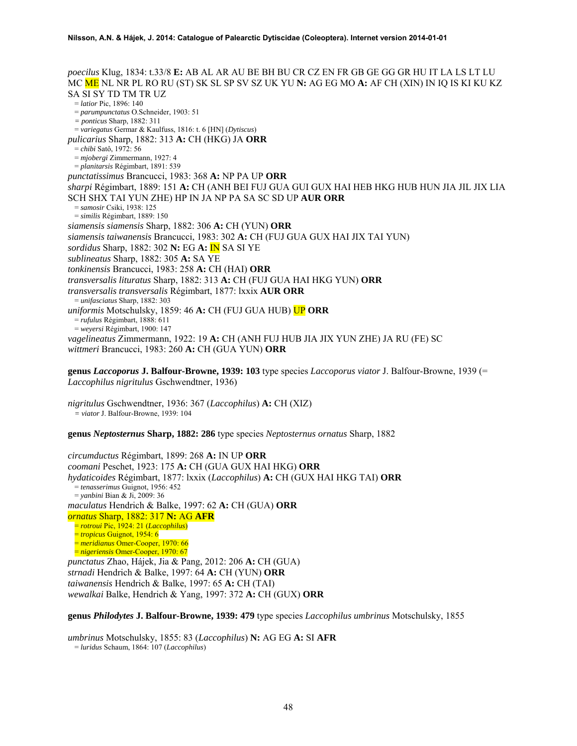*poecilus* Klug, 1834: t.33/8 **E:** AB AL AR AU BE BH BU CR CZ EN FR GB GE GG GR HU IT LA LS LT LU MC ME NL NR PL RO RU (ST) SK SL SP SV SZ UK YU **N:** AG EG MO **A:** AF CH (XIN) IN IQ IS KI KU KZ SA SI SY TD TM TR UZ

= *latior* Pic, 1896: 140
= *parumpunctatus* O.Schneider, 1903: 51
= *ponticus* Sharp, 1882: 311
= *variegatus* Germar & Kaulfuss, 1816: t. 6 [HN] (*Dytiscus*)

*pulicarius* Sharp, 1882: 313 **A:** CH (HKG) JA **ORR**

= *chibi* Satô, 1972: 56
= *mjobergi* Zimmermann, 1927: 4
= *planitarsis* Régimbart, 1891: 539

*punctatissimus* Brancucci, 1983: 368 **A:** NP PA UP **ORR**

*sharpi* Régimbart, 1889: 151 **A:** CH (ANH BEI FUJ GUA GUI GUX HAI HEB HKG HUB HUN JIA JIL JIX LIA SCH SHX TAI YUN ZHE) HP IN JA NP PA SA SC SD UP **AUR ORR**

= *samosir* Csiki, 1938: 125
= *similis* Régimbart, 1889: 150

*siamensis siamensis* Sharp, 1882: 306 **A:** CH (YUN) **ORR**

*siamensis taiwanensis* Brancucci, 1983: 302 **A:** CH (FUJ GUA GUX HAI JIX TAI YUN)

*sordidus* Sharp, 1882: 302 **N:** EG **A:** IN SA SI YE

*sublineatus* Sharp, 1882: 305 **A:** SA YE

*tonkinensis* Brancucci, 1983: 258 **A:** CH (HAI) **ORR**

*transversalis lituratus* Sharp, 1882: 313 **A:** CH (FUJ GUA HAI HKG YUN) **ORR**

*transversalis transversalis* Régimbart, 1877: lxxix **AUR ORR**

= *unifasciatus* Sharp, 1882: 303

*uniformis* Motschulsky, 1859: 46 **A:** CH (FUJ GUA HUB) UP **ORR**

= *rufulus* Régimbart, 1888: 611
= *weyersi* Régimbart, 1900: 147

*vagelineatus* Zimmermann, 1922: 19 **A:** CH (ANH FUJ HUB JIA JIX YUN ZHE) JA RU (FE) SC

*wittmeri* Brancucci, 1983: 260 **A:** CH (GUA YUN) **ORR**

**genus *Laccoporus* J. Balfour-Browne, 1939: 103** type species *Laccoporus viator* J. Balfour-Browne, 1939 (= *Laccophilus nigritulus* Gschwendtner, 1936)

*nigritulus* Gschwendtner, 1936: 367 (*Laccophilus*) **A:** CH (XIZ)

= *viator* J. Balfour-Browne, 1939: 104

**genus *Neptosternus* Sharp, 1882: 286** type species *Neptosternus ornatus* Sharp, 1882

*circumductus* Régimbart, 1899: 268 **A:** IN UP **ORR**

*coomani* Peschet, 1923: 175 **A:** CH (GUA GUX HAI HKG) **ORR**

*hydaticoides* Régimbart, 1877: lxxix (*Laccophilus*) **A:** CH (GUX HAI HKG TAI) **ORR**

= *tenasserimus* Guignot, 1956: 452
= *yanbini* Bian & Ji, 2009: 36

*maculatus* Hendrich & Balke, 1997: 62 **A:** CH (GUA) **ORR**

*ornatus* Sharp, 1882: 317 **N:** AG **AFR**

= *rotroui* Pic, 1924: 21 (*Laccophilus*)
= *tropicus* Guignot, 1954: 6
= *meridianus* Omer-Cooper, 1970: 66
= *nigeriensis* Omer-Cooper, 1970: 67

*punctatus* Zhao, Hájek, Jia & Pang, 2012: 206 **A:** CH (GUA)

*strnadi* Hendrich & Balke, 1997: 64 **A:** CH (YUN) **ORR**

*taiwanensis* Hendrich & Balke, 1997: 65 **A:** CH (TAI)

*wewalkai* Balke, Hendrich & Yang, 1997: 372 **A:** CH (GUX) **ORR**

**genus *Philodytes* J. Balfour-Browne, 1939: 479** type species *Laccophilus umbrinus* Motschulsky, 1855

*umbrinus* Motschulsky, 1855: 83 (*Laccophilus*) **N:** AG EG **A:** SI **AFR**

= *luridus* Schaum, 1864: 107 (*Laccophilus*)